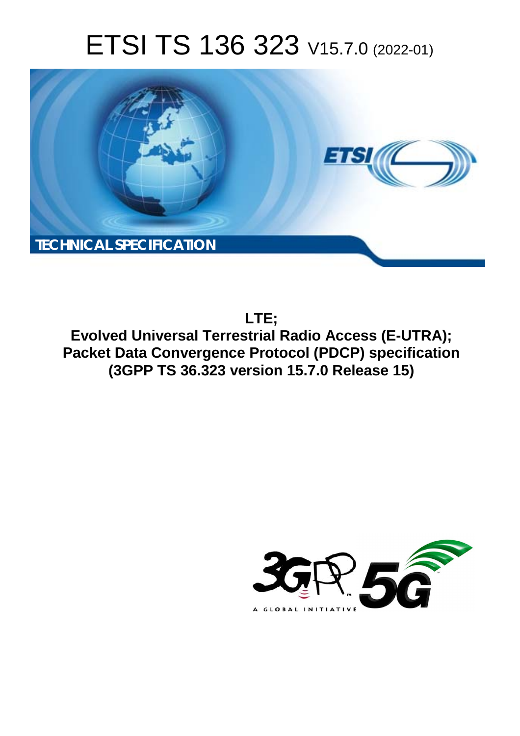# ETSI TS 136 323 V15.7.0 (2022-01)

**TECHNICAL SPECIFICATION**

**LTE;**
**Evolved Universal Terrestrial Radio Access (E-UTRA);**
**Packet Data Convergence Protocol (PDCP) specification**
**(3GPP TS 36.323 version 15.7.0 Release 15)**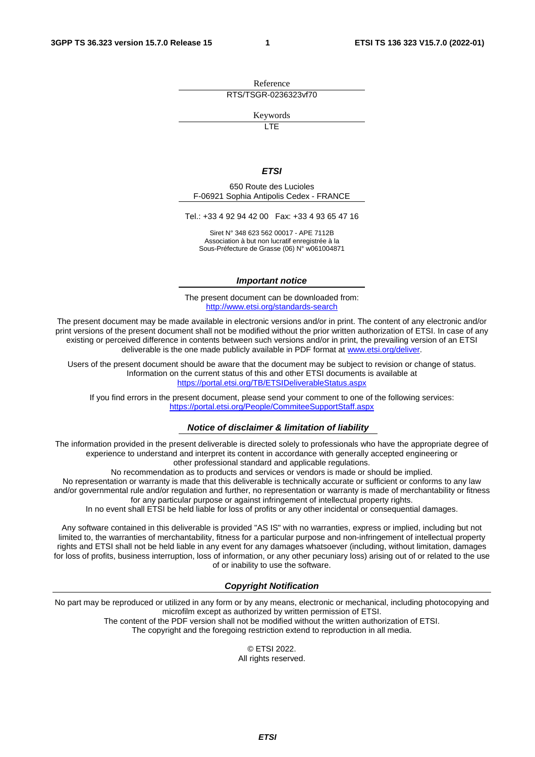Reference

RTS/TSGR-0236323vf70

Keywords

LTE

***ETSI***

650 Route des Lucioles
F-06921 Sophia Antipolis Cedex - FRANCE

Tel.: +33 4 92 94 42 00   Fax: +33 4 93 65 47 16

Siret N° 348 623 562 00017 - APE 7112B
Association à but non lucratif enregistrée à la
Sous-Préfecture de Grasse (06) N° w061004871

### ***Important notice***

The present document can be downloaded from:
http://www.etsi.org/standards-search

The present document may be made available in electronic versions and/or in print. The content of any electronic and/or print versions of the present document shall not be modified without the prior written authorization of ETSI. In case of any existing or perceived difference in contents between such versions and/or in print, the prevailing version of an ETSI deliverable is the one made publicly available in PDF format at www.etsi.org/deliver.

Users of the present document should be aware that the document may be subject to revision or change of status. Information on the current status of this and other ETSI documents is available at
https://portal.etsi.org/TB/ETSIDeliverableStatus.aspx

If you find errors in the present document, please send your comment to one of the following services:
https://portal.etsi.org/People/CommiteeSupportStaff.aspx

### ***Notice of disclaimer & limitation of liability***

The information provided in the present deliverable is directed solely to professionals who have the appropriate degree of experience to understand and interpret its content in accordance with generally accepted engineering or other professional standard and applicable regulations.
No recommendation as to products and services or vendors is made or should be implied.
No representation or warranty is made that this deliverable is technically accurate or sufficient or conforms to any law and/or governmental rule and/or regulation and further, no representation or warranty is made of merchantability or fitness for any particular purpose or against infringement of intellectual property rights.
In no event shall ETSI be held liable for loss of profits or any other incidental or consequential damages.

Any software contained in this deliverable is provided "AS IS" with no warranties, express or implied, including but not limited to, the warranties of merchantability, fitness for a particular purpose and non-infringement of intellectual property rights and ETSI shall not be held liable in any event for any damages whatsoever (including, without limitation, damages for loss of profits, business interruption, loss of information, or any other pecuniary loss) arising out of or related to the use of or inability to use the software.

### ***Copyright Notification***

No part may be reproduced or utilized in any form or by any means, electronic or mechanical, including photocopying and microfilm except as authorized by written permission of ETSI.
The content of the PDF version shall not be modified without the written authorization of ETSI.
The copyright and the foregoing restriction extend to reproduction in all media.

© ETSI 2022.
All rights reserved.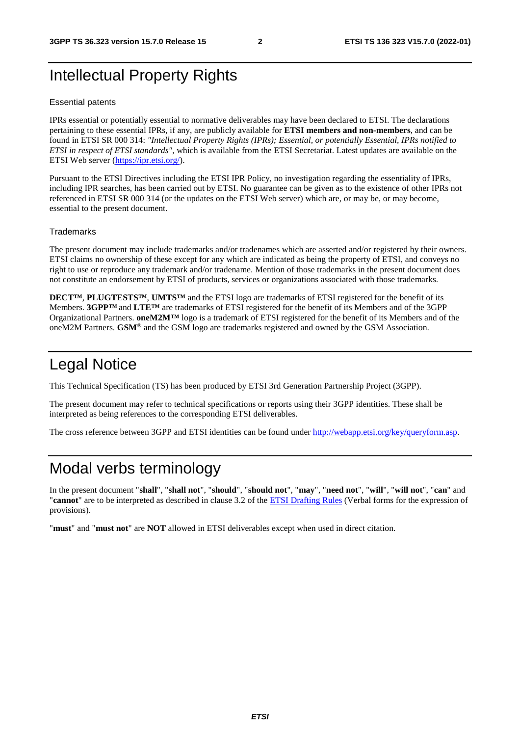# Intellectual Property Rights

### Essential patents

IPRs essential or potentially essential to normative deliverables may have been declared to ETSI. The declarations pertaining to these essential IPRs, if any, are publicly available for **ETSI members and non-members**, and can be found in ETSI SR 000 314: *"Intellectual Property Rights (IPRs); Essential, or potentially Essential, IPRs notified to ETSI in respect of ETSI standards"*, which is available from the ETSI Secretariat. Latest updates are available on the ETSI Web server (https://ipr.etsi.org/).

Pursuant to the ETSI Directives including the ETSI IPR Policy, no investigation regarding the essentiality of IPRs, including IPR searches, has been carried out by ETSI. No guarantee can be given as to the existence of other IPRs not referenced in ETSI SR 000 314 (or the updates on the ETSI Web server) which are, or may be, or may become, essential to the present document.

### Trademarks

The present document may include trademarks and/or tradenames which are asserted and/or registered by their owners. ETSI claims no ownership of these except for any which are indicated as being the property of ETSI, and conveys no right to use or reproduce any trademark and/or tradename. Mention of those trademarks in the present document does not constitute an endorsement by ETSI of products, services or organizations associated with those trademarks.

**DECT™**, **PLUGTESTS™**, **UMTS™** and the ETSI logo are trademarks of ETSI registered for the benefit of its Members. **3GPP™** and **LTE™** are trademarks of ETSI registered for the benefit of its Members and of the 3GPP Organizational Partners. **oneM2M™** logo is a trademark of ETSI registered for the benefit of its Members and of the oneM2M Partners. **GSM**® and the GSM logo are trademarks registered and owned by the GSM Association.

# Legal Notice

This Technical Specification (TS) has been produced by ETSI 3rd Generation Partnership Project (3GPP).

The present document may refer to technical specifications or reports using their 3GPP identities. These shall be interpreted as being references to the corresponding ETSI deliverables.

The cross reference between 3GPP and ETSI identities can be found under http://webapp.etsi.org/key/queryform.asp.

# Modal verbs terminology

In the present document "**shall**", "**shall not**", "**should**", "**should not**", "**may**", "**need not**", "**will**", "**will not**", "**can**" and "**cannot**" are to be interpreted as described in clause 3.2 of the ETSI Drafting Rules (Verbal forms for the expression of provisions).

"**must**" and "**must not**" are **NOT** allowed in ETSI deliverables except when used in direct citation.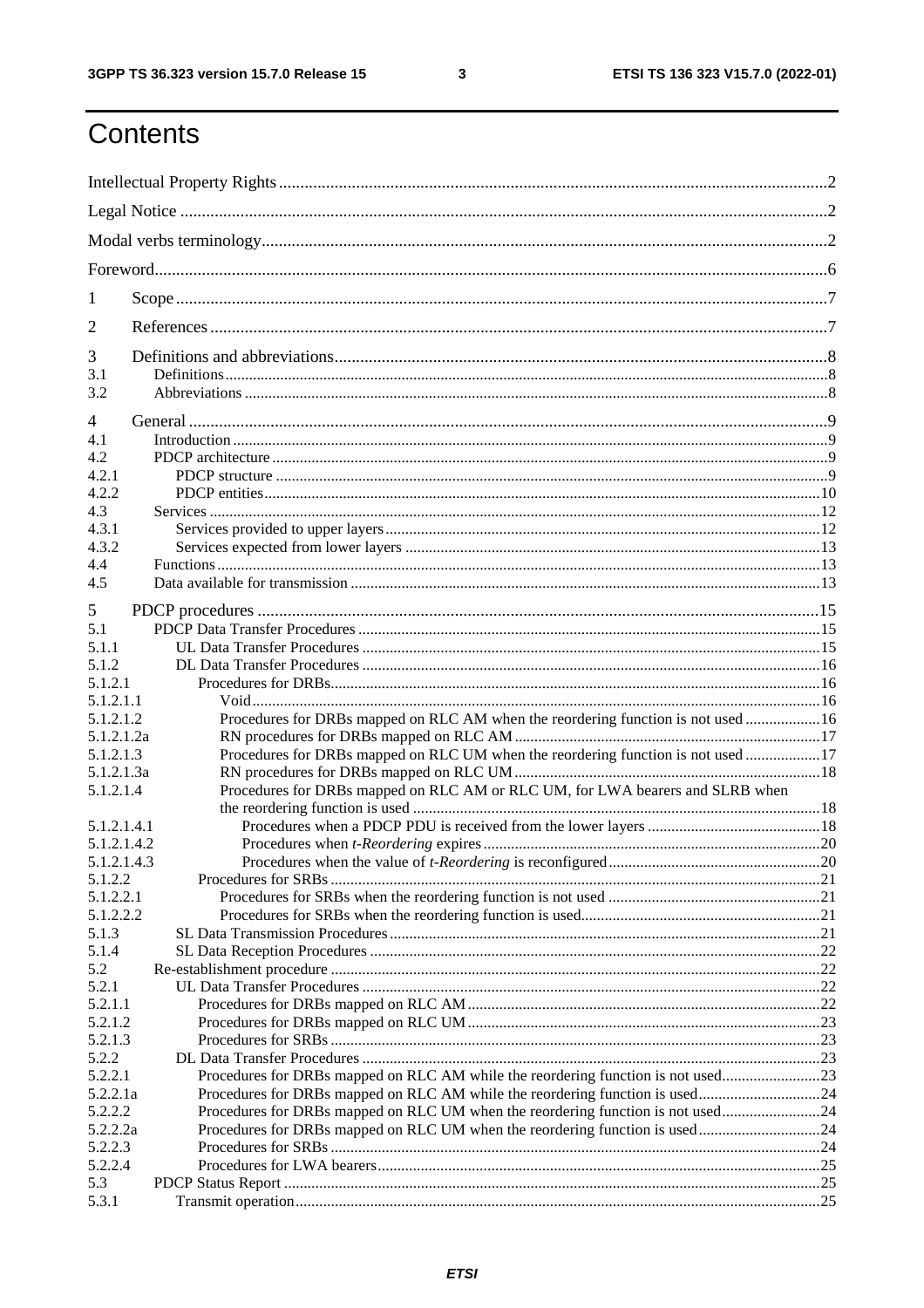# Contents

Intellectual Property Rights ..... 2

Legal Notice ..... 2

Modal verbs terminology ..... 2

Foreword ..... 6

1 Scope ..... 7

2 References ..... 7

3 Definitions and abbreviations ..... 8
- 3.1 Definitions ..... 8
- 3.2 Abbreviations ..... 8

4 General ..... 9
- 4.1 Introduction ..... 9
- 4.2 PDCP architecture ..... 9
  - 4.2.1 PDCP structure ..... 9
  - 4.2.2 PDCP entities ..... 10
- 4.3 Services ..... 12
  - 4.3.1 Services provided to upper layers ..... 12
  - 4.3.2 Services expected from lower layers ..... 13
- 4.4 Functions ..... 13
- 4.5 Data available for transmission ..... 13

5 PDCP procedures ..... 15
- 5.1 PDCP Data Transfer Procedures ..... 15
  - 5.1.1 UL Data Transfer Procedures ..... 15
  - 5.1.2 DL Data Transfer Procedures ..... 16
    - 5.1.2.1 Procedures for DRBs ..... 16
      - 5.1.2.1.1 Void ..... 16
      - 5.1.2.1.2 Procedures for DRBs mapped on RLC AM when the reordering function is not used ..... 16
      - 5.1.2.1.2a RN procedures for DRBs mapped on RLC AM ..... 17
      - 5.1.2.1.3 Procedures for DRBs mapped on RLC UM when the reordering function is not used ..... 17
      - 5.1.2.1.3a RN procedures for DRBs mapped on RLC UM ..... 18
      - 5.1.2.1.4 Procedures for DRBs mapped on RLC AM or RLC UM, for LWA bearers and SLRB when the reordering function is used ..... 18
        - 5.1.2.1.4.1 Procedures when a PDCP PDU is received from the lower layers ..... 18
        - 5.1.2.1.4.2 Procedures when *t-Reordering* expires ..... 20
        - 5.1.2.1.4.3 Procedures when the value of *t-Reordering* is reconfigured ..... 20
    - 5.1.2.2 Procedures for SRBs ..... 21
      - 5.1.2.2.1 Procedures for SRBs when the reordering function is not used ..... 21
      - 5.1.2.2.2 Procedures for SRBs when the reordering function is used ..... 21
  - 5.1.3 SL Data Transmission Procedures ..... 21
  - 5.1.4 SL Data Reception Procedures ..... 22
- 5.2 Re-establishment procedure ..... 22
  - 5.2.1 UL Data Transfer Procedures ..... 22
    - 5.2.1.1 Procedures for DRBs mapped on RLC AM ..... 22
    - 5.2.1.2 Procedures for DRBs mapped on RLC UM ..... 23
    - 5.2.1.3 Procedures for SRBs ..... 23
  - 5.2.2 DL Data Transfer Procedures ..... 23
    - 5.2.2.1 Procedures for DRBs mapped on RLC AM while the reordering function is not used ..... 23
    - 5.2.2.1a Procedures for DRBs mapped on RLC AM while the reordering function is used ..... 24
    - 5.2.2.2 Procedures for DRBs mapped on RLC UM when the reordering function is not used ..... 24
    - 5.2.2.2a Procedures for DRBs mapped on RLC UM when the reordering function is used ..... 24
    - 5.2.2.3 Procedures for SRBs ..... 24
    - 5.2.2.4 Procedures for LWA bearers ..... 25
- 5.3 PDCP Status Report ..... 25
  - 5.3.1 Transmit operation ..... 25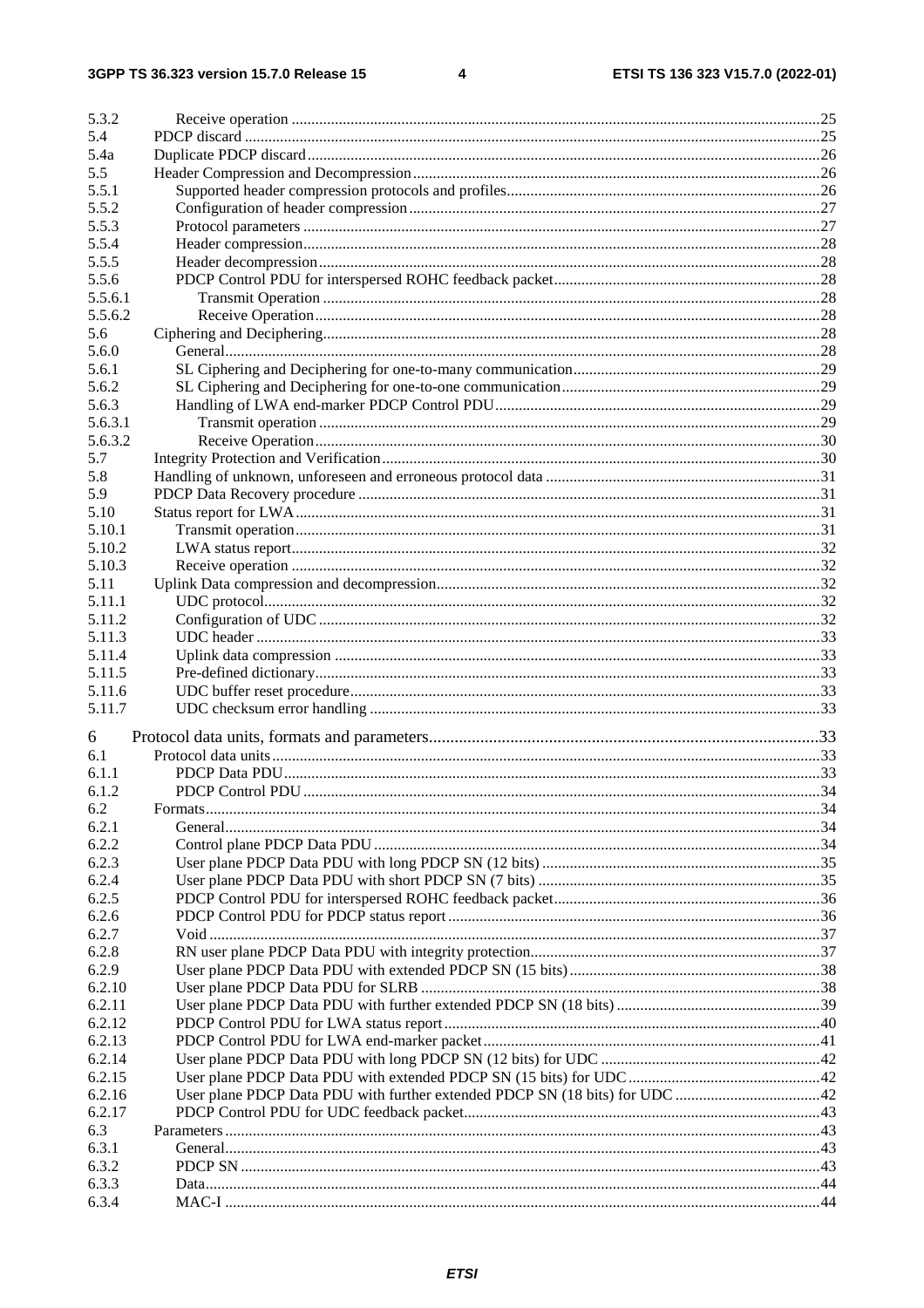5.3.2 Receive operation ... 25
5.4 PDCP discard ... 25
5.4a Duplicate PDCP discard ... 26
5.5 Header Compression and Decompression ... 26
5.5.1 Supported header compression protocols and profiles ... 26
5.5.2 Configuration of header compression ... 27
5.5.3 Protocol parameters ... 27
5.5.4 Header compression ... 28
5.5.5 Header decompression ... 28
5.5.6 PDCP Control PDU for interspersed ROHC feedback packet ... 28
5.5.6.1 Transmit Operation ... 28
5.5.6.2 Receive Operation ... 28
5.6 Ciphering and Deciphering ... 28
5.6.0 General ... 28
5.6.1 SL Ciphering and Deciphering for one-to-many communication ... 29
5.6.2 SL Ciphering and Deciphering for one-to-one communication ... 29
5.6.3 Handling of LWA end-marker PDCP Control PDU ... 29
5.6.3.1 Transmit operation ... 29
5.6.3.2 Receive Operation ... 30
5.7 Integrity Protection and Verification ... 30
5.8 Handling of unknown, unforeseen and erroneous protocol data ... 31
5.9 PDCP Data Recovery procedure ... 31
5.10 Status report for LWA ... 31
5.10.1 Transmit operation ... 31
5.10.2 LWA status report ... 32
5.10.3 Receive operation ... 32
5.11 Uplink Data compression and decompression ... 32
5.11.1 UDC protocol ... 32
5.11.2 Configuration of UDC ... 32
5.11.3 UDC header ... 33
5.11.4 Uplink data compression ... 33
5.11.5 Pre-defined dictionary ... 33
5.11.6 UDC buffer reset procedure ... 33
5.11.7 UDC checksum error handling ... 33

6 Protocol data units, formats and parameters ... 33
6.1 Protocol data units ... 33
6.1.1 PDCP Data PDU ... 33
6.1.2 PDCP Control PDU ... 34
6.2 Formats ... 34
6.2.1 General ... 34
6.2.2 Control plane PDCP Data PDU ... 34
6.2.3 User plane PDCP Data PDU with long PDCP SN (12 bits) ... 35
6.2.4 User plane PDCP Data PDU with short PDCP SN (7 bits) ... 35
6.2.5 PDCP Control PDU for interspersed ROHC feedback packet ... 36
6.2.6 PDCP Control PDU for PDCP status report ... 36
6.2.7 Void ... 37
6.2.8 RN user plane PDCP Data PDU with integrity protection ... 37
6.2.9 User plane PDCP Data PDU with extended PDCP SN (15 bits) ... 38
6.2.10 User plane PDCP Data PDU for SLRB ... 38
6.2.11 User plane PDCP Data PDU with further extended PDCP SN (18 bits) ... 39
6.2.12 PDCP Control PDU for LWA status report ... 40
6.2.13 PDCP Control PDU for LWA end-marker packet ... 41
6.2.14 User plane PDCP Data PDU with long PDCP SN (12 bits) for UDC ... 42
6.2.15 User plane PDCP Data PDU with extended PDCP SN (15 bits) for UDC ... 42
6.2.16 User plane PDCP Data PDU with further extended PDCP SN (18 bits) for UDC ... 42
6.2.17 PDCP Control PDU for UDC feedback packet ... 43
6.3 Parameters ... 43
6.3.1 General ... 43
6.3.2 PDCP SN ... 43
6.3.3 Data ... 44
6.3.4 MAC-I ... 44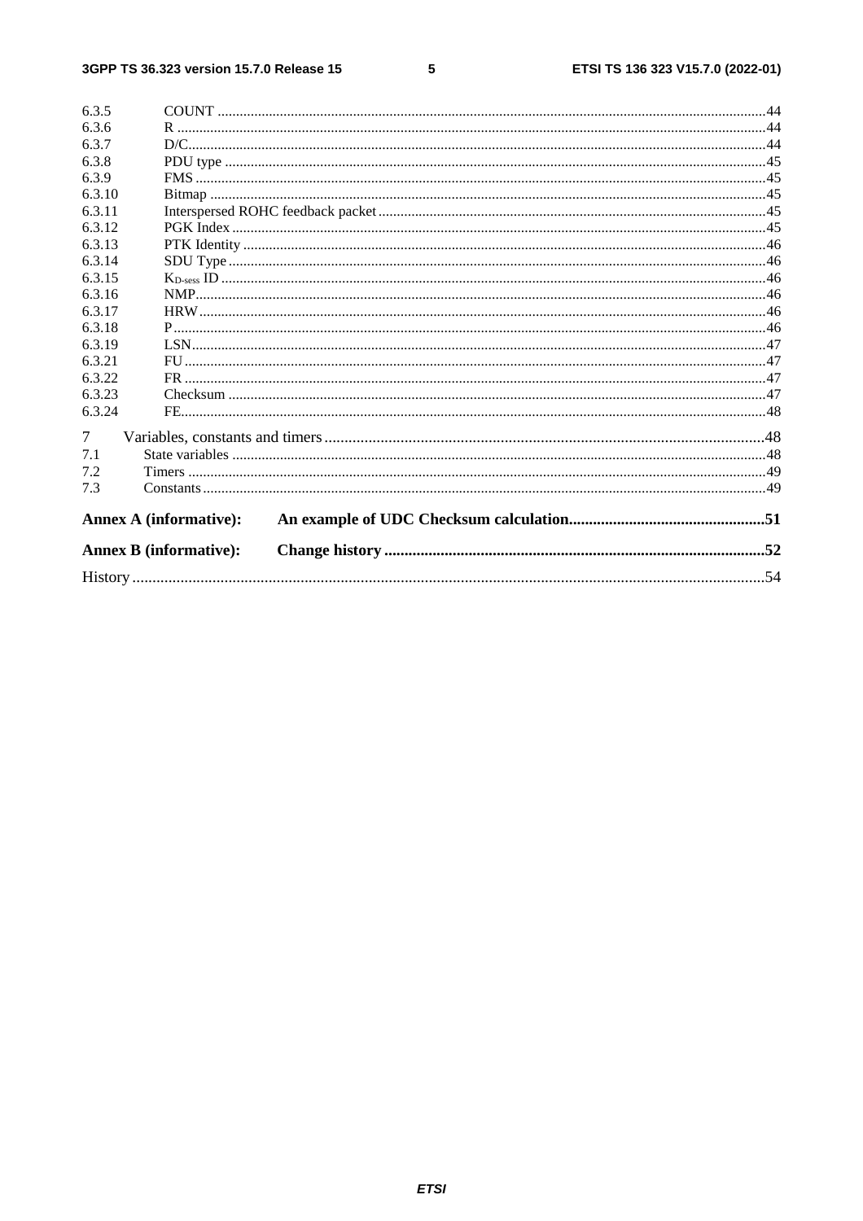6.3.5 COUNT ....44
6.3.6 R ....44
6.3.7 D/C....44
6.3.8 PDU type ....45
6.3.9 FMS ....45
6.3.10 Bitmap ....45
6.3.11 Interspersed ROHC feedback packet ....45
6.3.12 PGK Index ....45
6.3.13 PTK Identity ....46
6.3.14 SDU Type ....46
6.3.15 $K_{D\text{-}sess}$ ID ....46
6.3.16 NMP....46
6.3.17 HRW....46
6.3.18 P....46
6.3.19 LSN....47
6.3.21 FU....47
6.3.22 FR ....47
6.3.23 Checksum ....47
6.3.24 FE....48

7 Variables, constants and timers ....48
7.1 State variables ....48
7.2 Timers ....49
7.3 Constants....49

**Annex A (informative): An example of UDC Checksum calculation....51**

**Annex B (informative): Change history ....52**

History ....54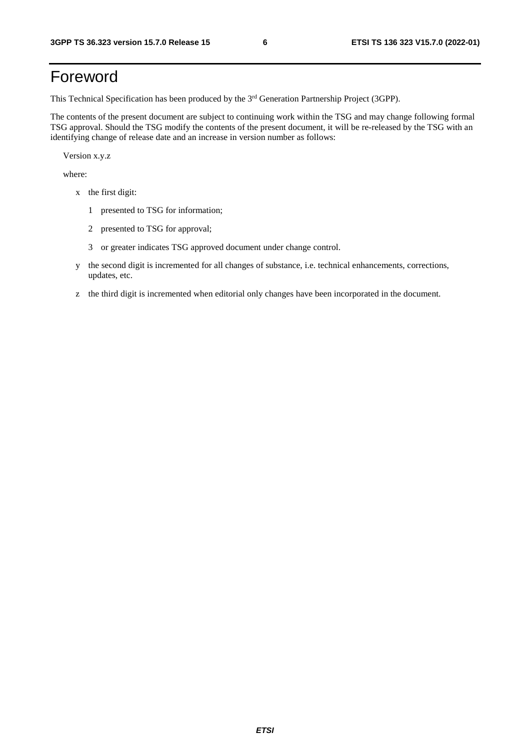# Foreword

This Technical Specification has been produced by the 3rd Generation Partnership Project (3GPP).

The contents of the present document are subject to continuing work within the TSG and may change following formal TSG approval. Should the TSG modify the contents of the present document, it will be re-released by the TSG with an identifying change of release date and an increase in version number as follows:

Version x.y.z

where:

- x the first digit:
  - 1 presented to TSG for information;
  - 2 presented to TSG for approval;
  - 3 or greater indicates TSG approved document under change control.
- y the second digit is incremented for all changes of substance, i.e. technical enhancements, corrections, updates, etc.
- z the third digit is incremented when editorial only changes have been incorporated in the document.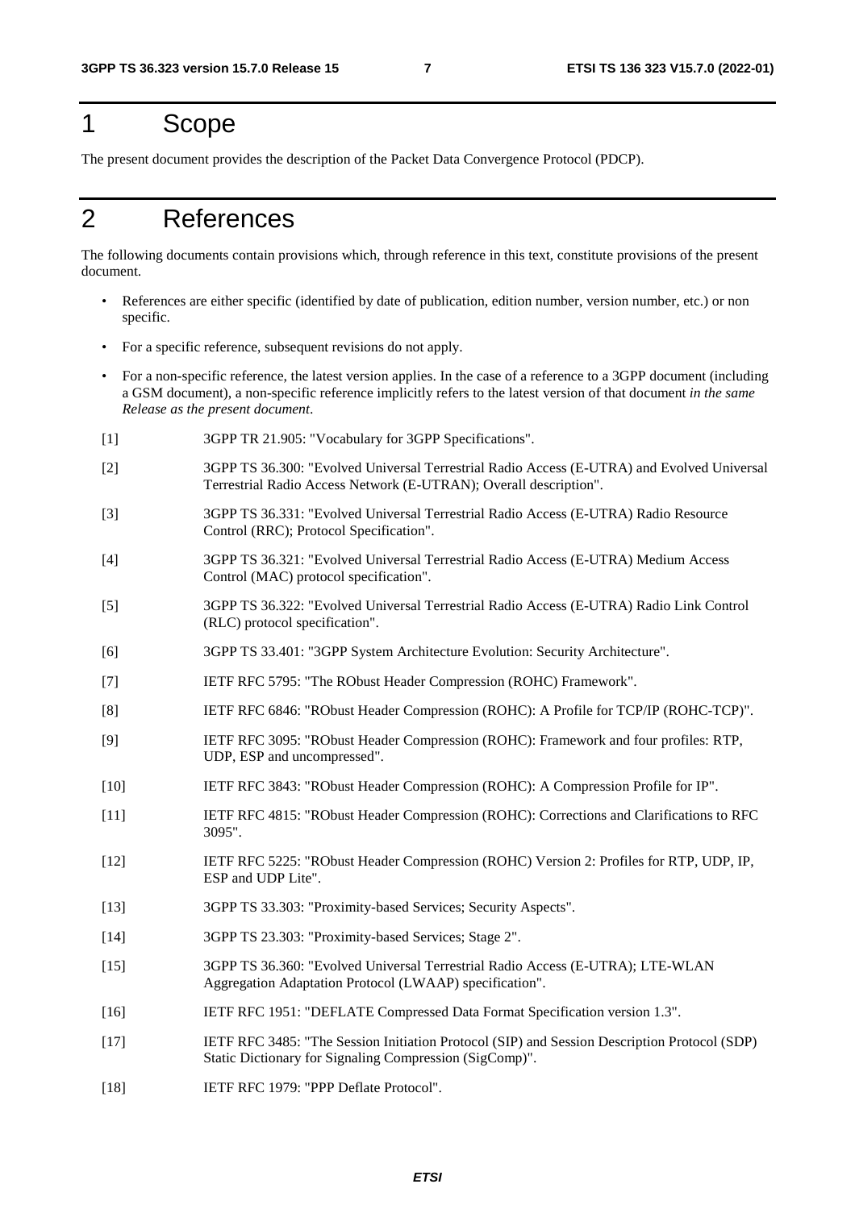# 1 Scope

The present document provides the description of the Packet Data Convergence Protocol (PDCP).

# 2 References

The following documents contain provisions which, through reference in this text, constitute provisions of the present document.

- References are either specific (identified by date of publication, edition number, version number, etc.) or non specific.
- For a specific reference, subsequent revisions do not apply.
- For a non-specific reference, the latest version applies. In the case of a reference to a 3GPP document (including a GSM document), a non-specific reference implicitly refers to the latest version of that document *in the same Release as the present document*.

[1] 3GPP TR 21.905: "Vocabulary for 3GPP Specifications".

[2] 3GPP TS 36.300: "Evolved Universal Terrestrial Radio Access (E-UTRA) and Evolved Universal Terrestrial Radio Access Network (E-UTRAN); Overall description".

[3] 3GPP TS 36.331: "Evolved Universal Terrestrial Radio Access (E-UTRA) Radio Resource Control (RRC); Protocol Specification".

[4] 3GPP TS 36.321: "Evolved Universal Terrestrial Radio Access (E-UTRA) Medium Access Control (MAC) protocol specification".

[5] 3GPP TS 36.322: "Evolved Universal Terrestrial Radio Access (E-UTRA) Radio Link Control (RLC) protocol specification".

[6] 3GPP TS 33.401: "3GPP System Architecture Evolution: Security Architecture".

[7] IETF RFC 5795: "The RObust Header Compression (ROHC) Framework".

[8] IETF RFC 6846: "RObust Header Compression (ROHC): A Profile for TCP/IP (ROHC-TCP)".

[9] IETF RFC 3095: "RObust Header Compression (ROHC): Framework and four profiles: RTP, UDP, ESP and uncompressed".

[10] IETF RFC 3843: "RObust Header Compression (ROHC): A Compression Profile for IP".

[11] IETF RFC 4815: "RObust Header Compression (ROHC): Corrections and Clarifications to RFC 3095".

[12] IETF RFC 5225: "RObust Header Compression (ROHC) Version 2: Profiles for RTP, UDP, IP, ESP and UDP Lite".

[13] 3GPP TS 33.303: "Proximity-based Services; Security Aspects".

[14] 3GPP TS 23.303: "Proximity-based Services; Stage 2".

[15] 3GPP TS 36.360: "Evolved Universal Terrestrial Radio Access (E-UTRA); LTE-WLAN Aggregation Adaptation Protocol (LWAAP) specification".

[16] IETF RFC 1951: "DEFLATE Compressed Data Format Specification version 1.3".

[17] IETF RFC 3485: "The Session Initiation Protocol (SIP) and Session Description Protocol (SDP) Static Dictionary for Signaling Compression (SigComp)".

[18] IETF RFC 1979: "PPP Deflate Protocol".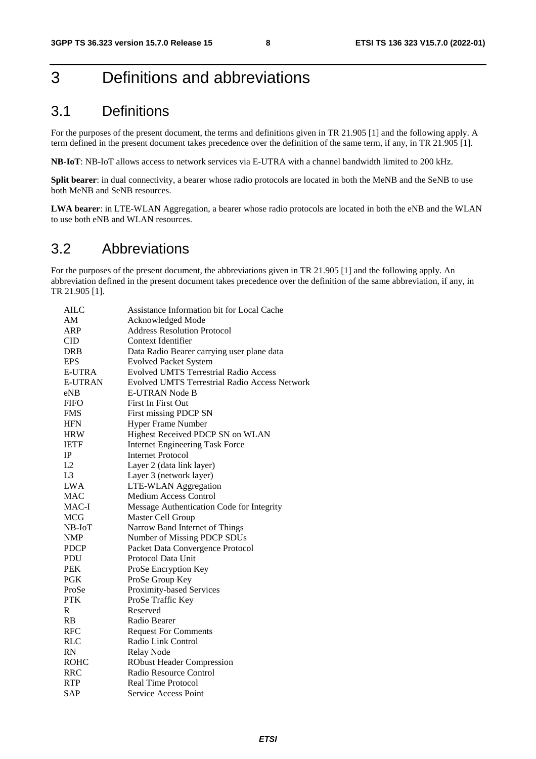# 3 Definitions and abbreviations

## 3.1 Definitions

For the purposes of the present document, the terms and definitions given in TR 21.905 [1] and the following apply. A term defined in the present document takes precedence over the definition of the same term, if any, in TR 21.905 [1].

**NB-IoT**: NB-IoT allows access to network services via E-UTRA with a channel bandwidth limited to 200 kHz.

**Split bearer**: in dual connectivity, a bearer whose radio protocols are located in both the MeNB and the SeNB to use both MeNB and SeNB resources.

**LWA bearer**: in LTE-WLAN Aggregation, a bearer whose radio protocols are located in both the eNB and the WLAN to use both eNB and WLAN resources.

## 3.2 Abbreviations

For the purposes of the present document, the abbreviations given in TR 21.905 [1] and the following apply. An abbreviation defined in the present document takes precedence over the definition of the same abbreviation, if any, in TR 21.905 [1].

| | |
|---|---|
| AILC | Assistance Information bit for Local Cache |
| AM | Acknowledged Mode |
| ARP | Address Resolution Protocol |
| CID | Context Identifier |
| DRB | Data Radio Bearer carrying user plane data |
| EPS | Evolved Packet System |
| E-UTRA | Evolved UMTS Terrestrial Radio Access |
| E-UTRAN | Evolved UMTS Terrestrial Radio Access Network |
| eNB | E-UTRAN Node B |
| FIFO | First In First Out |
| FMS | First missing PDCP SN |
| HFN | Hyper Frame Number |
| HRW | Highest Received PDCP SN on WLAN |
| IETF | Internet Engineering Task Force |
| IP | Internet Protocol |
| L2 | Layer 2 (data link layer) |
| L3 | Layer 3 (network layer) |
| LWA | LTE-WLAN Aggregation |
| MAC | Medium Access Control |
| MAC-I | Message Authentication Code for Integrity |
| MCG | Master Cell Group |
| NB-IoT | Narrow Band Internet of Things |
| NMP | Number of Missing PDCP SDUs |
| PDCP | Packet Data Convergence Protocol |
| PDU | Protocol Data Unit |
| PEK | ProSe Encryption Key |
| PGK | ProSe Group Key |
| ProSe | Proximity-based Services |
| PTK | ProSe Traffic Key |
| R | Reserved |
| RB | Radio Bearer |
| RFC | Request For Comments |
| RLC | Radio Link Control |
| RN | Relay Node |
| ROHC | RObust Header Compression |
| RRC | Radio Resource Control |
| RTP | Real Time Protocol |
| SAP | Service Access Point |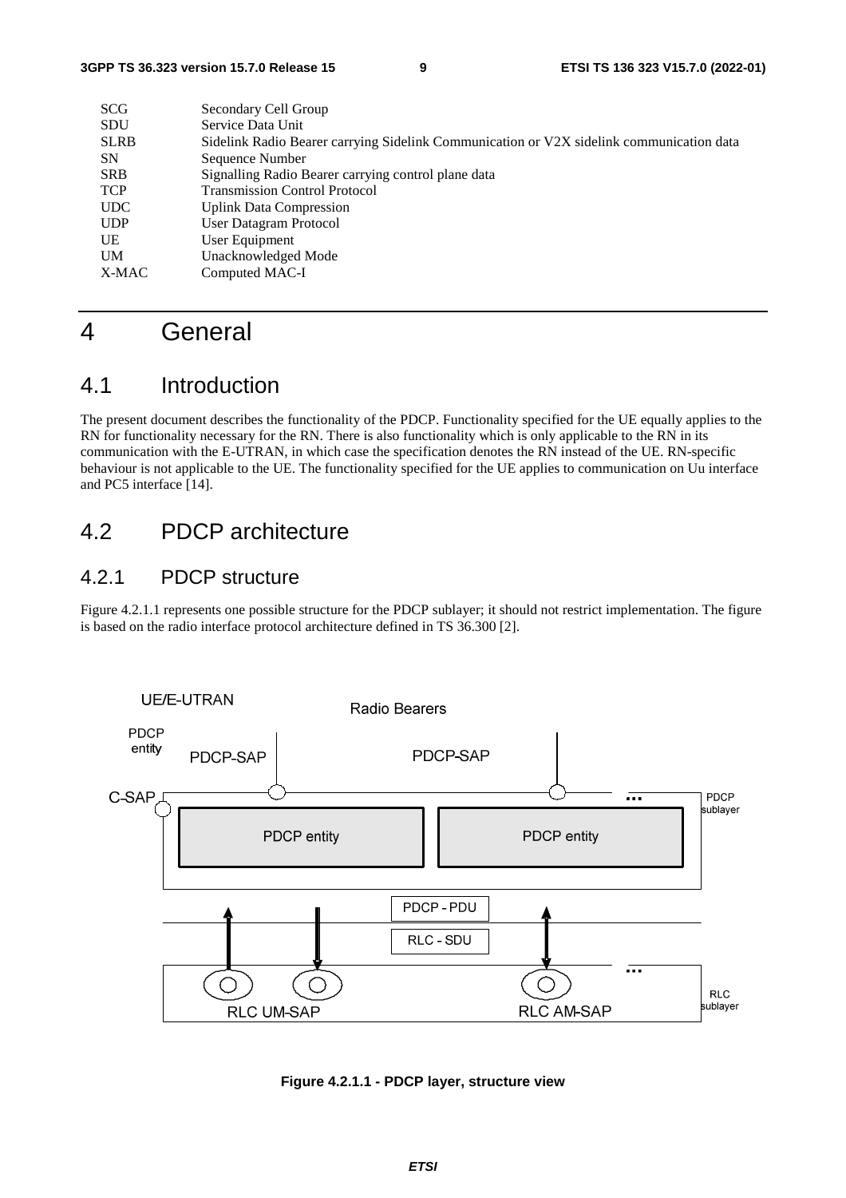| | |
|---|---|
| SCG | Secondary Cell Group |
| SDU | Service Data Unit |
| SLRB | Sidelink Radio Bearer carrying Sidelink Communication or V2X sidelink communication data |
| SN | Sequence Number |
| SRB | Signalling Radio Bearer carrying control plane data |
| TCP | Transmission Control Protocol |
| UDC | Uplink Data Compression |
| UDP | User Datagram Protocol |
| UE | User Equipment |
| UM | Unacknowledged Mode |
| X-MAC | Computed MAC-I |

# 4 General

## 4.1 Introduction

The present document describes the functionality of the PDCP. Functionality specified for the UE equally applies to the RN for functionality necessary for the RN. There is also functionality which is only applicable to the RN in its communication with the E-UTRAN, in which case the specification denotes the RN instead of the UE. RN-specific behaviour is not applicable to the UE. The functionality specified for the UE applies to communication on Uu interface and PC5 interface [14].

## 4.2 PDCP architecture

### 4.2.1 PDCP structure

Figure 4.2.1.1 represents one possible structure for the PDCP sublayer; it should not restrict implementation. The figure is based on the radio interface protocol architecture defined in TS 36.300 [2].

**Figure 4.2.1.1 - PDCP layer, structure view**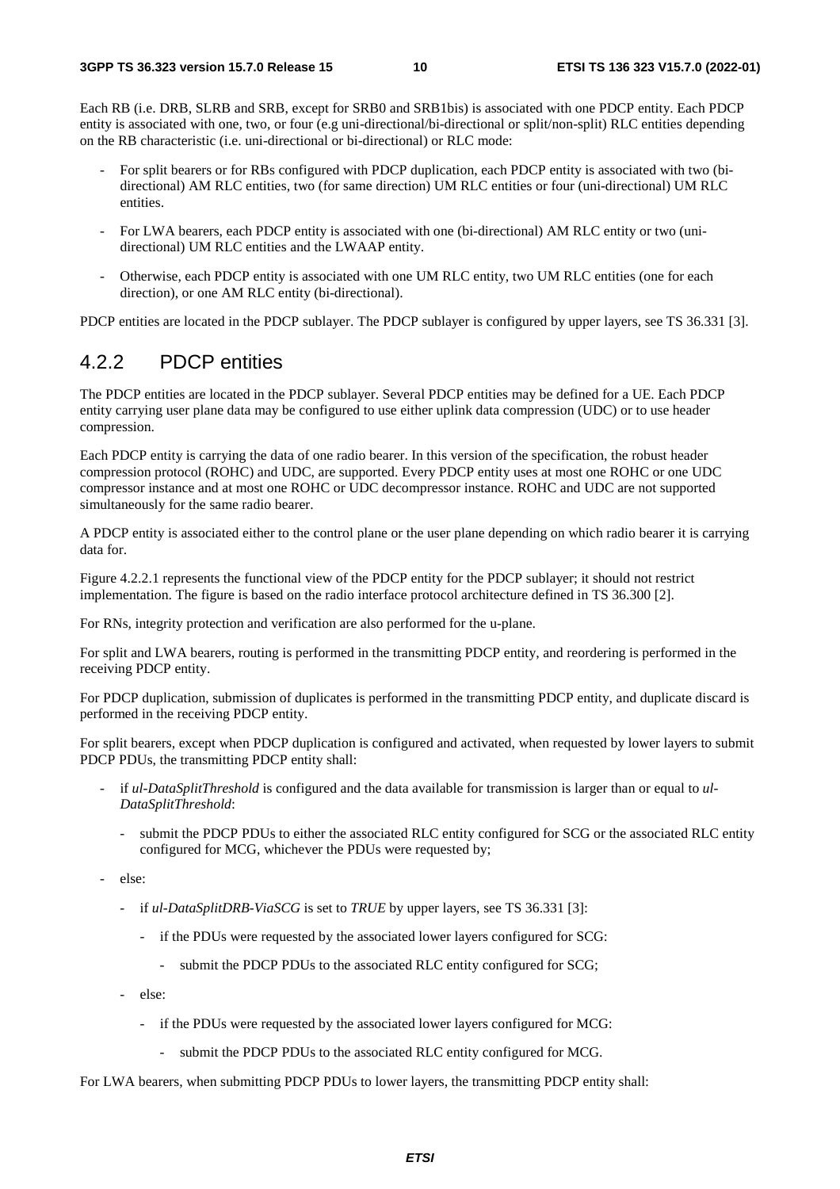Each RB (i.e. DRB, SLRB and SRB, except for SRB0 and SRB1bis) is associated with one PDCP entity. Each PDCP entity is associated with one, two, or four (e.g uni-directional/bi-directional or split/non-split) RLC entities depending on the RB characteristic (i.e. uni-directional or bi-directional) or RLC mode:

- For split bearers or for RBs configured with PDCP duplication, each PDCP entity is associated with two (bi-directional) AM RLC entities, two (for same direction) UM RLC entities or four (uni-directional) UM RLC entities.
- For LWA bearers, each PDCP entity is associated with one (bi-directional) AM RLC entity or two (uni-directional) UM RLC entities and the LWAAP entity.
- Otherwise, each PDCP entity is associated with one UM RLC entity, two UM RLC entities (one for each direction), or one AM RLC entity (bi-directional).

PDCP entities are located in the PDCP sublayer. The PDCP sublayer is configured by upper layers, see TS 36.331 [3].

## 4.2.2 PDCP entities

The PDCP entities are located in the PDCP sublayer. Several PDCP entities may be defined for a UE. Each PDCP entity carrying user plane data may be configured to use either uplink data compression (UDC) or to use header compression.

Each PDCP entity is carrying the data of one radio bearer. In this version of the specification, the robust header compression protocol (ROHC) and UDC, are supported. Every PDCP entity uses at most one ROHC or one UDC compressor instance and at most one ROHC or UDC decompressor instance. ROHC and UDC are not supported simultaneously for the same radio bearer.

A PDCP entity is associated either to the control plane or the user plane depending on which radio bearer it is carrying data for.

Figure 4.2.2.1 represents the functional view of the PDCP entity for the PDCP sublayer; it should not restrict implementation. The figure is based on the radio interface protocol architecture defined in TS 36.300 [2].

For RNs, integrity protection and verification are also performed for the u-plane.

For split and LWA bearers, routing is performed in the transmitting PDCP entity, and reordering is performed in the receiving PDCP entity.

For PDCP duplication, submission of duplicates is performed in the transmitting PDCP entity, and duplicate discard is performed in the receiving PDCP entity.

For split bearers, except when PDCP duplication is configured and activated, when requested by lower layers to submit PDCP PDUs, the transmitting PDCP entity shall:

- if *ul-DataSplitThreshold* is configured and the data available for transmission is larger than or equal to *ul-DataSplitThreshold*:
  - submit the PDCP PDUs to either the associated RLC entity configured for SCG or the associated RLC entity configured for MCG, whichever the PDUs were requested by;
- else:
  - if *ul-DataSplitDRB-ViaSCG* is set to *TRUE* by upper layers, see TS 36.331 [3]:
    - if the PDUs were requested by the associated lower layers configured for SCG:
      - submit the PDCP PDUs to the associated RLC entity configured for SCG;
  - else:
    - if the PDUs were requested by the associated lower layers configured for MCG:
      - submit the PDCP PDUs to the associated RLC entity configured for MCG.

For LWA bearers, when submitting PDCP PDUs to lower layers, the transmitting PDCP entity shall: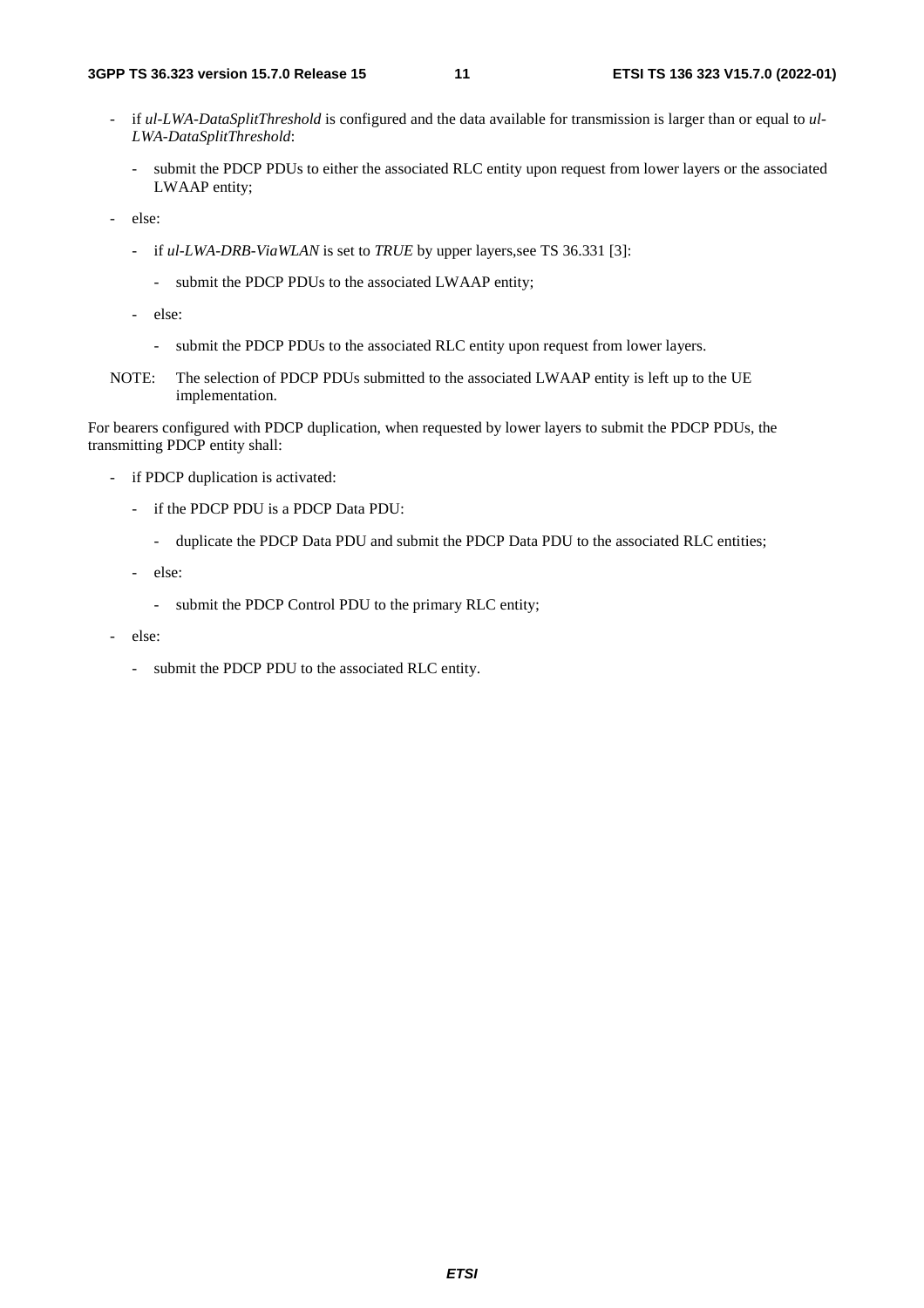- if *ul-LWA-DataSplitThreshold* is configured and the data available for transmission is larger than or equal to *ul-LWA-DataSplitThreshold*:
    - submit the PDCP PDUs to either the associated RLC entity upon request from lower layers or the associated LWAAP entity;
- else:
    - if *ul-LWA-DRB-ViaWLAN* is set to *TRUE* by upper layers,see TS 36.331 [3]:
        - submit the PDCP PDUs to the associated LWAAP entity;
    - else:
        - submit the PDCP PDUs to the associated RLC entity upon request from lower layers.

NOTE: The selection of PDCP PDUs submitted to the associated LWAAP entity is left up to the UE implementation.

For bearers configured with PDCP duplication, when requested by lower layers to submit the PDCP PDUs, the transmitting PDCP entity shall:

- if PDCP duplication is activated:
    - if the PDCP PDU is a PDCP Data PDU:
        - duplicate the PDCP Data PDU and submit the PDCP Data PDU to the associated RLC entities;
    - else:
        - submit the PDCP Control PDU to the primary RLC entity;
- else:
    - submit the PDCP PDU to the associated RLC entity.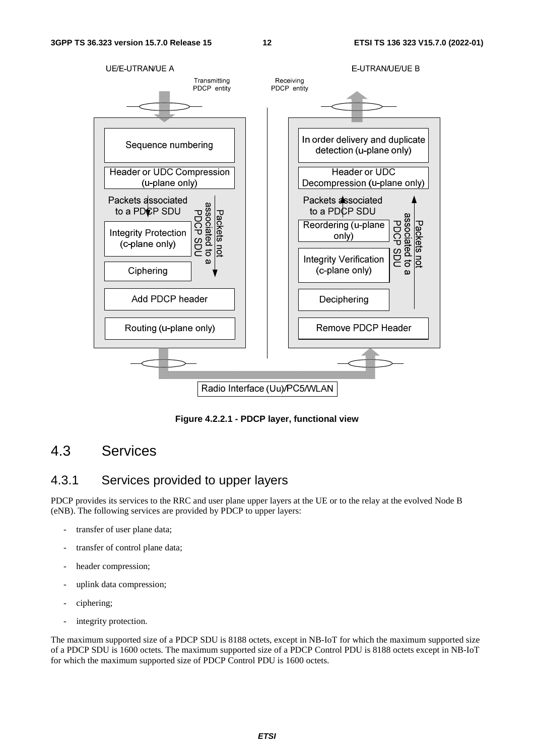Figure 4.2.2.1 - PDCP layer, functional view

## 4.3 Services

### 4.3.1 Services provided to upper layers

PDCP provides its services to the RRC and user plane upper layers at the UE or to the relay at the evolved Node B (eNB). The following services are provided by PDCP to upper layers:

- transfer of user plane data;
- transfer of control plane data;
- header compression;
- uplink data compression;
- ciphering;
- integrity protection.

The maximum supported size of a PDCP SDU is 8188 octets, except in NB-IoT for which the maximum supported size of a PDCP SDU is 1600 octets. The maximum supported size of a PDCP Control PDU is 8188 octets except in NB-IoT for which the maximum supported size of PDCP Control PDU is 1600 octets.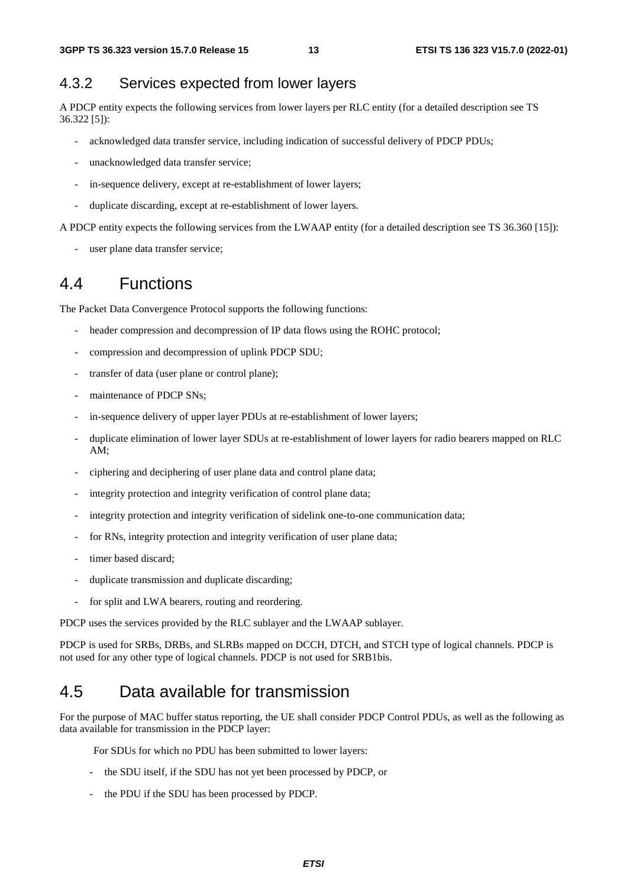### 4.3.2 Services expected from lower layers

A PDCP entity expects the following services from lower layers per RLC entity (for a detailed description see TS 36.322 [5]):

- acknowledged data transfer service, including indication of successful delivery of PDCP PDUs;
- unacknowledged data transfer service;
- in-sequence delivery, except at re-establishment of lower layers;
- duplicate discarding, except at re-establishment of lower layers.

A PDCP entity expects the following services from the LWAAP entity (for a detailed description see TS 36.360 [15]):

- user plane data transfer service;

## 4.4 Functions

The Packet Data Convergence Protocol supports the following functions:

- header compression and decompression of IP data flows using the ROHC protocol;
- compression and decompression of uplink PDCP SDU;
- transfer of data (user plane or control plane);
- maintenance of PDCP SNs;
- in-sequence delivery of upper layer PDUs at re-establishment of lower layers;
- duplicate elimination of lower layer SDUs at re-establishment of lower layers for radio bearers mapped on RLC AM;
- ciphering and deciphering of user plane data and control plane data;
- integrity protection and integrity verification of control plane data;
- integrity protection and integrity verification of sidelink one-to-one communication data;
- for RNs, integrity protection and integrity verification of user plane data;
- timer based discard;
- duplicate transmission and duplicate discarding;
- for split and LWA bearers, routing and reordering.

PDCP uses the services provided by the RLC sublayer and the LWAAP sublayer.

PDCP is used for SRBs, DRBs, and SLRBs mapped on DCCH, DTCH, and STCH type of logical channels. PDCP is not used for any other type of logical channels. PDCP is not used for SRB1bis.

## 4.5 Data available for transmission

For the purpose of MAC buffer status reporting, the UE shall consider PDCP Control PDUs, as well as the following as data available for transmission in the PDCP layer:

For SDUs for which no PDU has been submitted to lower layers:

- the SDU itself, if the SDU has not yet been processed by PDCP, or
- the PDU if the SDU has been processed by PDCP.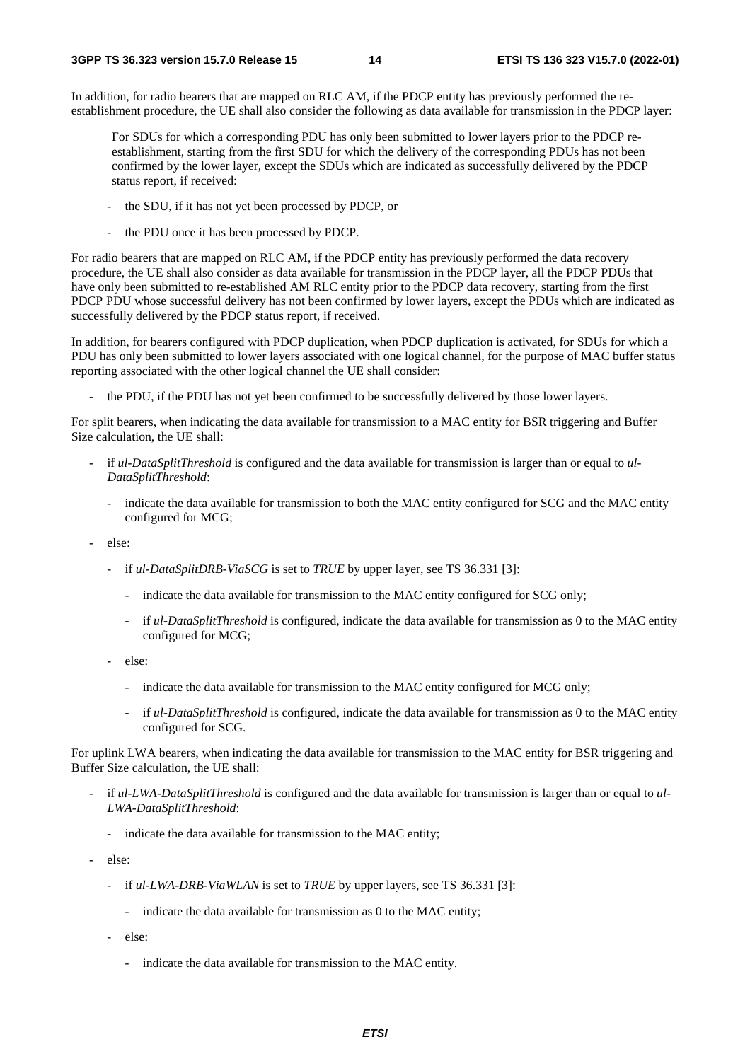In addition, for radio bearers that are mapped on RLC AM, if the PDCP entity has previously performed the re-establishment procedure, the UE shall also consider the following as data available for transmission in the PDCP layer:

For SDUs for which a corresponding PDU has only been submitted to lower layers prior to the PDCP re-establishment, starting from the first SDU for which the delivery of the corresponding PDUs has not been confirmed by the lower layer, except the SDUs which are indicated as successfully delivered by the PDCP status report, if received:

- the SDU, if it has not yet been processed by PDCP, or
- the PDU once it has been processed by PDCP.

For radio bearers that are mapped on RLC AM, if the PDCP entity has previously performed the data recovery procedure, the UE shall also consider as data available for transmission in the PDCP layer, all the PDCP PDUs that have only been submitted to re-established AM RLC entity prior to the PDCP data recovery, starting from the first PDCP PDU whose successful delivery has not been confirmed by lower layers, except the PDUs which are indicated as successfully delivered by the PDCP status report, if received.

In addition, for bearers configured with PDCP duplication, when PDCP duplication is activated, for SDUs for which a PDU has only been submitted to lower layers associated with one logical channel, for the purpose of MAC buffer status reporting associated with the other logical channel the UE shall consider:

- the PDU, if the PDU has not yet been confirmed to be successfully delivered by those lower layers.

For split bearers, when indicating the data available for transmission to a MAC entity for BSR triggering and Buffer Size calculation, the UE shall:

- if *ul-DataSplitThreshold* is configured and the data available for transmission is larger than or equal to *ul-DataSplitThreshold*:
  - indicate the data available for transmission to both the MAC entity configured for SCG and the MAC entity configured for MCG;
- else:
  - if *ul-DataSplitDRB-ViaSCG* is set to *TRUE* by upper layer, see TS 36.331 [3]:
    - indicate the data available for transmission to the MAC entity configured for SCG only;
    - if *ul-DataSplitThreshold* is configured, indicate the data available for transmission as 0 to the MAC entity configured for MCG;
  - else:
    - indicate the data available for transmission to the MAC entity configured for MCG only;
    - if *ul-DataSplitThreshold* is configured, indicate the data available for transmission as 0 to the MAC entity configured for SCG.

For uplink LWA bearers, when indicating the data available for transmission to the MAC entity for BSR triggering and Buffer Size calculation, the UE shall:

- if *ul-LWA-DataSplitThreshold* is configured and the data available for transmission is larger than or equal to *ul-LWA-DataSplitThreshold*:
  - indicate the data available for transmission to the MAC entity;
- else:
  - if *ul-LWA-DRB-ViaWLAN* is set to *TRUE* by upper layers, see TS 36.331 [3]:
    - indicate the data available for transmission as 0 to the MAC entity;
  - else:
    - indicate the data available for transmission to the MAC entity.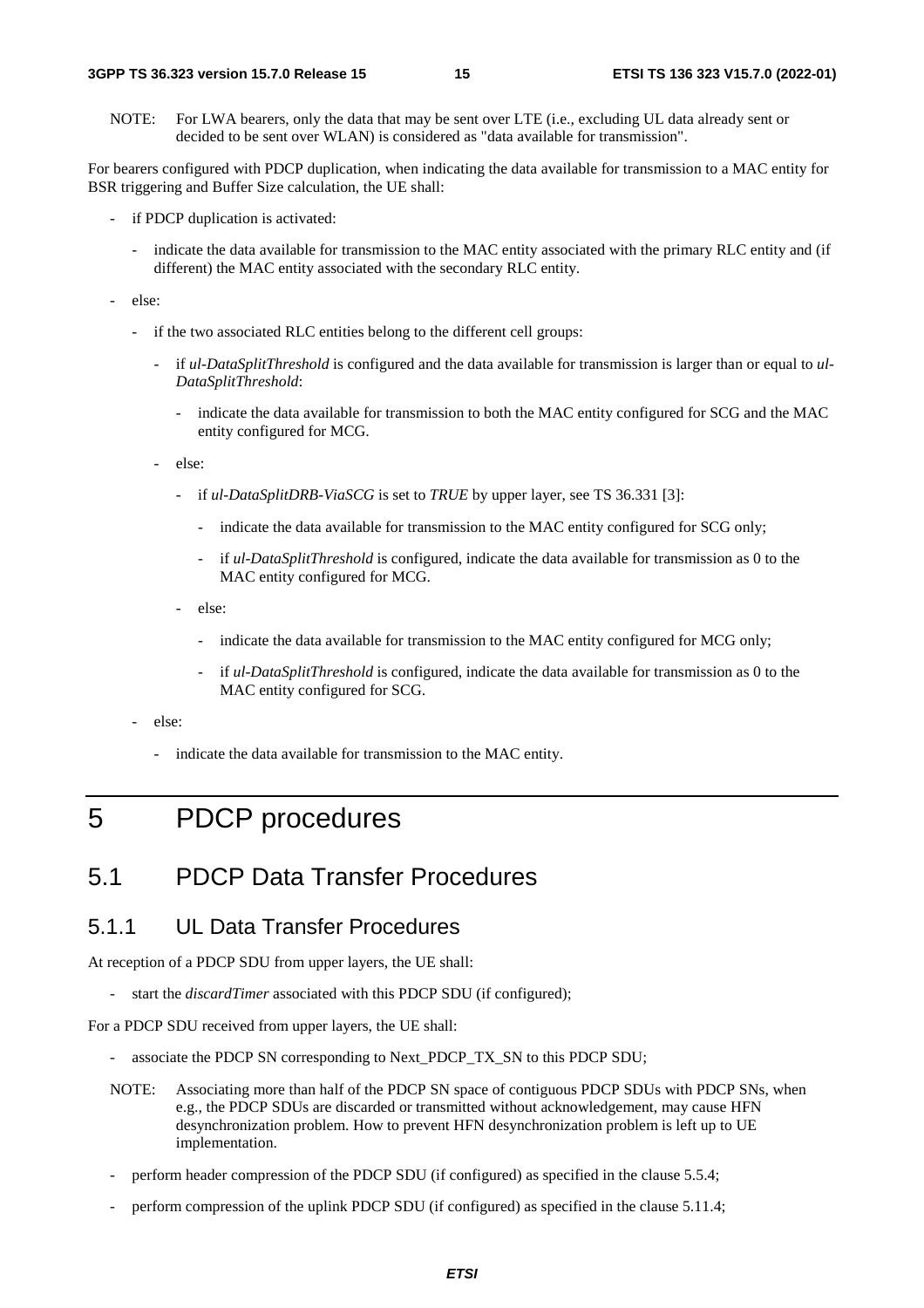NOTE: For LWA bearers, only the data that may be sent over LTE (i.e., excluding UL data already sent or decided to be sent over WLAN) is considered as "data available for transmission".

For bearers configured with PDCP duplication, when indicating the data available for transmission to a MAC entity for BSR triggering and Buffer Size calculation, the UE shall:

- if PDCP duplication is activated:
  - indicate the data available for transmission to the MAC entity associated with the primary RLC entity and (if different) the MAC entity associated with the secondary RLC entity.
- else:
  - if the two associated RLC entities belong to the different cell groups:
    - if *ul-DataSplitThreshold* is configured and the data available for transmission is larger than or equal to *ul-DataSplitThreshold*:
      - indicate the data available for transmission to both the MAC entity configured for SCG and the MAC entity configured for MCG.
    - else:
      - if *ul-DataSplitDRB-ViaSCG* is set to *TRUE* by upper layer, see TS 36.331 [3]:
        - indicate the data available for transmission to the MAC entity configured for SCG only;
        - if *ul-DataSplitThreshold* is configured, indicate the data available for transmission as 0 to the MAC entity configured for MCG.
      - else:
        - indicate the data available for transmission to the MAC entity configured for MCG only;
        - if *ul-DataSplitThreshold* is configured, indicate the data available for transmission as 0 to the MAC entity configured for SCG.
  - else:
    - indicate the data available for transmission to the MAC entity.

# 5 PDCP procedures

## 5.1 PDCP Data Transfer Procedures

### 5.1.1 UL Data Transfer Procedures

At reception of a PDCP SDU from upper layers, the UE shall:

- start the *discardTimer* associated with this PDCP SDU (if configured);

For a PDCP SDU received from upper layers, the UE shall:

- associate the PDCP SN corresponding to Next_PDCP_TX_SN to this PDCP SDU;

NOTE: Associating more than half of the PDCP SN space of contiguous PDCP SDUs with PDCP SNs, when e.g., the PDCP SDUs are discarded or transmitted without acknowledgement, may cause HFN desynchronization problem. How to prevent HFN desynchronization problem is left up to UE implementation.

- perform header compression of the PDCP SDU (if configured) as specified in the clause 5.5.4;
- perform compression of the uplink PDCP SDU (if configured) as specified in the clause 5.11.4;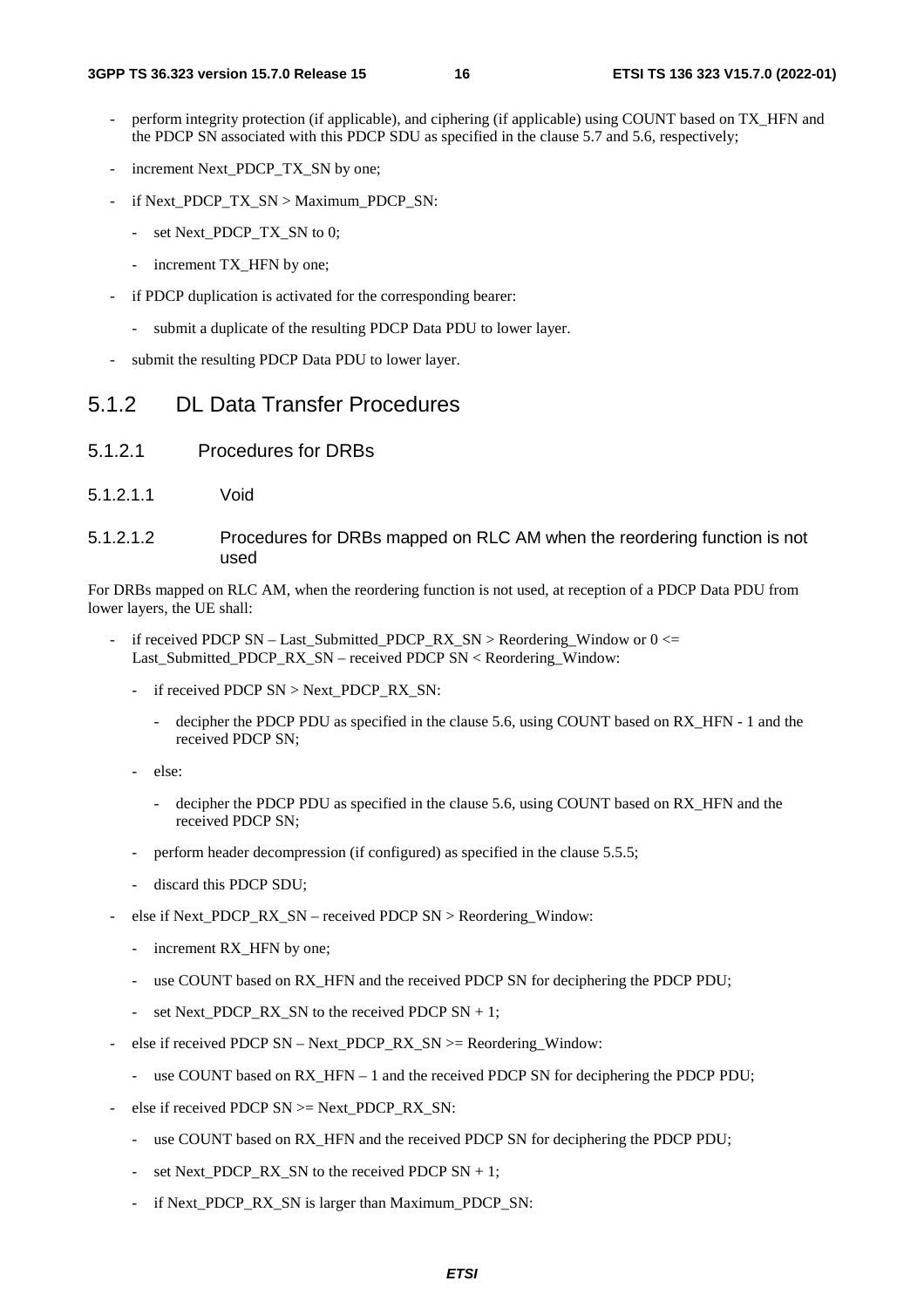- perform integrity protection (if applicable), and ciphering (if applicable) using COUNT based on TX_HFN and the PDCP SN associated with this PDCP SDU as specified in the clause 5.7 and 5.6, respectively;
- increment Next_PDCP_TX_SN by one;
- if Next_PDCP_TX_SN > Maximum_PDCP_SN:
  - set Next_PDCP_TX_SN to 0;
  - increment TX_HFN by one;
- if PDCP duplication is activated for the corresponding bearer:
  - submit a duplicate of the resulting PDCP Data PDU to lower layer.
- submit the resulting PDCP Data PDU to lower layer.

## 5.1.2 DL Data Transfer Procedures

### 5.1.2.1 Procedures for DRBs

#### 5.1.2.1.1 Void

#### 5.1.2.1.2 Procedures for DRBs mapped on RLC AM when the reordering function is not used

For DRBs mapped on RLC AM, when the reordering function is not used, at reception of a PDCP Data PDU from lower layers, the UE shall:

- if received PDCP SN – Last_Submitted_PDCP_RX_SN > Reordering_Window or 0 <= Last_Submitted_PDCP_RX_SN – received PDCP SN < Reordering_Window:
  - if received PDCP SN > Next_PDCP_RX_SN:
    - decipher the PDCP PDU as specified in the clause 5.6, using COUNT based on RX_HFN - 1 and the received PDCP SN;
  - else:
    - decipher the PDCP PDU as specified in the clause 5.6, using COUNT based on RX_HFN and the received PDCP SN;
  - perform header decompression (if configured) as specified in the clause 5.5.5;
  - discard this PDCP SDU;
- else if Next_PDCP_RX_SN – received PDCP SN > Reordering_Window:
  - increment RX_HFN by one;
  - use COUNT based on RX_HFN and the received PDCP SN for deciphering the PDCP PDU;
  - set Next_PDCP_RX_SN to the received PDCP SN + 1;
- else if received PDCP SN – Next_PDCP_RX_SN >= Reordering_Window:
  - use COUNT based on RX_HFN – 1 and the received PDCP SN for deciphering the PDCP PDU;
- else if received PDCP SN >= Next_PDCP_RX_SN:
  - use COUNT based on RX_HFN and the received PDCP SN for deciphering the PDCP PDU;
  - set Next_PDCP_RX_SN to the received PDCP SN + 1;
  - if Next_PDCP_RX_SN is larger than Maximum_PDCP_SN: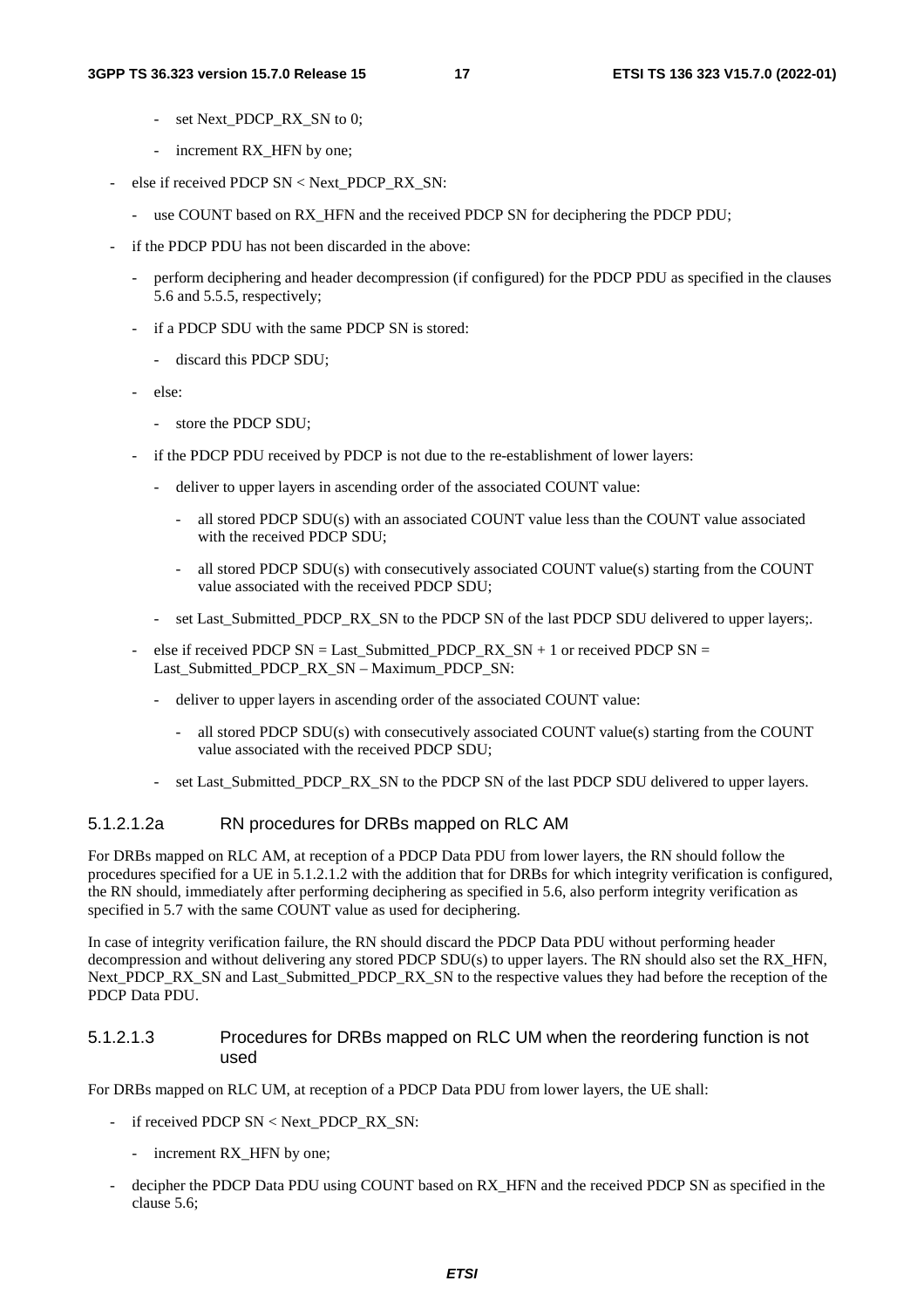- set Next_PDCP_RX_SN to 0;
      - increment RX_HFN by one;
  - else if received PDCP SN < Next_PDCP_RX_SN:
      - use COUNT based on RX_HFN and the received PDCP SN for deciphering the PDCP PDU;
- if the PDCP PDU has not been discarded in the above:
  - perform deciphering and header decompression (if configured) for the PDCP PDU as specified in the clauses 5.6 and 5.5.5, respectively;
  - if a PDCP SDU with the same PDCP SN is stored:
    - discard this PDCP SDU;
  - else:
    - store the PDCP SDU;
  - if the PDCP PDU received by PDCP is not due to the re-establishment of lower layers:
    - deliver to upper layers in ascending order of the associated COUNT value:
      - all stored PDCP SDU(s) with an associated COUNT value less than the COUNT value associated with the received PDCP SDU;
      - all stored PDCP SDU(s) with consecutively associated COUNT value(s) starting from the COUNT value associated with the received PDCP SDU;
    - set Last_Submitted_PDCP_RX_SN to the PDCP SN of the last PDCP SDU delivered to upper layers;.
  - else if received PDCP SN = Last_Submitted_PDCP_RX_SN + 1 or received PDCP SN = Last_Submitted_PDCP_RX_SN – Maximum_PDCP_SN:
    - deliver to upper layers in ascending order of the associated COUNT value:
      - all stored PDCP SDU(s) with consecutively associated COUNT value(s) starting from the COUNT value associated with the received PDCP SDU;
    - set Last_Submitted_PDCP_RX_SN to the PDCP SN of the last PDCP SDU delivered to upper layers.

##### 5.1.2.1.2a RN procedures for DRBs mapped on RLC AM

For DRBs mapped on RLC AM, at reception of a PDCP Data PDU from lower layers, the RN should follow the procedures specified for a UE in 5.1.2.1.2 with the addition that for DRBs for which integrity verification is configured, the RN should, immediately after performing deciphering as specified in 5.6, also perform integrity verification as specified in 5.7 with the same COUNT value as used for deciphering.

In case of integrity verification failure, the RN should discard the PDCP Data PDU without performing header decompression and without delivering any stored PDCP SDU(s) to upper layers. The RN should also set the RX_HFN, Next_PDCP_RX_SN and Last_Submitted_PDCP_RX_SN to the respective values they had before the reception of the PDCP Data PDU.

##### 5.1.2.1.3 Procedures for DRBs mapped on RLC UM when the reordering function is not used

For DRBs mapped on RLC UM, at reception of a PDCP Data PDU from lower layers, the UE shall:

- if received PDCP SN < Next_PDCP_RX_SN:
  - increment RX_HFN by one;
- decipher the PDCP Data PDU using COUNT based on RX_HFN and the received PDCP SN as specified in the clause 5.6;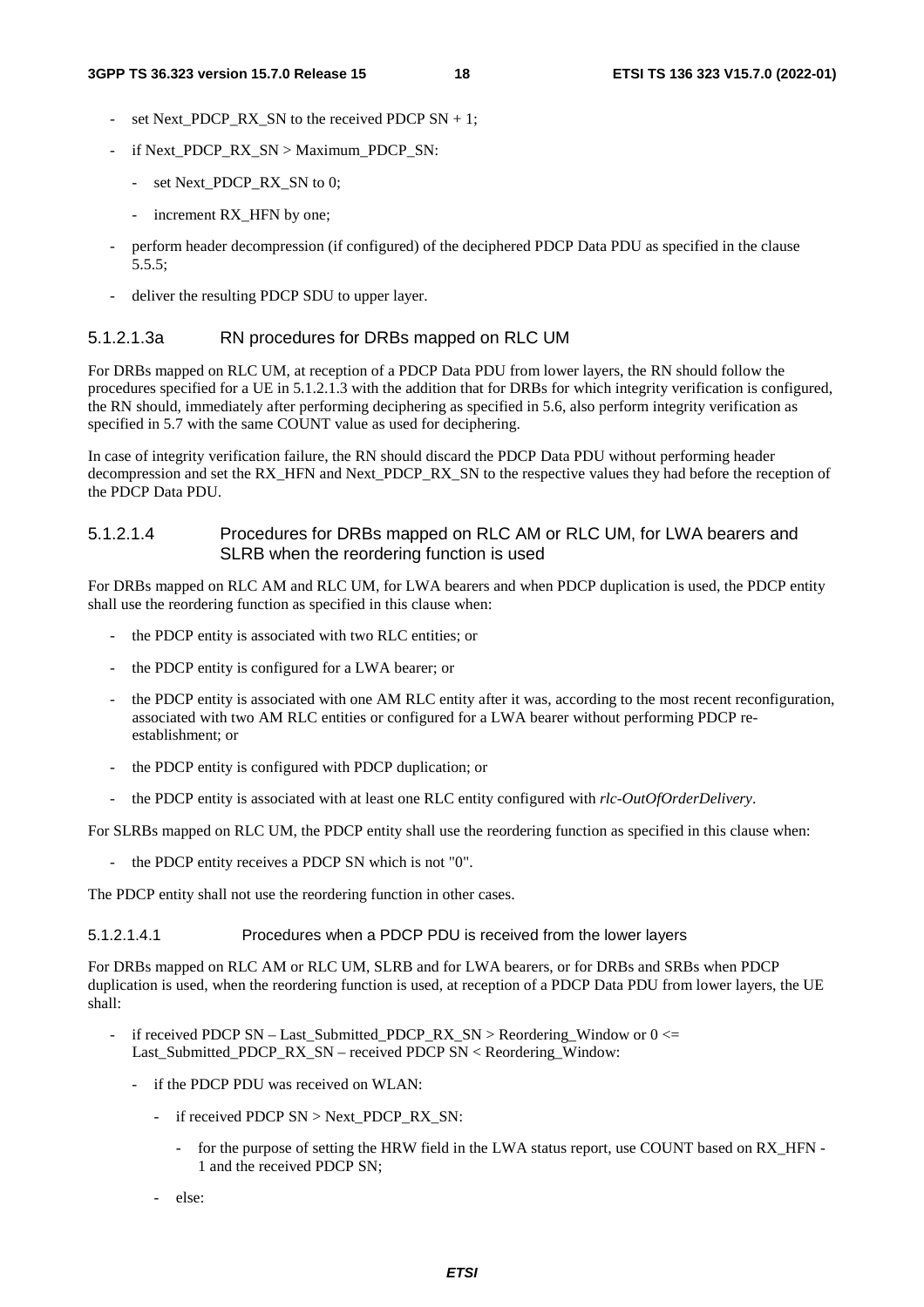- set Next_PDCP_RX_SN to the received PDCP SN + 1;
- if Next_PDCP_RX_SN > Maximum_PDCP_SN:
  - set Next_PDCP_RX_SN to 0;
  - increment RX_HFN by one;
- perform header decompression (if configured) of the deciphered PDCP Data PDU as specified in the clause 5.5.5;
- deliver the resulting PDCP SDU to upper layer.

#### 5.1.2.1.3a RN procedures for DRBs mapped on RLC UM

For DRBs mapped on RLC UM, at reception of a PDCP Data PDU from lower layers, the RN should follow the procedures specified for a UE in 5.1.2.1.3 with the addition that for DRBs for which integrity verification is configured, the RN should, immediately after performing deciphering as specified in 5.6, also perform integrity verification as specified in 5.7 with the same COUNT value as used for deciphering.

In case of integrity verification failure, the RN should discard the PDCP Data PDU without performing header decompression and set the RX_HFN and Next_PDCP_RX_SN to the respective values they had before the reception of the PDCP Data PDU.

#### 5.1.2.1.4 Procedures for DRBs mapped on RLC AM or RLC UM, for LWA bearers and SLRB when the reordering function is used

For DRBs mapped on RLC AM and RLC UM, for LWA bearers and when PDCP duplication is used, the PDCP entity shall use the reordering function as specified in this clause when:

- the PDCP entity is associated with two RLC entities; or
- the PDCP entity is configured for a LWA bearer; or
- the PDCP entity is associated with one AM RLC entity after it was, according to the most recent reconfiguration, associated with two AM RLC entities or configured for a LWA bearer without performing PDCP re-establishment; or
- the PDCP entity is configured with PDCP duplication; or
- the PDCP entity is associated with at least one RLC entity configured with *rlc-OutOfOrderDelivery*.

For SLRBs mapped on RLC UM, the PDCP entity shall use the reordering function as specified in this clause when:

- the PDCP entity receives a PDCP SN which is not "0".

The PDCP entity shall not use the reordering function in other cases.

##### 5.1.2.1.4.1 Procedures when a PDCP PDU is received from the lower layers

For DRBs mapped on RLC AM or RLC UM, SLRB and for LWA bearers, or for DRBs and SRBs when PDCP duplication is used, when the reordering function is used, at reception of a PDCP Data PDU from lower layers, the UE shall:

- if received PDCP SN – Last_Submitted_PDCP_RX_SN > Reordering_Window or 0 <= Last_Submitted_PDCP_RX_SN – received PDCP SN < Reordering_Window:
  - if the PDCP PDU was received on WLAN:
    - if received PDCP SN > Next_PDCP_RX_SN:
      - for the purpose of setting the HRW field in the LWA status report, use COUNT based on RX_HFN - 1 and the received PDCP SN;
    - else: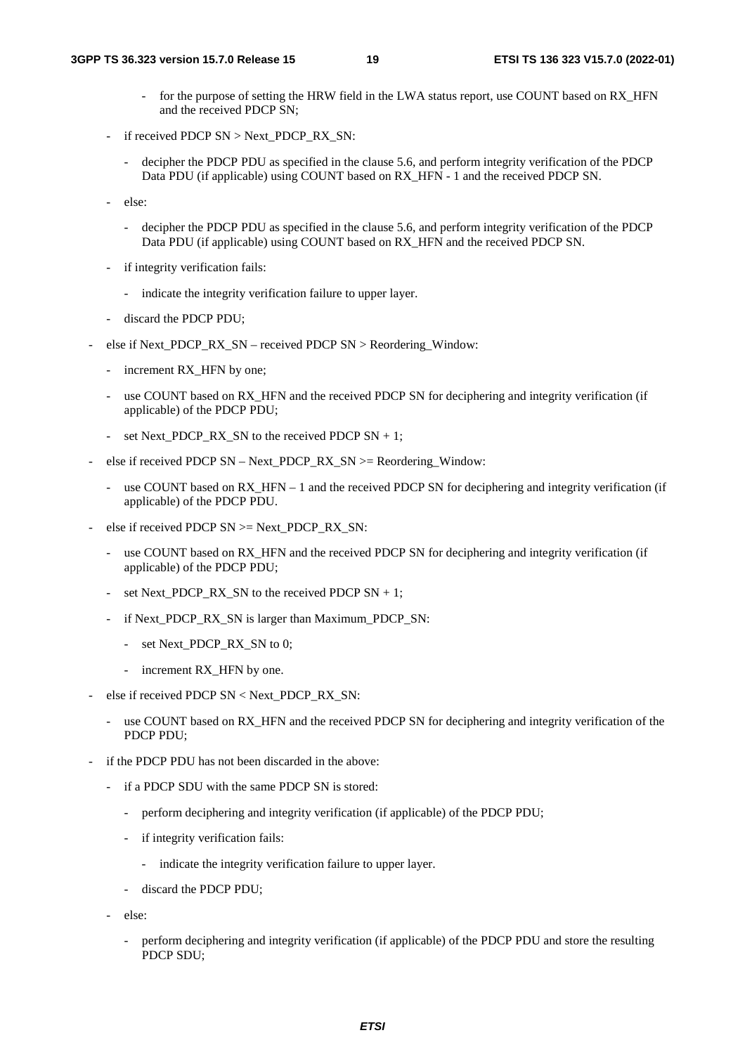- for the purpose of setting the HRW field in the LWA status report, use COUNT based on RX_HFN and the received PDCP SN;
    - if received PDCP SN > Next_PDCP_RX_SN:
        - decipher the PDCP PDU as specified in the clause 5.6, and perform integrity verification of the PDCP Data PDU (if applicable) using COUNT based on RX_HFN - 1 and the received PDCP SN.
    - else:
        - decipher the PDCP PDU as specified in the clause 5.6, and perform integrity verification of the PDCP Data PDU (if applicable) using COUNT based on RX_HFN and the received PDCP SN.
    - if integrity verification fails:
        - indicate the integrity verification failure to upper layer.
    - discard the PDCP PDU;
- else if Next_PDCP_RX_SN – received PDCP SN > Reordering_Window:
    - increment RX_HFN by one;
    - use COUNT based on RX_HFN and the received PDCP SN for deciphering and integrity verification (if applicable) of the PDCP PDU;
    - set Next_PDCP_RX_SN to the received PDCP SN + 1;
- else if received PDCP SN – Next_PDCP_RX_SN >= Reordering_Window:
    - use COUNT based on RX_HFN – 1 and the received PDCP SN for deciphering and integrity verification (if applicable) of the PDCP PDU.
- else if received PDCP SN >= Next_PDCP_RX_SN:
    - use COUNT based on RX_HFN and the received PDCP SN for deciphering and integrity verification (if applicable) of the PDCP PDU;
    - set Next_PDCP_RX_SN to the received PDCP SN + 1;
    - if Next_PDCP_RX_SN is larger than Maximum_PDCP_SN:
        - set Next_PDCP_RX_SN to 0;
        - increment RX_HFN by one.
- else if received PDCP SN < Next_PDCP_RX_SN:
    - use COUNT based on RX_HFN and the received PDCP SN for deciphering and integrity verification of the PDCP PDU;
- if the PDCP PDU has not been discarded in the above:
    - if a PDCP SDU with the same PDCP SN is stored:
        - perform deciphering and integrity verification (if applicable) of the PDCP PDU;
        - if integrity verification fails:
            - indicate the integrity verification failure to upper layer.
        - discard the PDCP PDU;
    - else:
        - perform deciphering and integrity verification (if applicable) of the PDCP PDU and store the resulting PDCP SDU;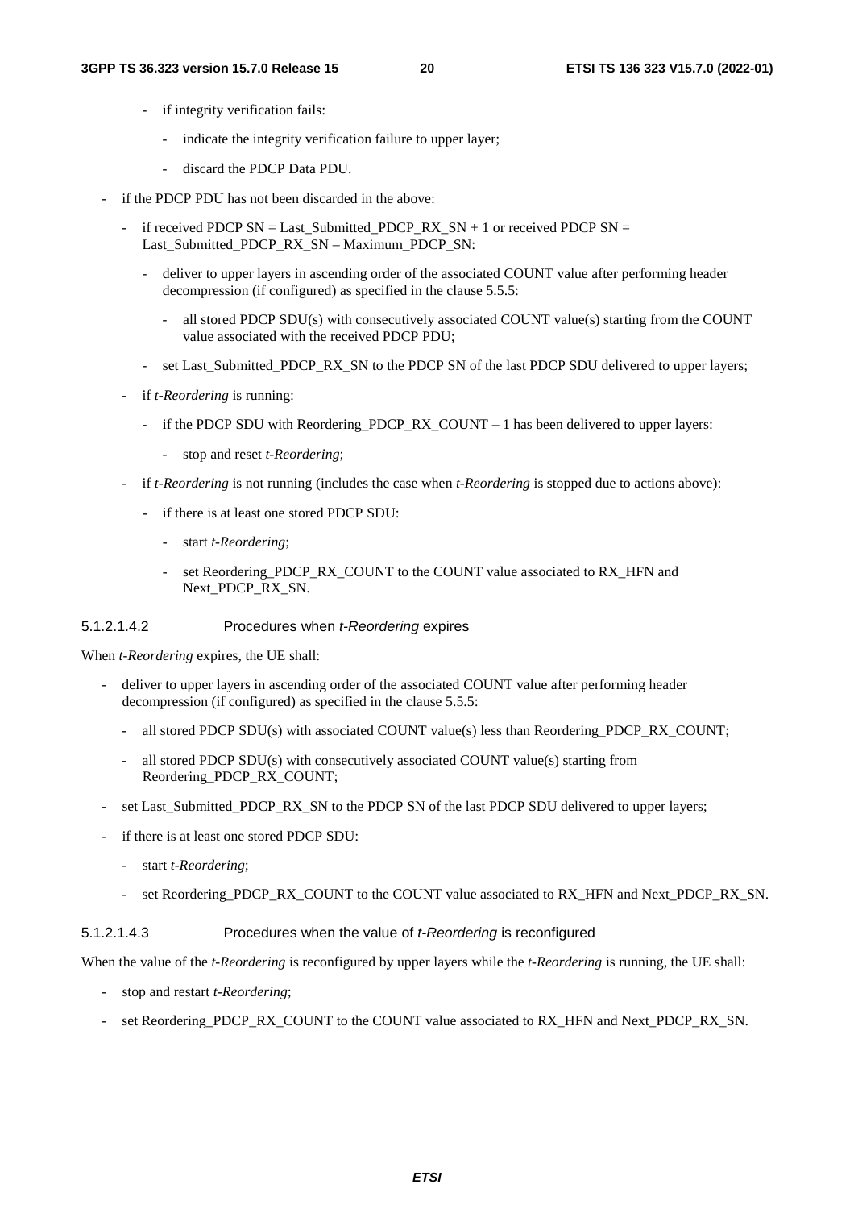- if integrity verification fails:
    - indicate the integrity verification failure to upper layer;
    - discard the PDCP Data PDU.
- if the PDCP PDU has not been discarded in the above:
    - if received PDCP SN = Last_Submitted_PDCP_RX_SN + 1 or received PDCP SN = Last_Submitted_PDCP_RX_SN – Maximum_PDCP_SN:
        - deliver to upper layers in ascending order of the associated COUNT value after performing header decompression (if configured) as specified in the clause 5.5.5:
            - all stored PDCP SDU(s) with consecutively associated COUNT value(s) starting from the COUNT value associated with the received PDCP PDU;
        - set Last_Submitted_PDCP_RX_SN to the PDCP SN of the last PDCP SDU delivered to upper layers;
    - if *t-Reordering* is running:
        - if the PDCP SDU with Reordering_PDCP_RX_COUNT – 1 has been delivered to upper layers:
            - stop and reset *t-Reordering*;
    - if *t-Reordering* is not running (includes the case when *t-Reordering* is stopped due to actions above):
        - if there is at least one stored PDCP SDU:
            - start *t-Reordering*;
            - set Reordering_PDCP_RX_COUNT to the COUNT value associated to RX_HFN and Next_PDCP_RX_SN.

#### 5.1.2.1.4.2 Procedures when *t-Reordering* expires

When *t-Reordering* expires, the UE shall:

- deliver to upper layers in ascending order of the associated COUNT value after performing header decompression (if configured) as specified in the clause 5.5.5:
    - all stored PDCP SDU(s) with associated COUNT value(s) less than Reordering_PDCP_RX_COUNT;
    - all stored PDCP SDU(s) with consecutively associated COUNT value(s) starting from Reordering_PDCP_RX_COUNT;
- set Last_Submitted_PDCP_RX_SN to the PDCP SN of the last PDCP SDU delivered to upper layers;
- if there is at least one stored PDCP SDU:
    - start *t-Reordering*;
    - set Reordering_PDCP_RX_COUNT to the COUNT value associated to RX_HFN and Next_PDCP_RX_SN.

#### 5.1.2.1.4.3 Procedures when the value of *t-Reordering* is reconfigured

When the value of the *t-Reordering* is reconfigured by upper layers while the *t-Reordering* is running, the UE shall:

- stop and restart *t-Reordering*;
- set Reordering_PDCP_RX_COUNT to the COUNT value associated to RX_HFN and Next_PDCP_RX_SN.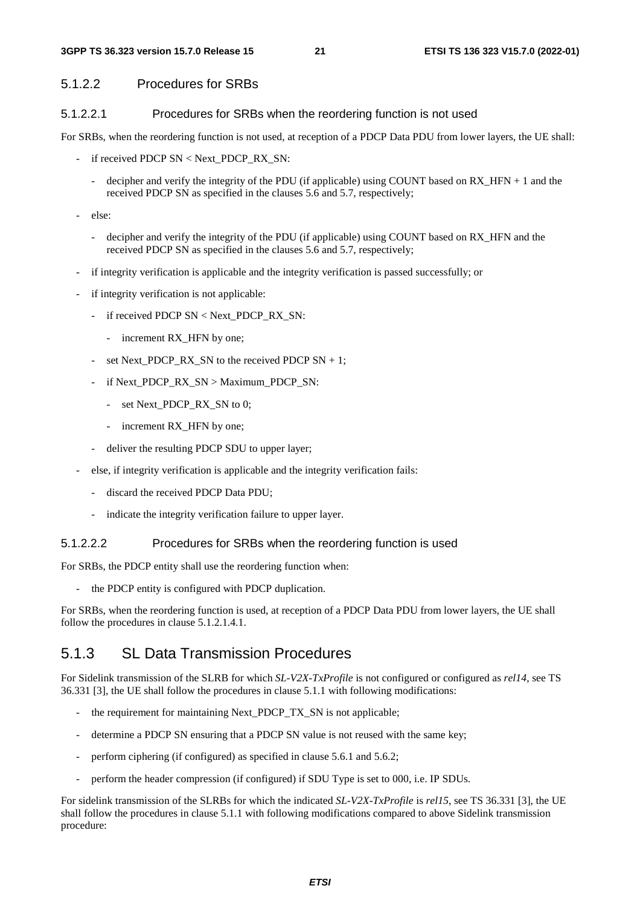#### 5.1.2.2 Procedures for SRBs

##### 5.1.2.2.1 Procedures for SRBs when the reordering function is not used

For SRBs, when the reordering function is not used, at reception of a PDCP Data PDU from lower layers, the UE shall:

- if received PDCP SN < Next_PDCP_RX_SN:
  - decipher and verify the integrity of the PDU (if applicable) using COUNT based on RX_HFN + 1 and the received PDCP SN as specified in the clauses 5.6 and 5.7, respectively;
- else:
  - decipher and verify the integrity of the PDU (if applicable) using COUNT based on RX_HFN and the received PDCP SN as specified in the clauses 5.6 and 5.7, respectively;
- if integrity verification is applicable and the integrity verification is passed successfully; or
- if integrity verification is not applicable:
  - if received PDCP SN < Next_PDCP_RX_SN:
    - increment RX_HFN by one;
  - set Next_PDCP_RX_SN to the received PDCP SN + 1;
  - if Next_PDCP_RX_SN > Maximum_PDCP_SN:
    - set Next_PDCP_RX_SN to 0;
    - increment RX_HFN by one;
  - deliver the resulting PDCP SDU to upper layer;
- else, if integrity verification is applicable and the integrity verification fails:
  - discard the received PDCP Data PDU;
  - indicate the integrity verification failure to upper layer.

##### 5.1.2.2.2 Procedures for SRBs when the reordering function is used

For SRBs, the PDCP entity shall use the reordering function when:

- the PDCP entity is configured with PDCP duplication.

For SRBs, when the reordering function is used, at reception of a PDCP Data PDU from lower layers, the UE shall follow the procedures in clause 5.1.2.1.4.1.

### 5.1.3 SL Data Transmission Procedures

For Sidelink transmission of the SLRB for which *SL-V2X-TxProfile* is not configured or configured as *rel14*, see TS 36.331 [3], the UE shall follow the procedures in clause 5.1.1 with following modifications:

- the requirement for maintaining Next_PDCP_TX_SN is not applicable;
- determine a PDCP SN ensuring that a PDCP SN value is not reused with the same key;
- perform ciphering (if configured) as specified in clause 5.6.1 and 5.6.2;
- perform the header compression (if configured) if SDU Type is set to 000, i.e. IP SDUs.

For sidelink transmission of the SLRBs for which the indicated *SL-V2X-TxProfile* is *rel15*, see TS 36.331 [3], the UE shall follow the procedures in clause 5.1.1 with following modifications compared to above Sidelink transmission procedure: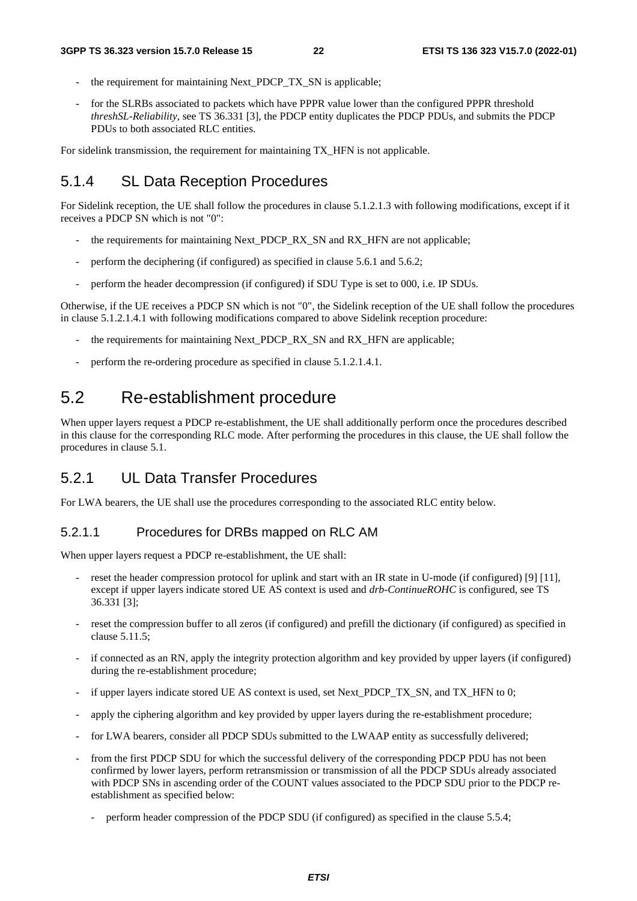- the requirement for maintaining Next_PDCP_TX_SN is applicable;
- for the SLRBs associated to packets which have PPPR value lower than the configured PPPR threshold *threshSL-Reliability*, see TS 36.331 [3], the PDCP entity duplicates the PDCP PDUs, and submits the PDCP PDUs to both associated RLC entities.

For sidelink transmission, the requirement for maintaining TX_HFN is not applicable.

### 5.1.4 SL Data Reception Procedures

For Sidelink reception, the UE shall follow the procedures in clause 5.1.2.1.3 with following modifications, except if it receives a PDCP SN which is not "0":

- the requirements for maintaining Next_PDCP_RX_SN and RX_HFN are not applicable;
- perform the deciphering (if configured) as specified in clause 5.6.1 and 5.6.2;
- perform the header decompression (if configured) if SDU Type is set to 000, i.e. IP SDUs.

Otherwise, if the UE receives a PDCP SN which is not "0", the Sidelink reception of the UE shall follow the procedures in clause 5.1.2.1.4.1 with following modifications compared to above Sidelink reception procedure:

- the requirements for maintaining Next_PDCP_RX_SN and RX_HFN are applicable;
- perform the re-ordering procedure as specified in clause 5.1.2.1.4.1.

## 5.2 Re-establishment procedure

When upper layers request a PDCP re-establishment, the UE shall additionally perform once the procedures described in this clause for the corresponding RLC mode. After performing the procedures in this clause, the UE shall follow the procedures in clause 5.1.

### 5.2.1 UL Data Transfer Procedures

For LWA bearers, the UE shall use the procedures corresponding to the associated RLC entity below.

#### 5.2.1.1 Procedures for DRBs mapped on RLC AM

When upper layers request a PDCP re-establishment, the UE shall:

- reset the header compression protocol for uplink and start with an IR state in U-mode (if configured) [9] [11], except if upper layers indicate stored UE AS context is used and *drb-ContinueROHC* is configured, see TS 36.331 [3];
- reset the compression buffer to all zeros (if configured) and prefill the dictionary (if configured) as specified in clause 5.11.5;
- if connected as an RN, apply the integrity protection algorithm and key provided by upper layers (if configured) during the re-establishment procedure;
- if upper layers indicate stored UE AS context is used, set Next_PDCP_TX_SN, and TX_HFN to 0;
- apply the ciphering algorithm and key provided by upper layers during the re-establishment procedure;
- for LWA bearers, consider all PDCP SDUs submitted to the LWAAP entity as successfully delivered;
- from the first PDCP SDU for which the successful delivery of the corresponding PDCP PDU has not been confirmed by lower layers, perform retransmission or transmission of all the PDCP SDUs already associated with PDCP SNs in ascending order of the COUNT values associated to the PDCP SDU prior to the PDCP re-establishment as specified below:
  - perform header compression of the PDCP SDU (if configured) as specified in the clause 5.5.4;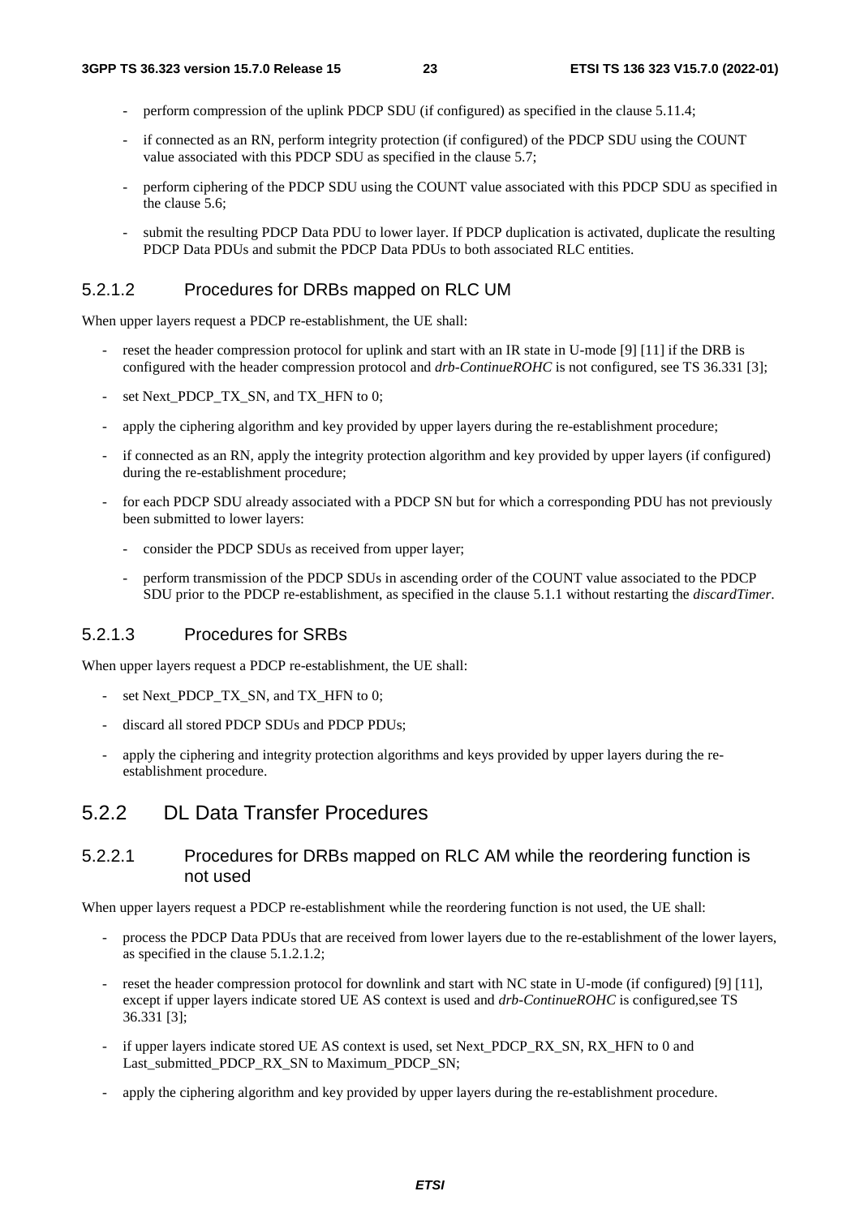- perform compression of the uplink PDCP SDU (if configured) as specified in the clause 5.11.4;
- if connected as an RN, perform integrity protection (if configured) of the PDCP SDU using the COUNT value associated with this PDCP SDU as specified in the clause 5.7;
- perform ciphering of the PDCP SDU using the COUNT value associated with this PDCP SDU as specified in the clause 5.6;
- submit the resulting PDCP Data PDU to lower layer. If PDCP duplication is activated, duplicate the resulting PDCP Data PDUs and submit the PDCP Data PDUs to both associated RLC entities.

#### 5.2.1.2 Procedures for DRBs mapped on RLC UM

When upper layers request a PDCP re-establishment, the UE shall:

- reset the header compression protocol for uplink and start with an IR state in U-mode [9] [11] if the DRB is configured with the header compression protocol and *drb-ContinueROHC* is not configured, see TS 36.331 [3];
- set Next_PDCP_TX_SN, and TX_HFN to 0;
- apply the ciphering algorithm and key provided by upper layers during the re-establishment procedure;
- if connected as an RN, apply the integrity protection algorithm and key provided by upper layers (if configured) during the re-establishment procedure;
- for each PDCP SDU already associated with a PDCP SN but for which a corresponding PDU has not previously been submitted to lower layers:
  - consider the PDCP SDUs as received from upper layer;
  - perform transmission of the PDCP SDUs in ascending order of the COUNT value associated to the PDCP SDU prior to the PDCP re-establishment, as specified in the clause 5.1.1 without restarting the *discardTimer*.

#### 5.2.1.3 Procedures for SRBs

When upper layers request a PDCP re-establishment, the UE shall:

- set Next_PDCP_TX_SN, and TX_HFN to 0;
- discard all stored PDCP SDUs and PDCP PDUs;
- apply the ciphering and integrity protection algorithms and keys provided by upper layers during the re-establishment procedure.

### 5.2.2 DL Data Transfer Procedures

#### 5.2.2.1 Procedures for DRBs mapped on RLC AM while the reordering function is not used

When upper layers request a PDCP re-establishment while the reordering function is not used, the UE shall:

- process the PDCP Data PDUs that are received from lower layers due to the re-establishment of the lower layers, as specified in the clause 5.1.2.1.2;
- reset the header compression protocol for downlink and start with NC state in U-mode (if configured) [9] [11], except if upper layers indicate stored UE AS context is used and *drb-ContinueROHC* is configured,see TS 36.331 [3];
- if upper layers indicate stored UE AS context is used, set Next_PDCP_RX_SN, RX_HFN to 0 and Last_submitted_PDCP_RX_SN to Maximum_PDCP_SN;
- apply the ciphering algorithm and key provided by upper layers during the re-establishment procedure.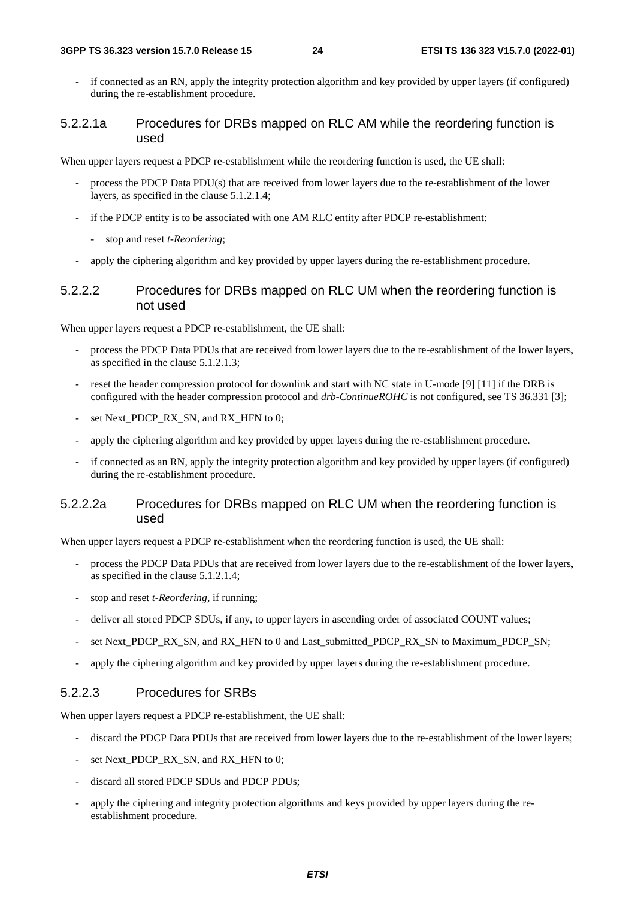- if connected as an RN, apply the integrity protection algorithm and key provided by upper layers (if configured) during the re-establishment procedure.

#### 5.2.2.1a Procedures for DRBs mapped on RLC AM while the reordering function is used

When upper layers request a PDCP re-establishment while the reordering function is used, the UE shall:

- process the PDCP Data PDU(s) that are received from lower layers due to the re-establishment of the lower layers, as specified in the clause 5.1.2.1.4;
- if the PDCP entity is to be associated with one AM RLC entity after PDCP re-establishment:
  - stop and reset *t-Reordering*;
- apply the ciphering algorithm and key provided by upper layers during the re-establishment procedure.

#### 5.2.2.2 Procedures for DRBs mapped on RLC UM when the reordering function is not used

When upper layers request a PDCP re-establishment, the UE shall:

- process the PDCP Data PDUs that are received from lower layers due to the re-establishment of the lower layers, as specified in the clause 5.1.2.1.3;
- reset the header compression protocol for downlink and start with NC state in U-mode [9] [11] if the DRB is configured with the header compression protocol and *drb-ContinueROHC* is not configured, see TS 36.331 [3];
- set Next_PDCP_RX_SN, and RX_HFN to 0;
- apply the ciphering algorithm and key provided by upper layers during the re-establishment procedure.
- if connected as an RN, apply the integrity protection algorithm and key provided by upper layers (if configured) during the re-establishment procedure.

#### 5.2.2.2a Procedures for DRBs mapped on RLC UM when the reordering function is used

When upper layers request a PDCP re-establishment when the reordering function is used, the UE shall:

- process the PDCP Data PDUs that are received from lower layers due to the re-establishment of the lower layers, as specified in the clause 5.1.2.1.4;
- stop and reset *t-Reordering*, if running;
- deliver all stored PDCP SDUs, if any, to upper layers in ascending order of associated COUNT values;
- set Next_PDCP_RX_SN, and RX_HFN to 0 and Last_submitted_PDCP_RX_SN to Maximum_PDCP_SN;
- apply the ciphering algorithm and key provided by upper layers during the re-establishment procedure.

#### 5.2.2.3 Procedures for SRBs

When upper layers request a PDCP re-establishment, the UE shall:

- discard the PDCP Data PDUs that are received from lower layers due to the re-establishment of the lower layers;
- set Next_PDCP_RX_SN, and RX_HFN to 0;
- discard all stored PDCP SDUs and PDCP PDUs;
- apply the ciphering and integrity protection algorithms and keys provided by upper layers during the re-establishment procedure.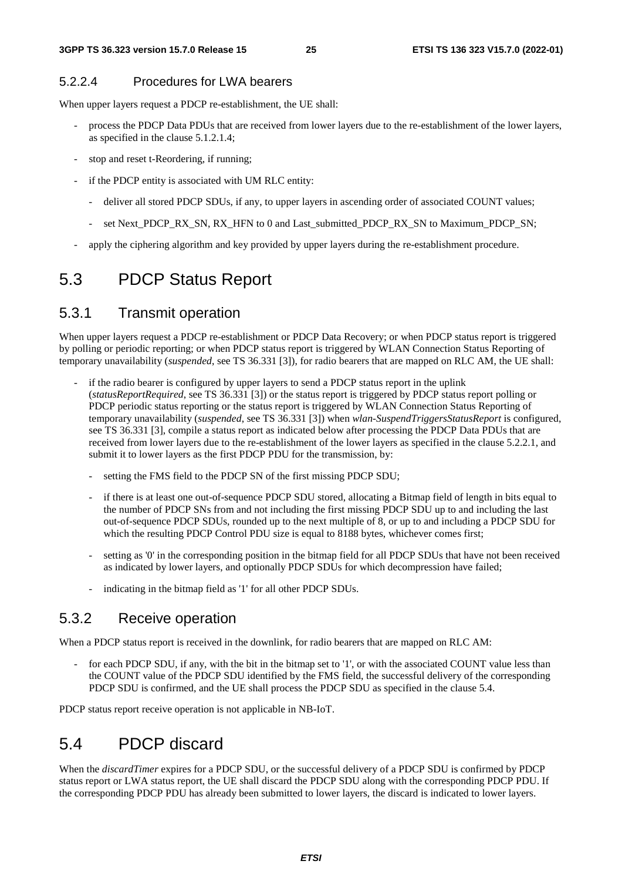#### 5.2.2.4 Procedures for LWA bearers

When upper layers request a PDCP re-establishment, the UE shall:

- process the PDCP Data PDUs that are received from lower layers due to the re-establishment of the lower layers, as specified in the clause 5.1.2.1.4;
- stop and reset t-Reordering, if running;
- if the PDCP entity is associated with UM RLC entity:
  - deliver all stored PDCP SDUs, if any, to upper layers in ascending order of associated COUNT values;
  - set Next_PDCP_RX_SN, RX_HFN to 0 and Last_submitted_PDCP_RX_SN to Maximum_PDCP_SN;
- apply the ciphering algorithm and key provided by upper layers during the re-establishment procedure.

## 5.3 PDCP Status Report

### 5.3.1 Transmit operation

When upper layers request a PDCP re-establishment or PDCP Data Recovery; or when PDCP status report is triggered by polling or periodic reporting; or when PDCP status report is triggered by WLAN Connection Status Reporting of temporary unavailability (*suspended*, see TS 36.331 [3]), for radio bearers that are mapped on RLC AM, the UE shall:

- if the radio bearer is configured by upper layers to send a PDCP status report in the uplink (*statusReportRequired*, see TS 36.331 [3]) or the status report is triggered by PDCP status report polling or PDCP periodic status reporting or the status report is triggered by WLAN Connection Status Reporting of temporary unavailability (*suspended*, see TS 36.331 [3]) when *wlan-SuspendTriggersStatusReport* is configured, see TS 36.331 [3], compile a status report as indicated below after processing the PDCP Data PDUs that are received from lower layers due to the re-establishment of the lower layers as specified in the clause 5.2.2.1, and submit it to lower layers as the first PDCP PDU for the transmission, by:
  - setting the FMS field to the PDCP SN of the first missing PDCP SDU;
  - if there is at least one out-of-sequence PDCP SDU stored, allocating a Bitmap field of length in bits equal to the number of PDCP SNs from and not including the first missing PDCP SDU up to and including the last out-of-sequence PDCP SDUs, rounded up to the next multiple of 8, or up to and including a PDCP SDU for which the resulting PDCP Control PDU size is equal to 8188 bytes, whichever comes first;
  - setting as '0' in the corresponding position in the bitmap field for all PDCP SDUs that have not been received as indicated by lower layers, and optionally PDCP SDUs for which decompression have failed;
  - indicating in the bitmap field as '1' for all other PDCP SDUs.

### 5.3.2 Receive operation

When a PDCP status report is received in the downlink, for radio bearers that are mapped on RLC AM:

- for each PDCP SDU, if any, with the bit in the bitmap set to '1', or with the associated COUNT value less than the COUNT value of the PDCP SDU identified by the FMS field, the successful delivery of the corresponding PDCP SDU is confirmed, and the UE shall process the PDCP SDU as specified in the clause 5.4.

PDCP status report receive operation is not applicable in NB-IoT.

## 5.4 PDCP discard

When the *discardTimer* expires for a PDCP SDU, or the successful delivery of a PDCP SDU is confirmed by PDCP status report or LWA status report, the UE shall discard the PDCP SDU along with the corresponding PDCP PDU. If the corresponding PDCP PDU has already been submitted to lower layers, the discard is indicated to lower layers.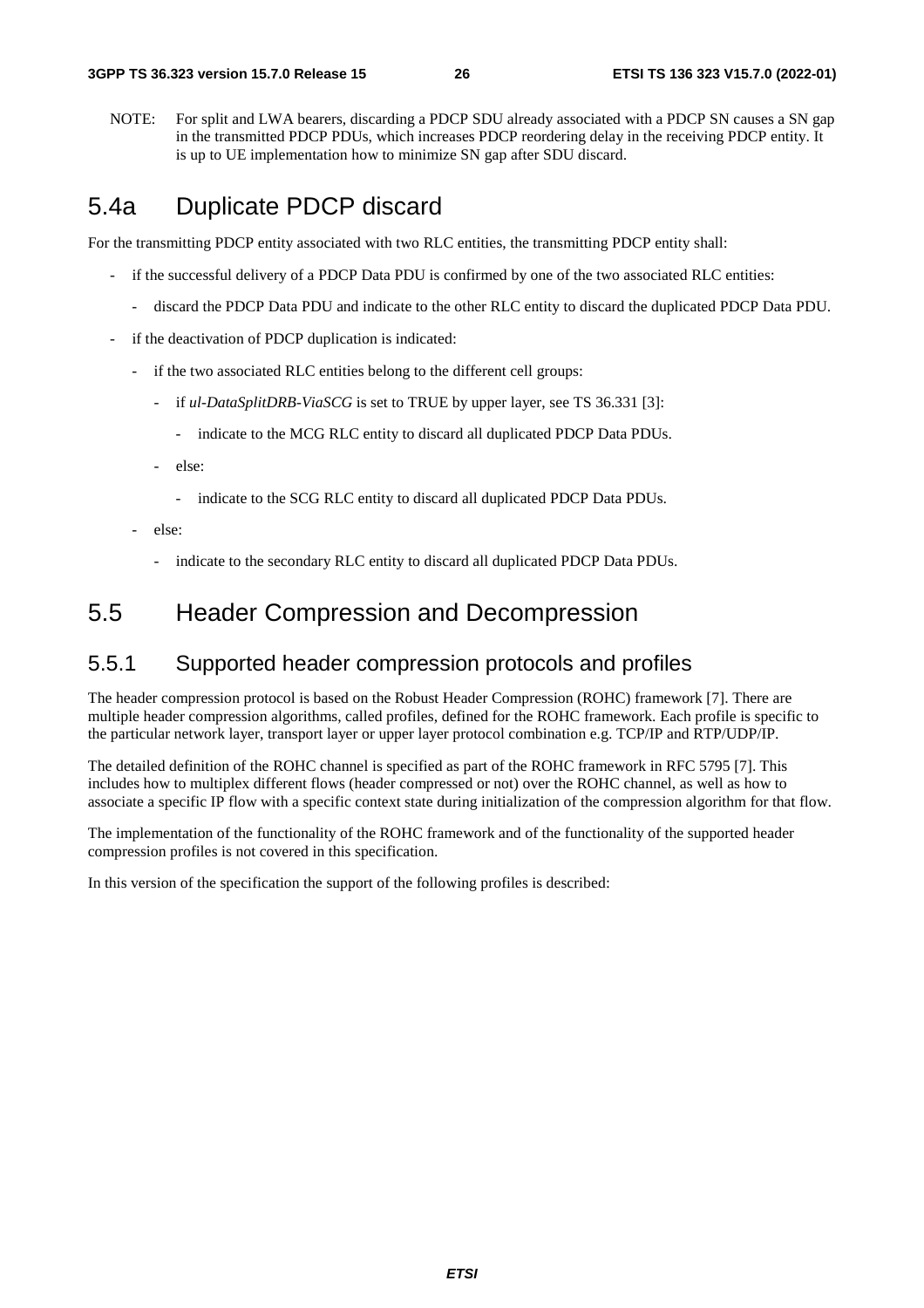NOTE: For split and LWA bearers, discarding a PDCP SDU already associated with a PDCP SN causes a SN gap in the transmitted PDCP PDUs, which increases PDCP reordering delay in the receiving PDCP entity. It is up to UE implementation how to minimize SN gap after SDU discard.

## 5.4a Duplicate PDCP discard

For the transmitting PDCP entity associated with two RLC entities, the transmitting PDCP entity shall:

- if the successful delivery of a PDCP Data PDU is confirmed by one of the two associated RLC entities:
  - discard the PDCP Data PDU and indicate to the other RLC entity to discard the duplicated PDCP Data PDU.
- if the deactivation of PDCP duplication is indicated:
  - if the two associated RLC entities belong to the different cell groups:
    - if *ul-DataSplitDRB-ViaSCG* is set to TRUE by upper layer, see TS 36.331 [3]:
      - indicate to the MCG RLC entity to discard all duplicated PDCP Data PDUs.
    - else:
      - indicate to the SCG RLC entity to discard all duplicated PDCP Data PDUs.
  - else:
    - indicate to the secondary RLC entity to discard all duplicated PDCP Data PDUs.

## 5.5 Header Compression and Decompression

### 5.5.1 Supported header compression protocols and profiles

The header compression protocol is based on the Robust Header Compression (ROHC) framework [7]. There are multiple header compression algorithms, called profiles, defined for the ROHC framework. Each profile is specific to the particular network layer, transport layer or upper layer protocol combination e.g. TCP/IP and RTP/UDP/IP.

The detailed definition of the ROHC channel is specified as part of the ROHC framework in RFC 5795 [7]. This includes how to multiplex different flows (header compressed or not) over the ROHC channel, as well as how to associate a specific IP flow with a specific context state during initialization of the compression algorithm for that flow.

The implementation of the functionality of the ROHC framework and of the functionality of the supported header compression profiles is not covered in this specification.

In this version of the specification the support of the following profiles is described: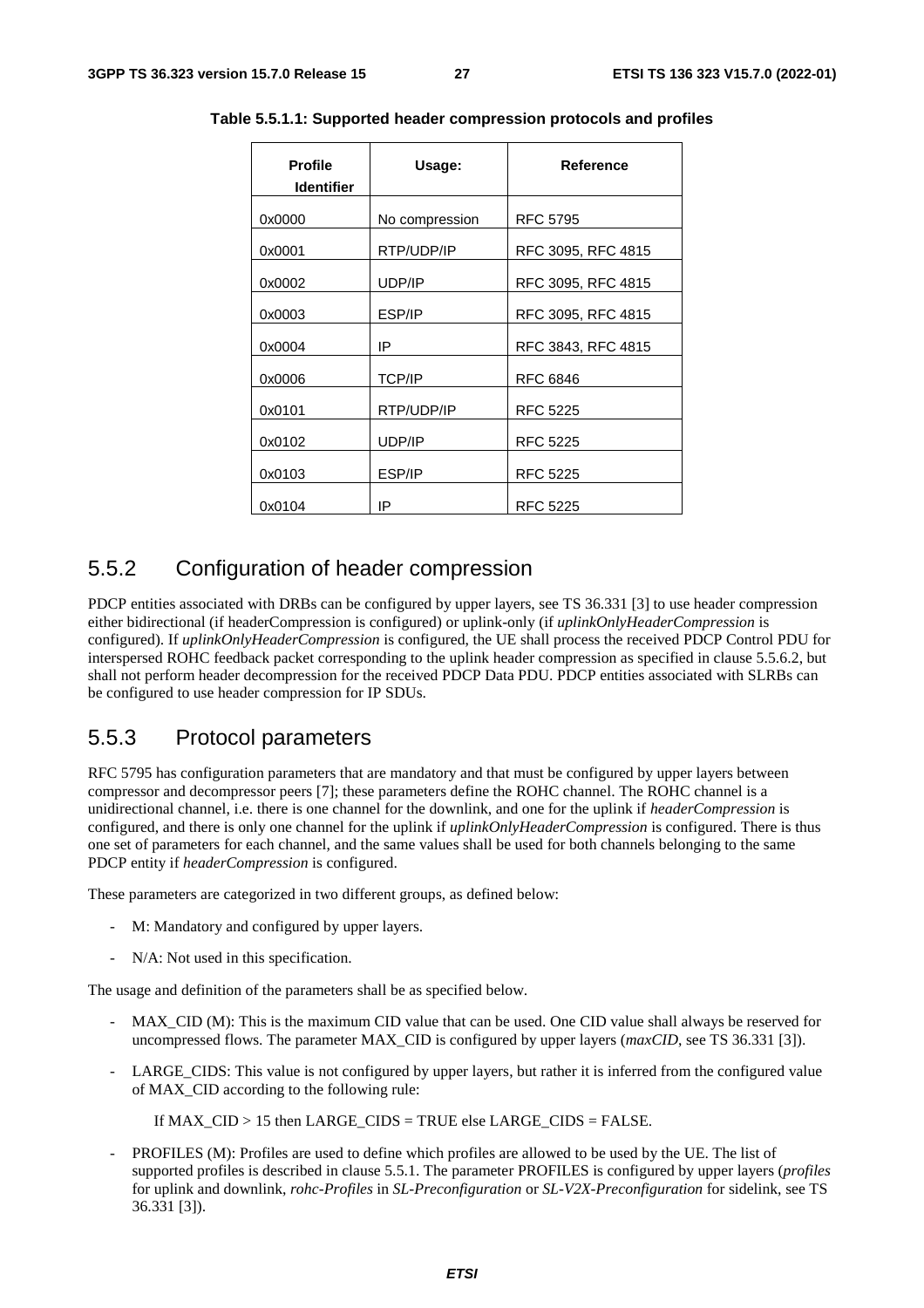**Table 5.5.1.1: Supported header compression protocols and profiles**

| Profile Identifier | Usage: | Reference |
|---|---|---|
| 0x0000 | No compression | RFC 5795 |
| 0x0001 | RTP/UDP/IP | RFC 3095, RFC 4815 |
| 0x0002 | UDP/IP | RFC 3095, RFC 4815 |
| 0x0003 | ESP/IP | RFC 3095, RFC 4815 |
| 0x0004 | IP | RFC 3843, RFC 4815 |
| 0x0006 | TCP/IP | RFC 6846 |
| 0x0101 | RTP/UDP/IP | RFC 5225 |
| 0x0102 | UDP/IP | RFC 5225 |
| 0x0103 | ESP/IP | RFC 5225 |
| 0x0104 | IP | RFC 5225 |

## 5.5.2 Configuration of header compression

PDCP entities associated with DRBs can be configured by upper layers, see TS 36.331 [3] to use header compression either bidirectional (if headerCompression is configured) or uplink-only (if *uplinkOnlyHeaderCompression* is configured). If *uplinkOnlyHeaderCompression* is configured, the UE shall process the received PDCP Control PDU for interspersed ROHC feedback packet corresponding to the uplink header compression as specified in clause 5.5.6.2, but shall not perform header decompression for the received PDCP Data PDU. PDCP entities associated with SLRBs can be configured to use header compression for IP SDUs.

## 5.5.3 Protocol parameters

RFC 5795 has configuration parameters that are mandatory and that must be configured by upper layers between compressor and decompressor peers [7]; these parameters define the ROHC channel. The ROHC channel is a unidirectional channel, i.e. there is one channel for the downlink, and one for the uplink if *headerCompression* is configured, and there is only one channel for the uplink if *uplinkOnlyHeaderCompression* is configured. There is thus one set of parameters for each channel, and the same values shall be used for both channels belonging to the same PDCP entity if *headerCompression* is configured.

These parameters are categorized in two different groups, as defined below:

- M: Mandatory and configured by upper layers.
- N/A: Not used in this specification.

The usage and definition of the parameters shall be as specified below.

- MAX_CID (M): This is the maximum CID value that can be used. One CID value shall always be reserved for uncompressed flows. The parameter MAX_CID is configured by upper layers (*maxCID*, see TS 36.331 [3]).
- LARGE_CIDS: This value is not configured by upper layers, but rather it is inferred from the configured value of MAX_CID according to the following rule:

  If MAX_CID > 15 then LARGE_CIDS = TRUE else LARGE_CIDS = FALSE.

- PROFILES (M): Profiles are used to define which profiles are allowed to be used by the UE. The list of supported profiles is described in clause 5.5.1. The parameter PROFILES is configured by upper layers (*profiles* for uplink and downlink, *rohc-Profiles* in *SL-Preconfiguration* or *SL-V2X-Preconfiguration* for sidelink, see TS 36.331 [3]).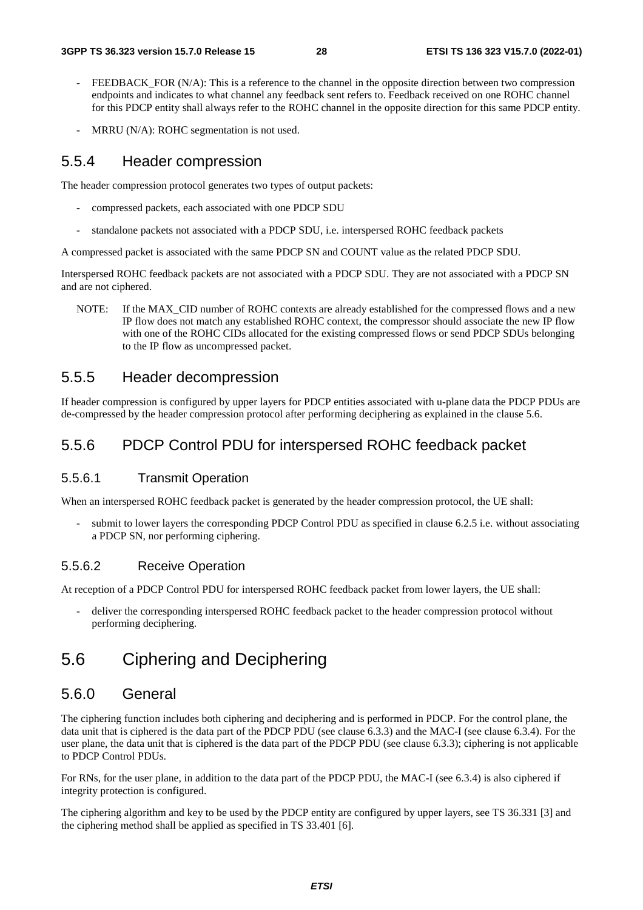- FEEDBACK_FOR (N/A): This is a reference to the channel in the opposite direction between two compression endpoints and indicates to what channel any feedback sent refers to. Feedback received on one ROHC channel for this PDCP entity shall always refer to the ROHC channel in the opposite direction for this same PDCP entity.
- MRRU (N/A): ROHC segmentation is not used.

### 5.5.4 Header compression

The header compression protocol generates two types of output packets:

- compressed packets, each associated with one PDCP SDU
- standalone packets not associated with a PDCP SDU, i.e. interspersed ROHC feedback packets

A compressed packet is associated with the same PDCP SN and COUNT value as the related PDCP SDU.

Interspersed ROHC feedback packets are not associated with a PDCP SDU. They are not associated with a PDCP SN and are not ciphered.

NOTE: If the MAX_CID number of ROHC contexts are already established for the compressed flows and a new IP flow does not match any established ROHC context, the compressor should associate the new IP flow with one of the ROHC CIDs allocated for the existing compressed flows or send PDCP SDUs belonging to the IP flow as uncompressed packet.

### 5.5.5 Header decompression

If header compression is configured by upper layers for PDCP entities associated with u-plane data the PDCP PDUs are de-compressed by the header compression protocol after performing deciphering as explained in the clause 5.6.

### 5.5.6 PDCP Control PDU for interspersed ROHC feedback packet

#### 5.5.6.1 Transmit Operation

When an interspersed ROHC feedback packet is generated by the header compression protocol, the UE shall:

- submit to lower layers the corresponding PDCP Control PDU as specified in clause 6.2.5 i.e. without associating a PDCP SN, nor performing ciphering.

#### 5.5.6.2 Receive Operation

At reception of a PDCP Control PDU for interspersed ROHC feedback packet from lower layers, the UE shall:

- deliver the corresponding interspersed ROHC feedback packet to the header compression protocol without performing deciphering.

## 5.6 Ciphering and Deciphering

### 5.6.0 General

The ciphering function includes both ciphering and deciphering and is performed in PDCP. For the control plane, the data unit that is ciphered is the data part of the PDCP PDU (see clause 6.3.3) and the MAC-I (see clause 6.3.4). For the user plane, the data unit that is ciphered is the data part of the PDCP PDU (see clause 6.3.3); ciphering is not applicable to PDCP Control PDUs.

For RNs, for the user plane, in addition to the data part of the PDCP PDU, the MAC-I (see 6.3.4) is also ciphered if integrity protection is configured.

The ciphering algorithm and key to be used by the PDCP entity are configured by upper layers, see TS 36.331 [3] and the ciphering method shall be applied as specified in TS 33.401 [6].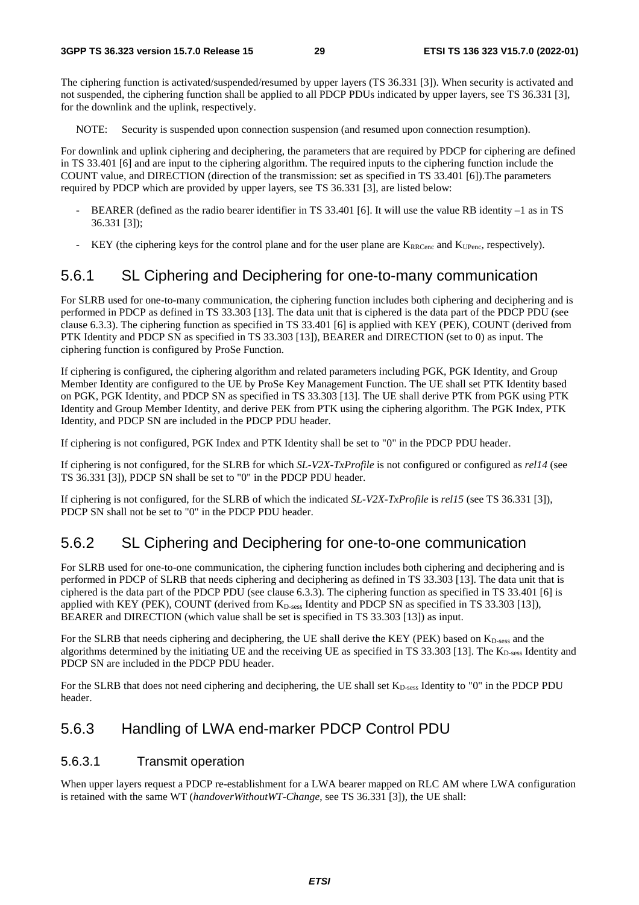The ciphering function is activated/suspended/resumed by upper layers (TS 36.331 [3]). When security is activated and not suspended, the ciphering function shall be applied to all PDCP PDUs indicated by upper layers, see TS 36.331 [3], for the downlink and the uplink, respectively.

NOTE: Security is suspended upon connection suspension (and resumed upon connection resumption).

For downlink and uplink ciphering and deciphering, the parameters that are required by PDCP for ciphering are defined in TS 33.401 [6] and are input to the ciphering algorithm. The required inputs to the ciphering function include the COUNT value, and DIRECTION (direction of the transmission: set as specified in TS 33.401 [6]).The parameters required by PDCP which are provided by upper layers, see TS 36.331 [3], are listed below:

- BEARER (defined as the radio bearer identifier in TS 33.401 [6]. It will use the value RB identity –1 as in TS 36.331 [3]);
- KEY (the ciphering keys for the control plane and for the user plane are $K_{RRCenc}$ and $K_{UPenc}$, respectively).

## 5.6.1 SL Ciphering and Deciphering for one-to-many communication

For SLRB used for one-to-many communication, the ciphering function includes both ciphering and deciphering and is performed in PDCP as defined in TS 33.303 [13]. The data unit that is ciphered is the data part of the PDCP PDU (see clause 6.3.3). The ciphering function as specified in TS 33.401 [6] is applied with KEY (PEK), COUNT (derived from PTK Identity and PDCP SN as specified in TS 33.303 [13]), BEARER and DIRECTION (set to 0) as input. The ciphering function is configured by ProSe Function.

If ciphering is configured, the ciphering algorithm and related parameters including PGK, PGK Identity, and Group Member Identity are configured to the UE by ProSe Key Management Function. The UE shall set PTK Identity based on PGK, PGK Identity, and PDCP SN as specified in TS 33.303 [13]. The UE shall derive PTK from PGK using PTK Identity and Group Member Identity, and derive PEK from PTK using the ciphering algorithm. The PGK Index, PTK Identity, and PDCP SN are included in the PDCP PDU header.

If ciphering is not configured, PGK Index and PTK Identity shall be set to "0" in the PDCP PDU header.

If ciphering is not configured, for the SLRB for which *SL-V2X-TxProfile* is not configured or configured as *rel14* (see TS 36.331 [3]), PDCP SN shall be set to "0" in the PDCP PDU header.

If ciphering is not configured, for the SLRB of which the indicated *SL-V2X-TxProfile* is *rel15* (see TS 36.331 [3]), PDCP SN shall not be set to "0" in the PDCP PDU header.

## 5.6.2 SL Ciphering and Deciphering for one-to-one communication

For SLRB used for one-to-one communication, the ciphering function includes both ciphering and deciphering and is performed in PDCP of SLRB that needs ciphering and deciphering as defined in TS 33.303 [13]. The data unit that is ciphered is the data part of the PDCP PDU (see clause 6.3.3). The ciphering function as specified in TS 33.401 [6] is applied with KEY (PEK), COUNT (derived from $K_{D\text{-}sess}$ Identity and PDCP SN as specified in TS 33.303 [13]), BEARER and DIRECTION (which value shall be set is specified in TS 33.303 [13]) as input.

For the SLRB that needs ciphering and deciphering, the UE shall derive the KEY (PEK) based on $K_{D\text{-}sess}$ and the algorithms determined by the initiating UE and the receiving UE as specified in TS 33.303 [13]. The $K_{D\text{-}sess}$ Identity and PDCP SN are included in the PDCP PDU header.

For the SLRB that does not need ciphering and deciphering, the UE shall set $K_{D\text{-}sess}$ Identity to "0" in the PDCP PDU header.

## 5.6.3 Handling of LWA end-marker PDCP Control PDU

### 5.6.3.1 Transmit operation

When upper layers request a PDCP re-establishment for a LWA bearer mapped on RLC AM where LWA configuration is retained with the same WT (*handoverWithoutWT-Change*, see TS 36.331 [3]), the UE shall: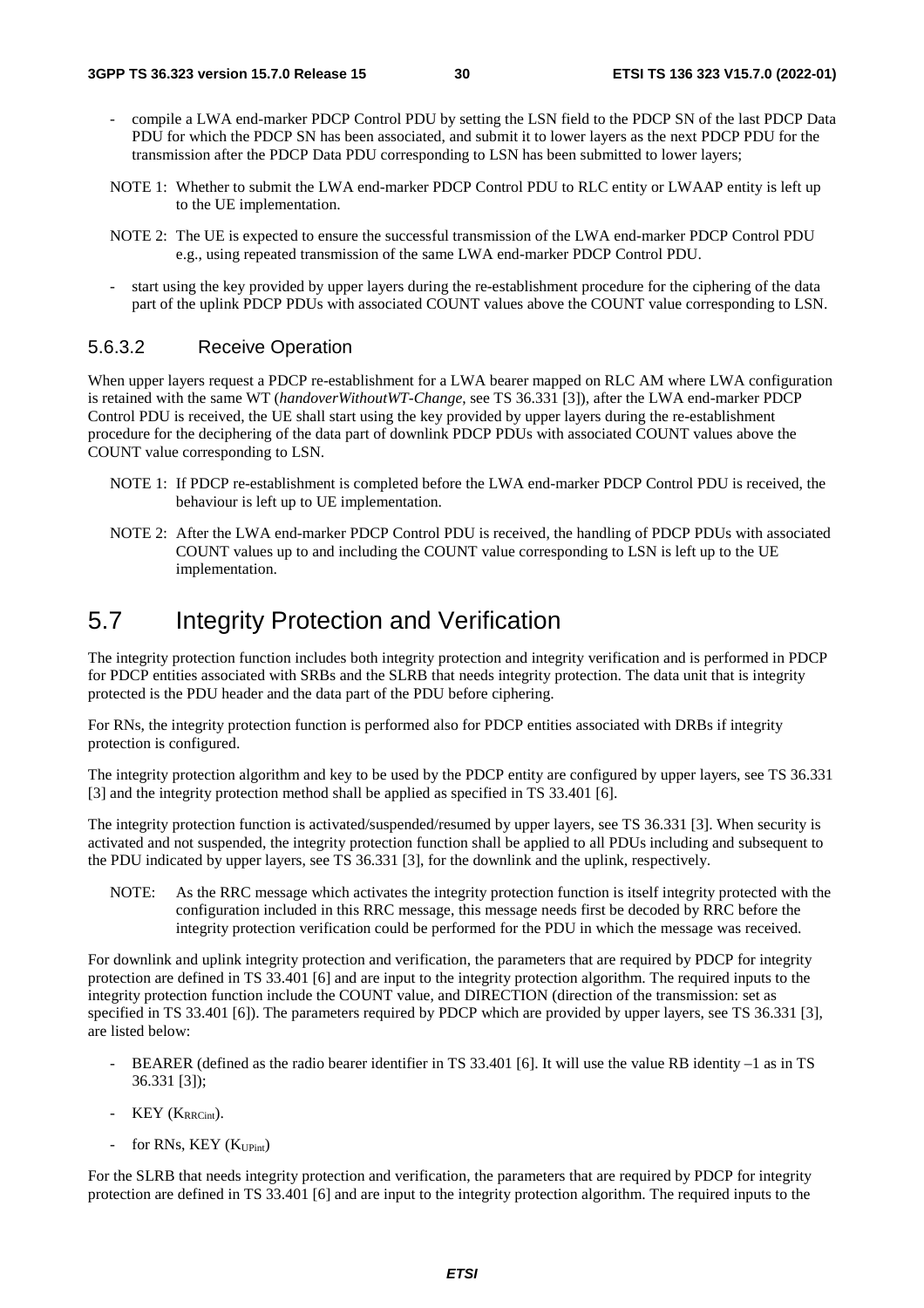- compile a LWA end-marker PDCP Control PDU by setting the LSN field to the PDCP SN of the last PDCP Data PDU for which the PDCP SN has been associated, and submit it to lower layers as the next PDCP PDU for the transmission after the PDCP Data PDU corresponding to LSN has been submitted to lower layers;

NOTE 1: Whether to submit the LWA end-marker PDCP Control PDU to RLC entity or LWAAP entity is left up to the UE implementation.

NOTE 2: The UE is expected to ensure the successful transmission of the LWA end-marker PDCP Control PDU e.g., using repeated transmission of the same LWA end-marker PDCP Control PDU.

- start using the key provided by upper layers during the re-establishment procedure for the ciphering of the data part of the uplink PDCP PDUs with associated COUNT values above the COUNT value corresponding to LSN.

#### 5.6.3.2 Receive Operation

When upper layers request a PDCP re-establishment for a LWA bearer mapped on RLC AM where LWA configuration is retained with the same WT (*handoverWithoutWT-Change*, see TS 36.331 [3]), after the LWA end-marker PDCP Control PDU is received, the UE shall start using the key provided by upper layers during the re-establishment procedure for the deciphering of the data part of downlink PDCP PDUs with associated COUNT values above the COUNT value corresponding to LSN.

NOTE 1: If PDCP re-establishment is completed before the LWA end-marker PDCP Control PDU is received, the behaviour is left up to UE implementation.

NOTE 2: After the LWA end-marker PDCP Control PDU is received, the handling of PDCP PDUs with associated COUNT values up to and including the COUNT value corresponding to LSN is left up to the UE implementation.

## 5.7 Integrity Protection and Verification

The integrity protection function includes both integrity protection and integrity verification and is performed in PDCP for PDCP entities associated with SRBs and the SLRB that needs integrity protection. The data unit that is integrity protected is the PDU header and the data part of the PDU before ciphering.

For RNs, the integrity protection function is performed also for PDCP entities associated with DRBs if integrity protection is configured.

The integrity protection algorithm and key to be used by the PDCP entity are configured by upper layers, see TS 36.331 [3] and the integrity protection method shall be applied as specified in TS 33.401 [6].

The integrity protection function is activated/suspended/resumed by upper layers, see TS 36.331 [3]. When security is activated and not suspended, the integrity protection function shall be applied to all PDUs including and subsequent to the PDU indicated by upper layers, see TS 36.331 [3], for the downlink and the uplink, respectively.

NOTE: As the RRC message which activates the integrity protection function is itself integrity protected with the configuration included in this RRC message, this message needs first be decoded by RRC before the integrity protection verification could be performed for the PDU in which the message was received.

For downlink and uplink integrity protection and verification, the parameters that are required by PDCP for integrity protection are defined in TS 33.401 [6] and are input to the integrity protection algorithm. The required inputs to the integrity protection function include the COUNT value, and DIRECTION (direction of the transmission: set as specified in TS 33.401 [6]). The parameters required by PDCP which are provided by upper layers, see TS 36.331 [3], are listed below:

- BEARER (defined as the radio bearer identifier in TS 33.401 [6]. It will use the value RB identity –1 as in TS 36.331 [3]);
- KEY ($K_{RRCint}$).
- for RNs, KEY ($K_{UPint}$)

For the SLRB that needs integrity protection and verification, the parameters that are required by PDCP for integrity protection are defined in TS 33.401 [6] and are input to the integrity protection algorithm. The required inputs to the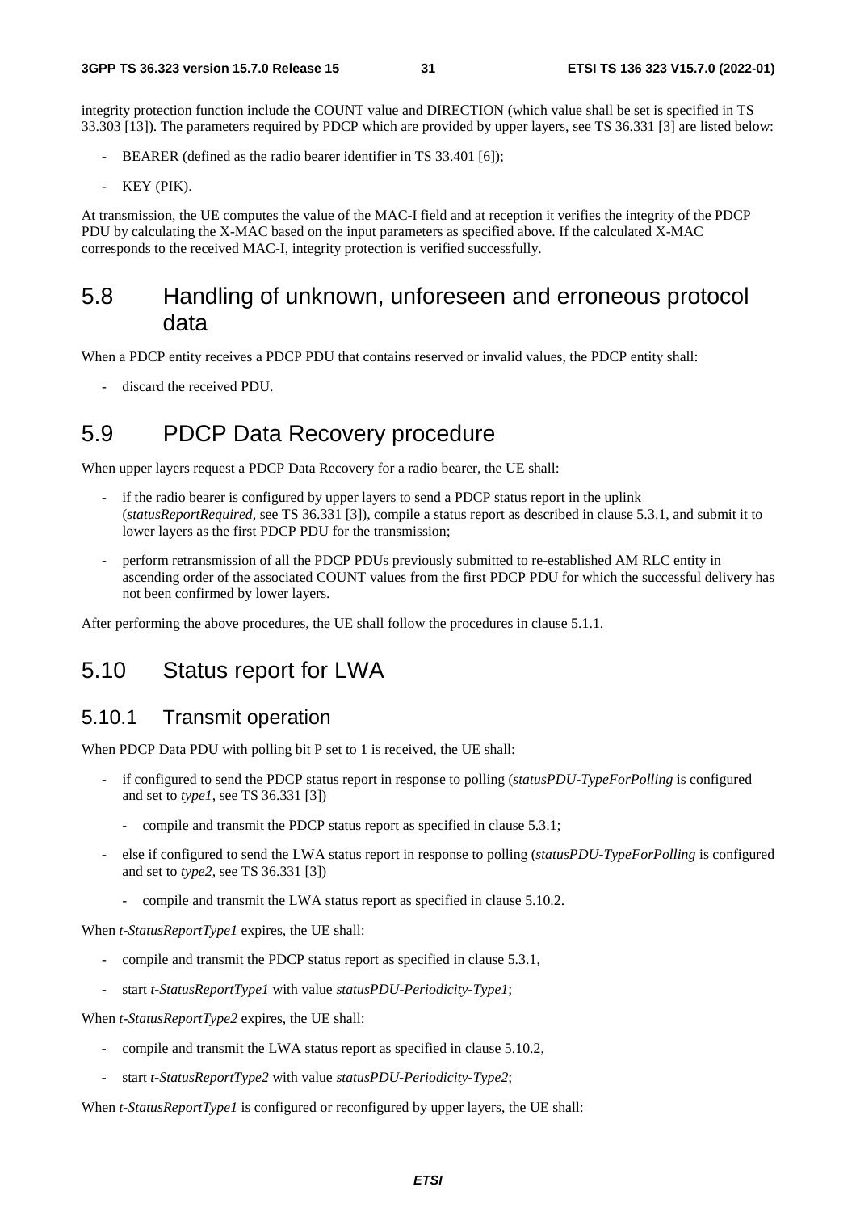integrity protection function include the COUNT value and DIRECTION (which value shall be set is specified in TS 33.303 [13]). The parameters required by PDCP which are provided by upper layers, see TS 36.331 [3] are listed below:

- BEARER (defined as the radio bearer identifier in TS 33.401 [6]);
- KEY (PIK).

At transmission, the UE computes the value of the MAC-I field and at reception it verifies the integrity of the PDCP PDU by calculating the X-MAC based on the input parameters as specified above. If the calculated X-MAC corresponds to the received MAC-I, integrity protection is verified successfully.

## 5.8 Handling of unknown, unforeseen and erroneous protocol data

When a PDCP entity receives a PDCP PDU that contains reserved or invalid values, the PDCP entity shall:

- discard the received PDU.

## 5.9 PDCP Data Recovery procedure

When upper layers request a PDCP Data Recovery for a radio bearer, the UE shall:

- if the radio bearer is configured by upper layers to send a PDCP status report in the uplink (*statusReportRequired*, see TS 36.331 [3]), compile a status report as described in clause 5.3.1, and submit it to lower layers as the first PDCP PDU for the transmission;
- perform retransmission of all the PDCP PDUs previously submitted to re-established AM RLC entity in ascending order of the associated COUNT values from the first PDCP PDU for which the successful delivery has not been confirmed by lower layers.

After performing the above procedures, the UE shall follow the procedures in clause 5.1.1.

## 5.10 Status report for LWA

### 5.10.1 Transmit operation

When PDCP Data PDU with polling bit P set to 1 is received, the UE shall:

- if configured to send the PDCP status report in response to polling (*statusPDU-TypeForPolling* is configured and set to *type1*, see TS 36.331 [3])
  - compile and transmit the PDCP status report as specified in clause 5.3.1;
- else if configured to send the LWA status report in response to polling (*statusPDU-TypeForPolling* is configured and set to *type2*, see TS 36.331 [3])
  - compile and transmit the LWA status report as specified in clause 5.10.2.

When *t-StatusReportType1* expires, the UE shall:

- compile and transmit the PDCP status report as specified in clause 5.3.1,
- start *t-StatusReportType1* with value *statusPDU-Periodicity-Type1*;

When *t-StatusReportType2* expires, the UE shall:

- compile and transmit the LWA status report as specified in clause 5.10.2,
- start *t-StatusReportType2* with value *statusPDU-Periodicity-Type2*;

When *t-StatusReportType1* is configured or reconfigured by upper layers, the UE shall: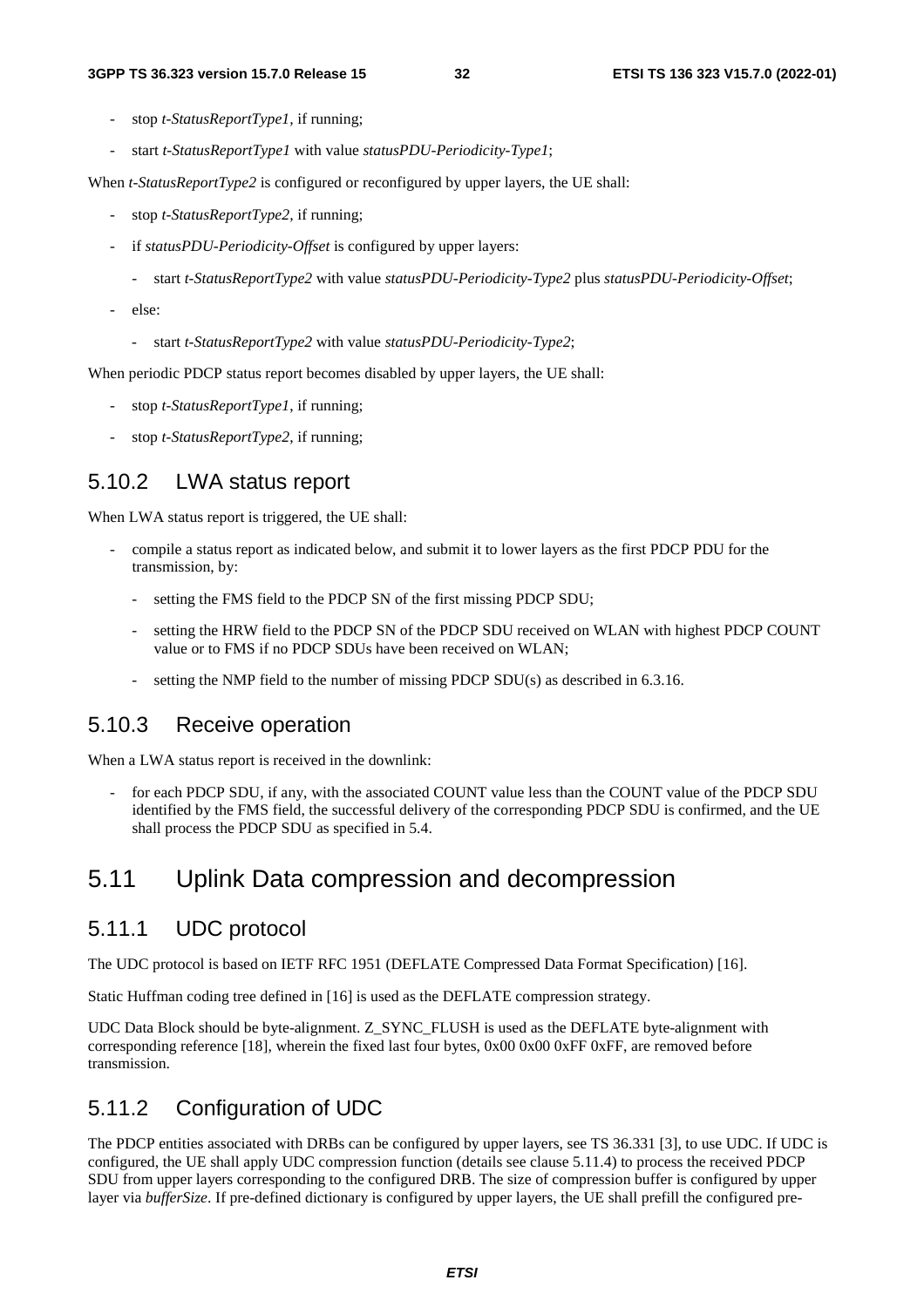- stop *t-StatusReportType1*, if running;
- start *t-StatusReportType1* with value *statusPDU-Periodicity-Type1*;

When *t-StatusReportType2* is configured or reconfigured by upper layers, the UE shall:

- stop *t-StatusReportType2*, if running;
- if *statusPDU-Periodicity-Offset* is configured by upper layers:
  - start *t-StatusReportType2* with value *statusPDU-Periodicity-Type2* plus *statusPDU-Periodicity-Offset*;
- else:
  - start *t-StatusReportType2* with value *statusPDU-Periodicity-Type2*;

When periodic PDCP status report becomes disabled by upper layers, the UE shall:

- stop *t-StatusReportType1*, if running;
- stop *t-StatusReportType2*, if running;

### 5.10.2 LWA status report

When LWA status report is triggered, the UE shall:

- compile a status report as indicated below, and submit it to lower layers as the first PDCP PDU for the transmission, by:
  - setting the FMS field to the PDCP SN of the first missing PDCP SDU;
  - setting the HRW field to the PDCP SN of the PDCP SDU received on WLAN with highest PDCP COUNT value or to FMS if no PDCP SDUs have been received on WLAN;
  - setting the NMP field to the number of missing PDCP SDU(s) as described in 6.3.16.

### 5.10.3 Receive operation

When a LWA status report is received in the downlink:

- for each PDCP SDU, if any, with the associated COUNT value less than the COUNT value of the PDCP SDU identified by the FMS field, the successful delivery of the corresponding PDCP SDU is confirmed, and the UE shall process the PDCP SDU as specified in 5.4.

## 5.11 Uplink Data compression and decompression

### 5.11.1 UDC protocol

The UDC protocol is based on IETF RFC 1951 (DEFLATE Compressed Data Format Specification) [16].

Static Huffman coding tree defined in [16] is used as the DEFLATE compression strategy.

UDC Data Block should be byte-alignment. Z_SYNC_FLUSH is used as the DEFLATE byte-alignment with corresponding reference [18], wherein the fixed last four bytes, 0x00 0x00 0xFF 0xFF, are removed before transmission.

### 5.11.2 Configuration of UDC

The PDCP entities associated with DRBs can be configured by upper layers, see TS 36.331 [3], to use UDC. If UDC is configured, the UE shall apply UDC compression function (details see clause 5.11.4) to process the received PDCP SDU from upper layers corresponding to the configured DRB. The size of compression buffer is configured by upper layer via *bufferSize*. If pre-defined dictionary is configured by upper layers, the UE shall prefill the configured pre-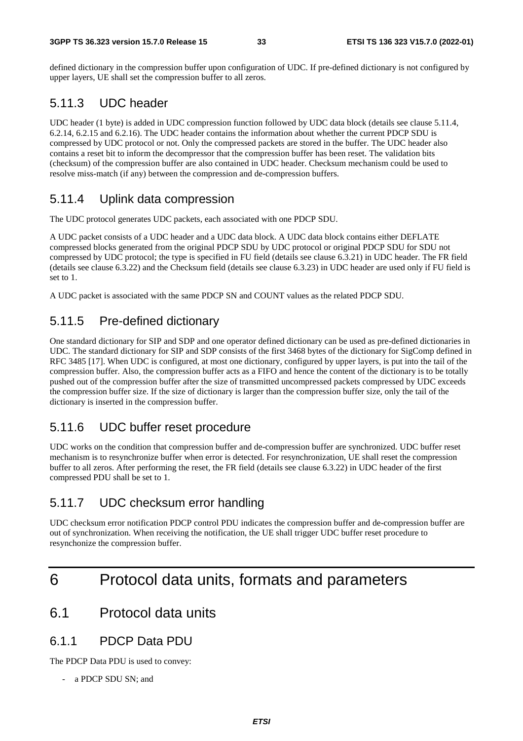defined dictionary in the compression buffer upon configuration of UDC. If pre-defined dictionary is not configured by upper layers, UE shall set the compression buffer to all zeros.

### 5.11.3 UDC header

UDC header (1 byte) is added in UDC compression function followed by UDC data block (details see clause 5.11.4, 6.2.14, 6.2.15 and 6.2.16). The UDC header contains the information about whether the current PDCP SDU is compressed by UDC protocol or not. Only the compressed packets are stored in the buffer. The UDC header also contains a reset bit to inform the decompressor that the compression buffer has been reset. The validation bits (checksum) of the compression buffer are also contained in UDC header. Checksum mechanism could be used to resolve miss-match (if any) between the compression and de-compression buffers.

### 5.11.4 Uplink data compression

The UDC protocol generates UDC packets, each associated with one PDCP SDU.

A UDC packet consists of a UDC header and a UDC data block. A UDC data block contains either DEFLATE compressed blocks generated from the original PDCP SDU by UDC protocol or original PDCP SDU for SDU not compressed by UDC protocol; the type is specified in FU field (details see clause 6.3.21) in UDC header. The FR field (details see clause 6.3.22) and the Checksum field (details see clause 6.3.23) in UDC header are used only if FU field is set to 1.

A UDC packet is associated with the same PDCP SN and COUNT values as the related PDCP SDU.

### 5.11.5 Pre-defined dictionary

One standard dictionary for SIP and SDP and one operator defined dictionary can be used as pre-defined dictionaries in UDC. The standard dictionary for SIP and SDP consists of the first 3468 bytes of the dictionary for SigComp defined in RFC 3485 [17]. When UDC is configured, at most one dictionary, configured by upper layers, is put into the tail of the compression buffer. Also, the compression buffer acts as a FIFO and hence the content of the dictionary is to be totally pushed out of the compression buffer after the size of transmitted uncompressed packets compressed by UDC exceeds the compression buffer size. If the size of dictionary is larger than the compression buffer size, only the tail of the dictionary is inserted in the compression buffer.

### 5.11.6 UDC buffer reset procedure

UDC works on the condition that compression buffer and de-compression buffer are synchronized. UDC buffer reset mechanism is to resynchronize buffer when error is detected. For resynchronization, UE shall reset the compression buffer to all zeros. After performing the reset, the FR field (details see clause 6.3.22) in UDC header of the first compressed PDU shall be set to 1.

### 5.11.7 UDC checksum error handling

UDC checksum error notification PDCP control PDU indicates the compression buffer and de-compression buffer are out of synchronization. When receiving the notification, the UE shall trigger UDC buffer reset procedure to resynchonize the compression buffer.

# 6 Protocol data units, formats and parameters

## 6.1 Protocol data units

### 6.1.1 PDCP Data PDU

The PDCP Data PDU is used to convey:

- a PDCP SDU SN; and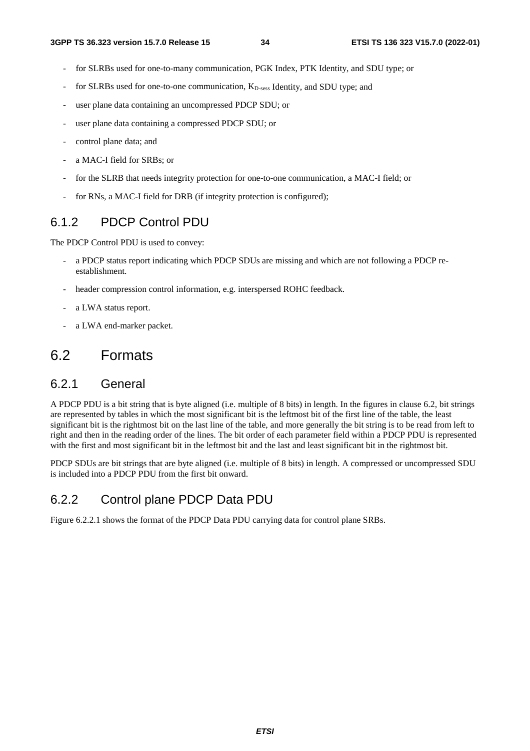- for SLRBs used for one-to-many communication, PGK Index, PTK Identity, and SDU type; or
- for SLRBs used for one-to-one communication, $K_{D\text{-}sess}$ Identity, and SDU type; and
- user plane data containing an uncompressed PDCP SDU; or
- user plane data containing a compressed PDCP SDU; or
- control plane data; and
- a MAC-I field for SRBs; or
- for the SLRB that needs integrity protection for one-to-one communication, a MAC-I field; or
- for RNs, a MAC-I field for DRB (if integrity protection is configured);

### 6.1.2 PDCP Control PDU

The PDCP Control PDU is used to convey:

- a PDCP status report indicating which PDCP SDUs are missing and which are not following a PDCP re-establishment.
- header compression control information, e.g. interspersed ROHC feedback.
- a LWA status report.
- a LWA end-marker packet.

## 6.2 Formats

### 6.2.1 General

A PDCP PDU is a bit string that is byte aligned (i.e. multiple of 8 bits) in length. In the figures in clause 6.2, bit strings are represented by tables in which the most significant bit is the leftmost bit of the first line of the table, the least significant bit is the rightmost bit on the last line of the table, and more generally the bit string is to be read from left to right and then in the reading order of the lines. The bit order of each parameter field within a PDCP PDU is represented with the first and most significant bit in the leftmost bit and the last and least significant bit in the rightmost bit.

PDCP SDUs are bit strings that are byte aligned (i.e. multiple of 8 bits) in length. A compressed or uncompressed SDU is included into a PDCP PDU from the first bit onward.

### 6.2.2 Control plane PDCP Data PDU

Figure 6.2.2.1 shows the format of the PDCP Data PDU carrying data for control plane SRBs.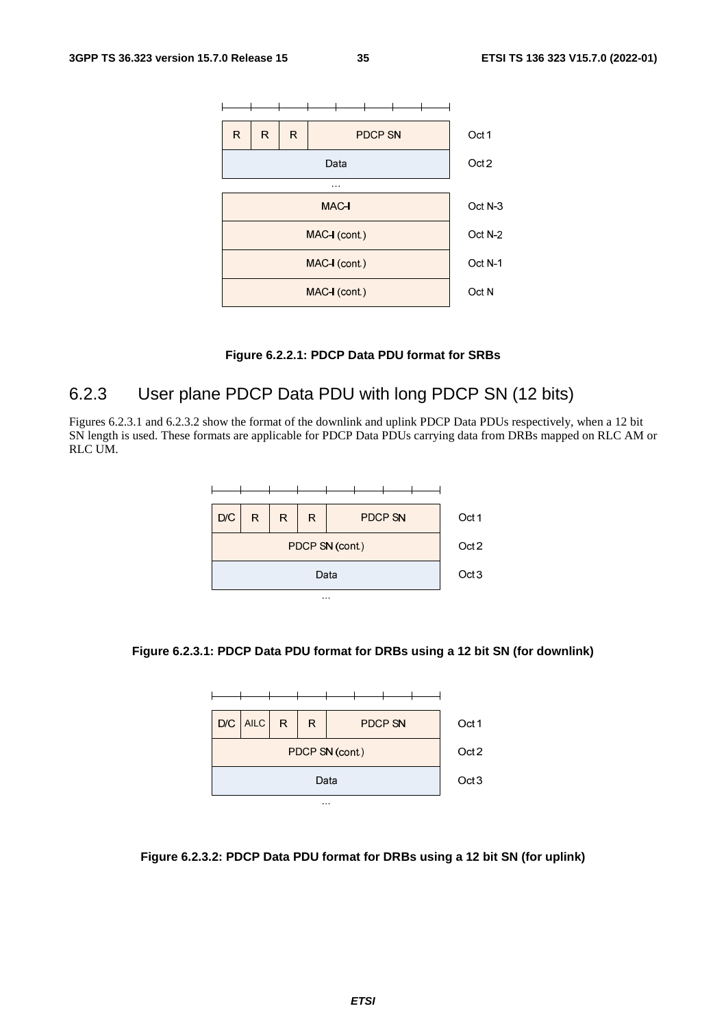| R | R | R | PDCP SN | | | | | Oct 1 |
|---|---|---|---|---|---|---|---|---|
| Data | | | | | | | | Oct 2 |
| ... | | | | | | | | |
| MAC-I | | | | | | | | Oct N-3 |
| MAC-I (cont.) | | | | | | | | Oct N-2 |
| MAC-I (cont.) | | | | | | | | Oct N-1 |
| MAC-I (cont.) | | | | | | | | Oct N |

**Figure 6.2.2.1: PDCP Data PDU format for SRBs**

## 6.2.3 User plane PDCP Data PDU with long PDCP SN (12 bits)

Figures 6.2.3.1 and 6.2.3.2 show the format of the downlink and uplink PDCP Data PDUs respectively, when a 12 bit SN length is used. These formats are applicable for PDCP Data PDUs carrying data from DRBs mapped on RLC AM or RLC UM.

| D/C | R | R | R | PDCP SN | | | | Oct 1 |
|---|---|---|---|---|---|---|---|---|
| PDCP SN (cont.) | | | | | | | | Oct 2 |
| Data | | | | | | | | Oct 3 |
| ... | | | | | | | | |

**Figure 6.2.3.1: PDCP Data PDU format for DRBs using a 12 bit SN (for downlink)**

| D/C | AILC | R | R | PDCP SN | | | | Oct 1 |
|---|---|---|---|---|---|---|---|---|
| PDCP SN (cont.) | | | | | | | | Oct 2 |
| Data | | | | | | | | Oct 3 |
| ... | | | | | | | | |

**Figure 6.2.3.2: PDCP Data PDU format for DRBs using a 12 bit SN (for uplink)**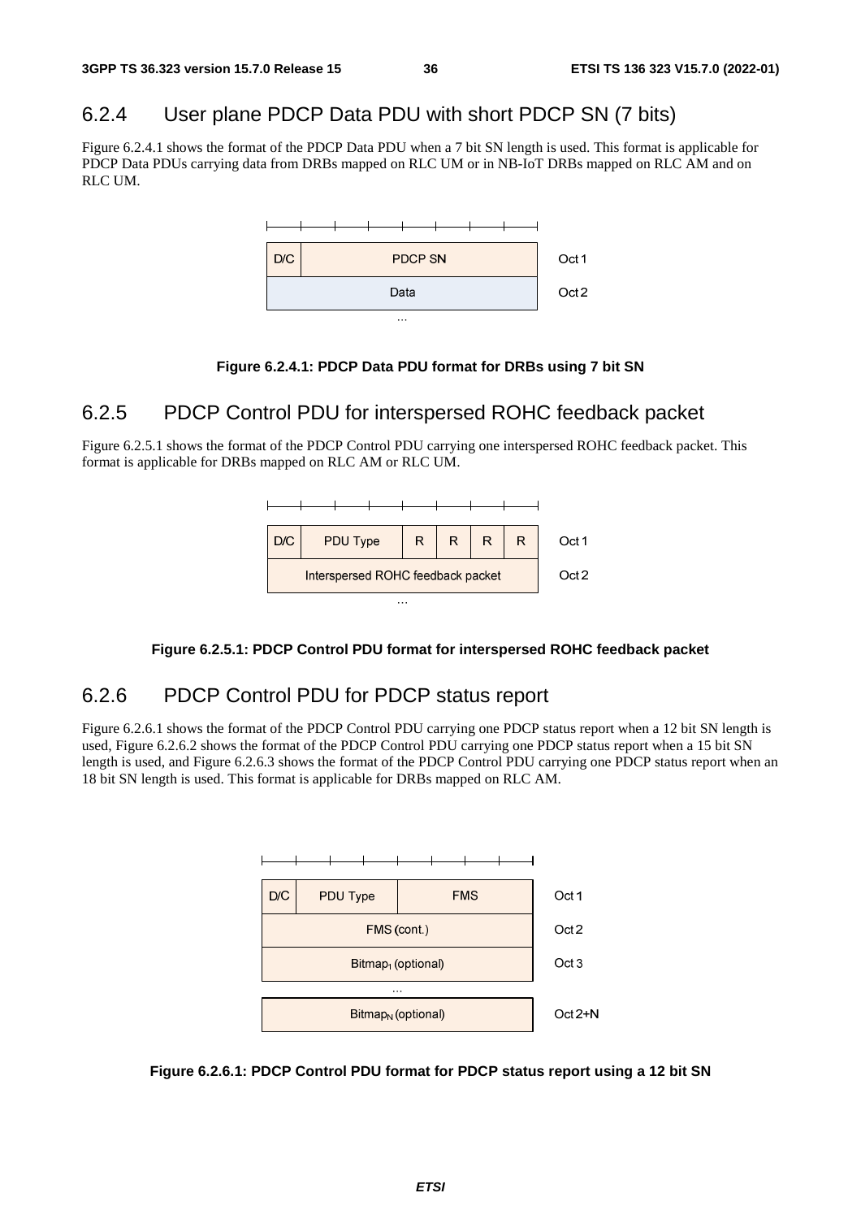## 6.2.4 User plane PDCP Data PDU with short PDCP SN (7 bits)

Figure 6.2.4.1 shows the format of the PDCP Data PDU when a 7 bit SN length is used. This format is applicable for PDCP Data PDUs carrying data from DRBs mapped on RLC UM or in NB-IoT DRBs mapped on RLC AM and on RLC UM.

| D/C | PDCP SN | Oct 1 |
|---|---|---|
| Data | | Oct 2 |
| ... | | |

**Figure 6.2.4.1: PDCP Data PDU format for DRBs using 7 bit SN**

## 6.2.5 PDCP Control PDU for interspersed ROHC feedback packet

Figure 6.2.5.1 shows the format of the PDCP Control PDU carrying one interspersed ROHC feedback packet. This format is applicable for DRBs mapped on RLC AM or RLC UM.

| D/C | PDU Type | R | R | R | R | Oct 1 |
|---|---|---|---|---|---|---|
| Interspersed ROHC feedback packet | | | | | | Oct 2 |
| ... | | | | | | |

**Figure 6.2.5.1: PDCP Control PDU format for interspersed ROHC feedback packet**

## 6.2.6 PDCP Control PDU for PDCP status report

Figure 6.2.6.1 shows the format of the PDCP Control PDU carrying one PDCP status report when a 12 bit SN length is used, Figure 6.2.6.2 shows the format of the PDCP Control PDU carrying one PDCP status report when a 15 bit SN length is used, and Figure 6.2.6.3 shows the format of the PDCP Control PDU carrying one PDCP status report when an 18 bit SN length is used. This format is applicable for DRBs mapped on RLC AM.

| D/C | PDU Type | FMS | Oct 1 |
|---|---|---|---|
| FMS (cont.) | | | Oct 2 |
| $Bitmap_1$ (optional) | | | Oct 3 |
| ... | | | |
| $Bitmap_N$ (optional) | | | Oct 2+N |

**Figure 6.2.6.1: PDCP Control PDU format for PDCP status report using a 12 bit SN**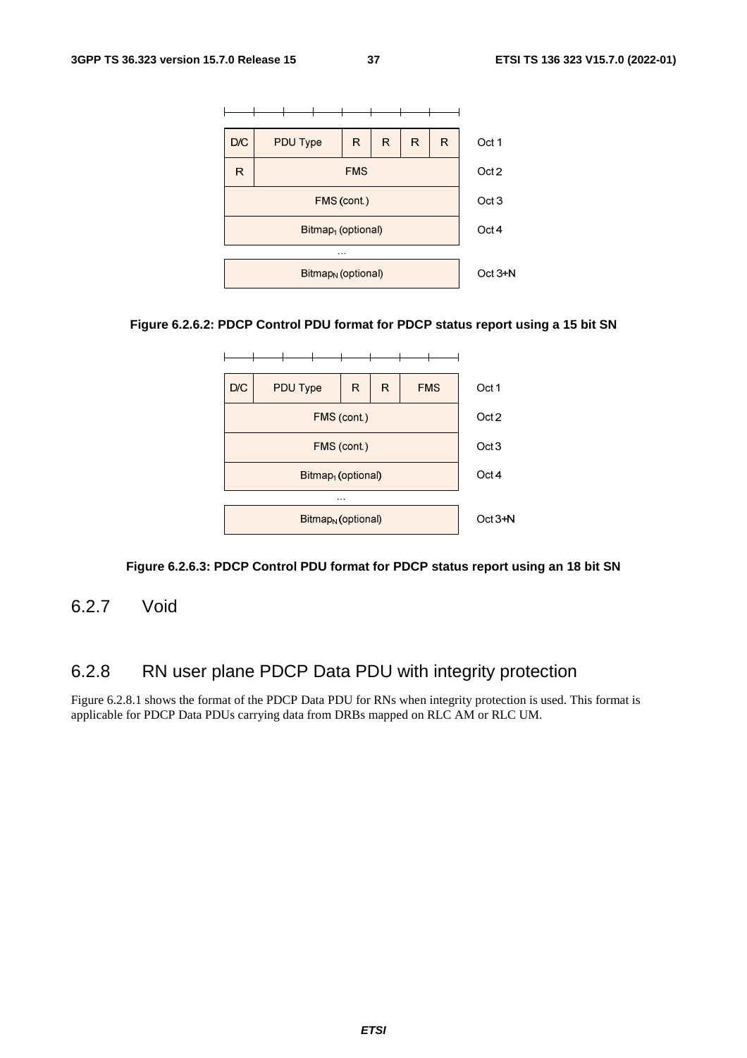| D/C | PDU Type | R | R | R | R | Oct 1 |
|---|---|---|---|---|---|---|
| R | FMS | | | | | Oct 2 |
| FMS (cont.) | | | | | | Oct 3 |
| $Bitmap_1$ (optional) | | | | | | Oct 4 |
| … | | | | | | |
| $Bitmap_N$ (optional) | | | | | | Oct 3+N |

**Figure 6.2.6.2: PDCP Control PDU format for PDCP status report using a 15 bit SN**

| D/C | PDU Type | R | R | FMS | Oct 1 |
|---|---|---|---|---|---|
| FMS (cont.) | | | | | Oct 2 |
| FMS (cont.) | | | | | Oct 3 |
| $Bitmap_1$ (optional) | | | | | Oct 4 |
| … | | | | | |
| $Bitmap_N$ (optional) | | | | | Oct 3+N |

**Figure 6.2.6.3: PDCP Control PDU format for PDCP status report using an 18 bit SN**

## 6.2.7 Void

## 6.2.8 RN user plane PDCP Data PDU with integrity protection

Figure 6.2.8.1 shows the format of the PDCP Data PDU for RNs when integrity protection is used. This format is applicable for PDCP Data PDUs carrying data from DRBs mapped on RLC AM or RLC UM.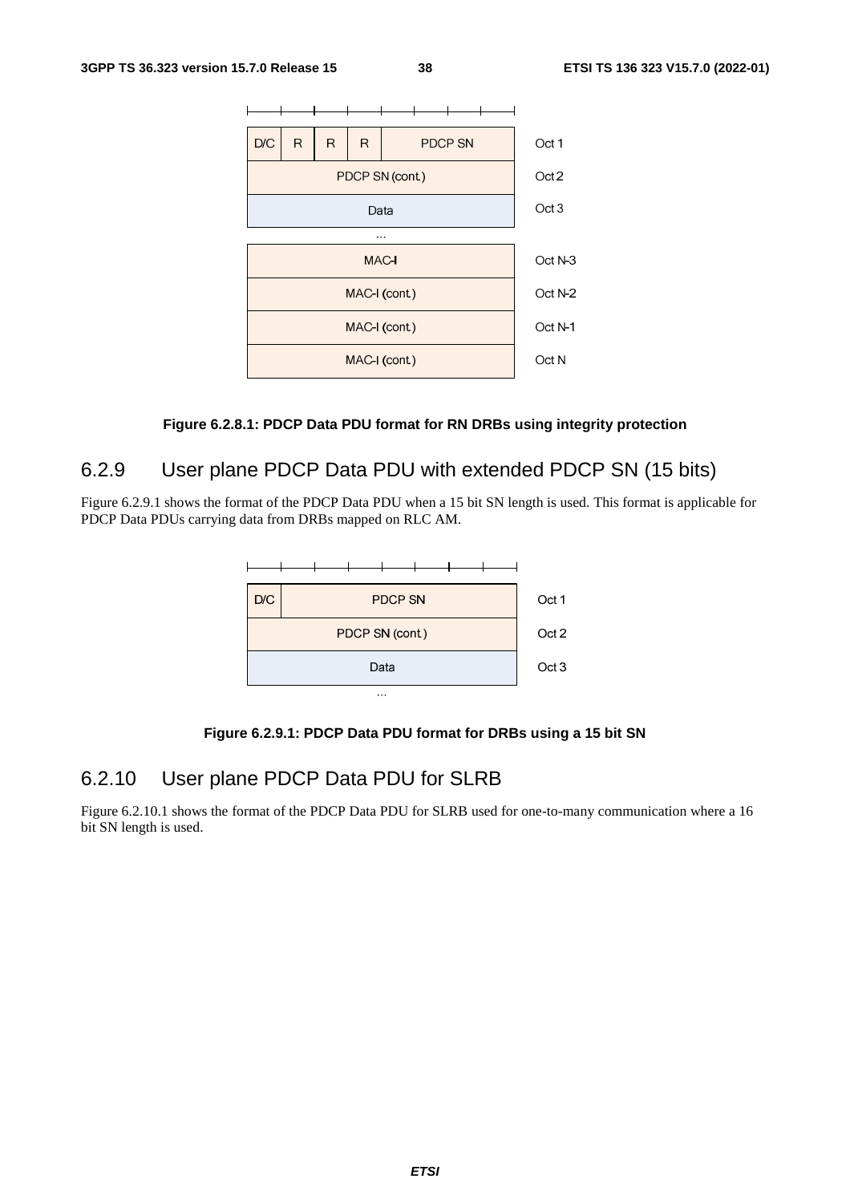| D/C | R | R | R | PDCP SN | Oct 1 |
|---|---|---|---|---|---|
| PDCP SN (cont.) | | | | | Oct 2 |
| Data | | | | | Oct 3 |
| ... | | | | | |
| MAC-I | | | | | Oct N-3 |
| MAC-I (cont.) | | | | | Oct N-2 |
| MAC-I (cont.) | | | | | Oct N-1 |
| MAC-I (cont.) | | | | | Oct N |

**Figure 6.2.8.1: PDCP Data PDU format for RN DRBs using integrity protection**

## 6.2.9 User plane PDCP Data PDU with extended PDCP SN (15 bits)

Figure 6.2.9.1 shows the format of the PDCP Data PDU when a 15 bit SN length is used. This format is applicable for PDCP Data PDUs carrying data from DRBs mapped on RLC AM.

| D/C | PDCP SN | Oct 1 |
|---|---|---|
| PDCP SN (cont.) | | Oct 2 |
| Data | | Oct 3 |
| ... | | |

**Figure 6.2.9.1: PDCP Data PDU format for DRBs using a 15 bit SN**

## 6.2.10 User plane PDCP Data PDU for SLRB

Figure 6.2.10.1 shows the format of the PDCP Data PDU for SLRB used for one-to-many communication where a 16 bit SN length is used.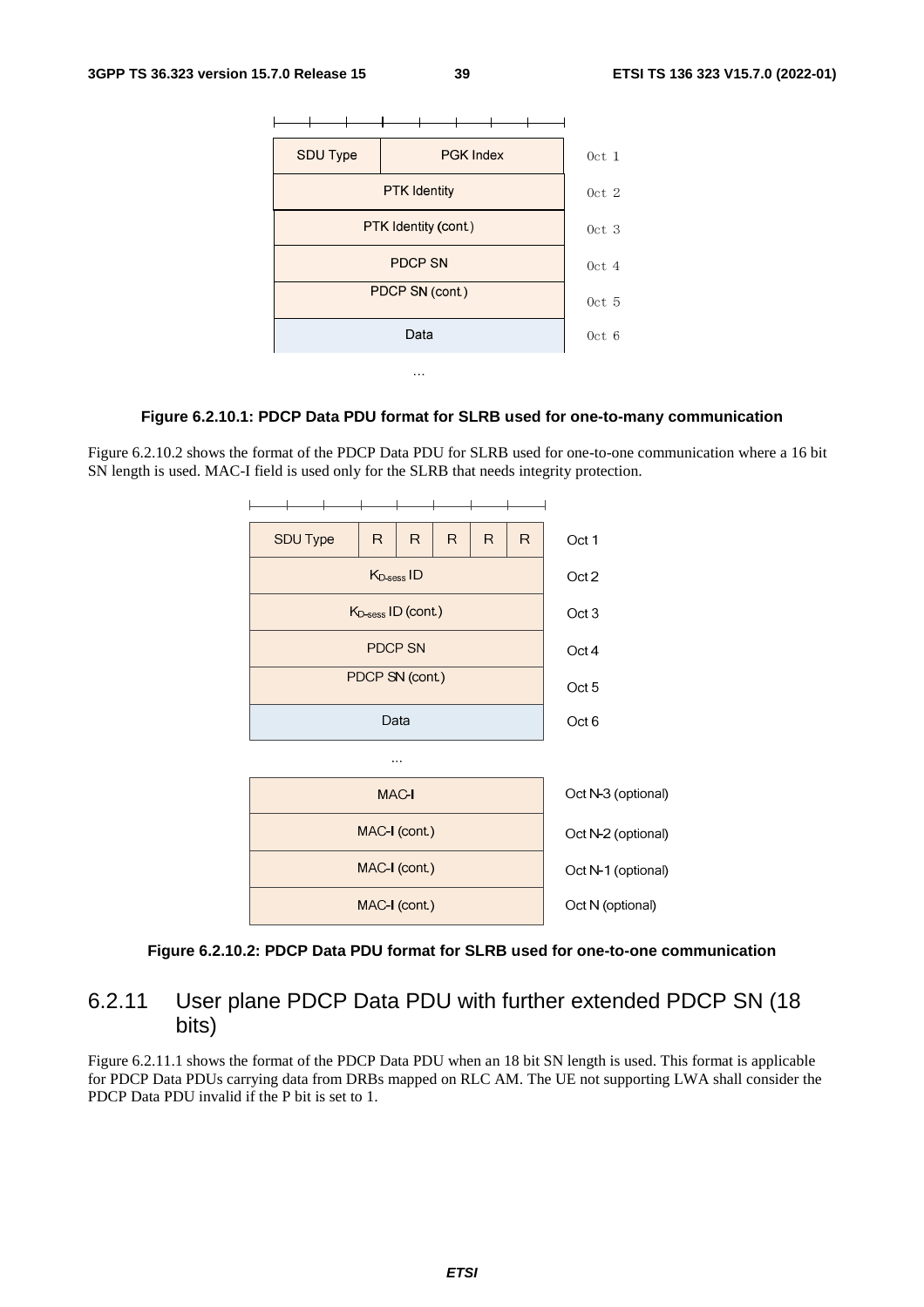| SDU Type | PGK Index | Oct 1 |
|---|---|---|
| PTK Identity | | Oct 2 |
| PTK Identity (cont.) | | Oct 3 |
| PDCP SN | | Oct 4 |
| PDCP SN (cont.) | | Oct 5 |
| Data | | Oct 6 |
| ... | | |

**Figure 6.2.10.1: PDCP Data PDU format for SLRB used for one-to-many communication**

Figure 6.2.10.2 shows the format of the PDCP Data PDU for SLRB used for one-to-one communication where a 16 bit SN length is used. MAC-I field is used only for the SLRB that needs integrity protection.

| SDU Type | R | R | R | R | R | Oct 1 |
|---|---|---|---|---|---|---|
| $K_{D\text{-}sess}$ ID | | | | | | Oct 2 |
| $K_{D\text{-}sess}$ ID (cont.) | | | | | | Oct 3 |
| PDCP SN | | | | | | Oct 4 |
| PDCP SN (cont.) | | | | | | Oct 5 |
| Data | | | | | | Oct 6 |
| ... | | | | | | |
| MAC-I | | | | | | Oct N-3 (optional) |
| MAC-I (cont.) | | | | | | Oct N-2 (optional) |
| MAC-I (cont.) | | | | | | Oct N-1 (optional) |
| MAC-I (cont.) | | | | | | Oct N (optional) |

**Figure 6.2.10.2: PDCP Data PDU format for SLRB used for one-to-one communication**

## 6.2.11 User plane PDCP Data PDU with further extended PDCP SN (18 bits)

Figure 6.2.11.1 shows the format of the PDCP Data PDU when an 18 bit SN length is used. This format is applicable for PDCP Data PDUs carrying data from DRBs mapped on RLC AM. The UE not supporting LWA shall consider the PDCP Data PDU invalid if the P bit is set to 1.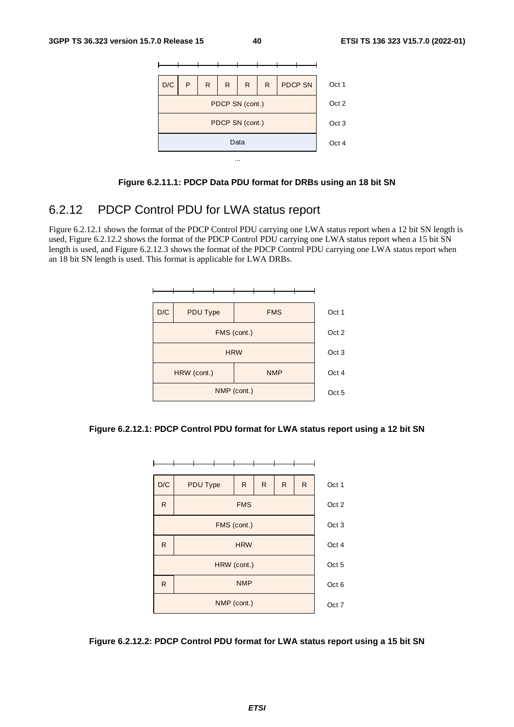| D/C | P | R | R | R | R | PDCP SN | | Oct 1 |
|---|---|---|---|---|---|---|---|---|
| PDCP SN (cont.) | | | | | | | | Oct 2 |
| PDCP SN (cont.) | | | | | | | | Oct 3 |
| Data | | | | | | | | Oct 4 |
| ... | | | | | | | | |

**Figure 6.2.11.1: PDCP Data PDU format for DRBs using an 18 bit SN**

## 6.2.12 PDCP Control PDU for LWA status report

Figure 6.2.12.1 shows the format of the PDCP Control PDU carrying one LWA status report when a 12 bit SN length is used, Figure 6.2.12.2 shows the format of the PDCP Control PDU carrying one LWA status report when a 15 bit SN length is used, and Figure 6.2.12.3 shows the format of the PDCP Control PDU carrying one LWA status report when an 18 bit SN length is used. This format is applicable for LWA DRBs.

| D/C | PDU Type | FMS | Oct 1 |
|---|---|---|---|
| FMS (cont.) | | | Oct 2 |
| HRW | | | Oct 3 |
| HRW (cont.) | | NMP | Oct 4 |
| NMP (cont.) | | | Oct 5 |

**Figure 6.2.12.1: PDCP Control PDU format for LWA status report using a 12 bit SN**

| D/C | PDU Type | R | R | R | R | Oct 1 |
|---|---|---|---|---|---|---|
| R | FMS | | | | | Oct 2 |
| FMS (cont.) | | | | | | Oct 3 |
| R | HRW | | | | | Oct 4 |
| HRW (cont.) | | | | | | Oct 5 |
| R | NMP | | | | | Oct 6 |
| NMP (cont.) | | | | | | Oct 7 |

**Figure 6.2.12.2: PDCP Control PDU format for LWA status report using a 15 bit SN**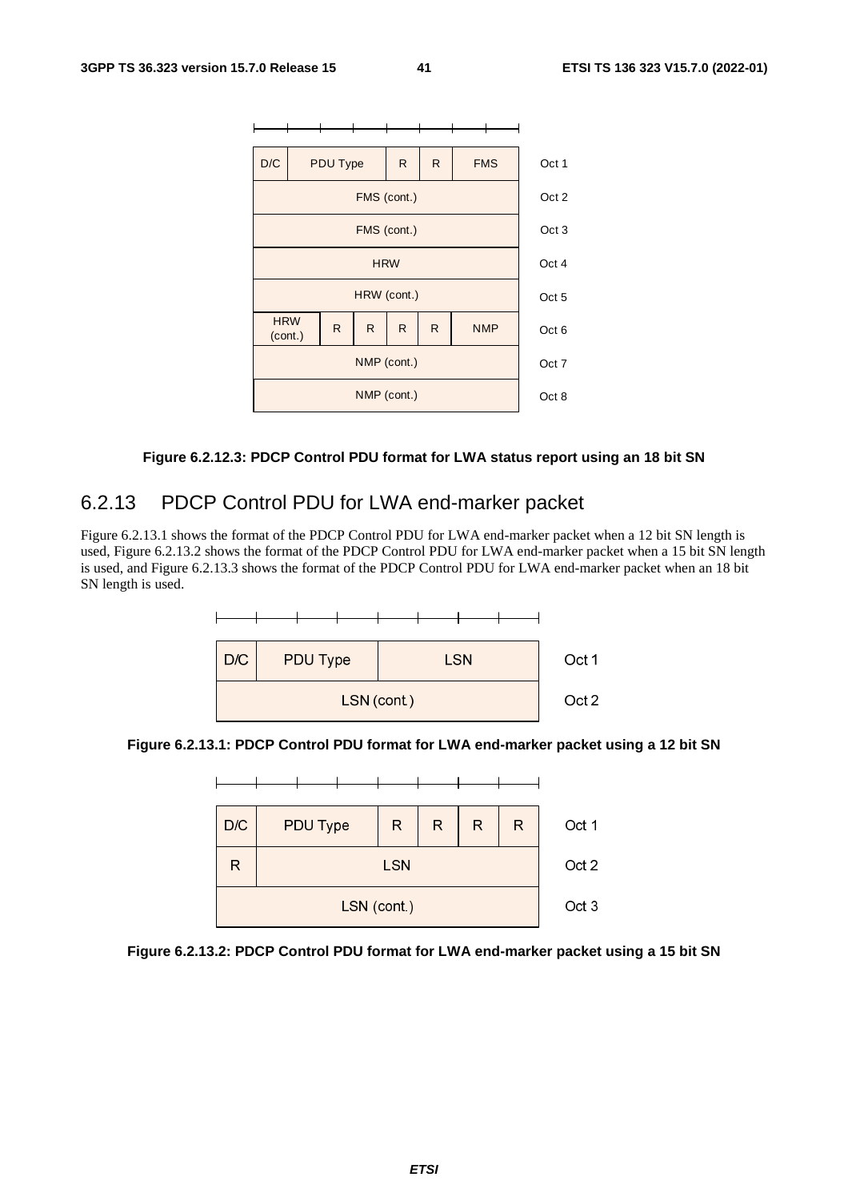| D/C | PDU Type | | R | R | FMS | Oct 1 |
|---|---|---|---|---|---|---|
| FMS (cont.) | | | | | | Oct 2 |
| FMS (cont.) | | | | | | Oct 3 |
| HRW | | | | | | Oct 4 |
| HRW (cont.) | | | | | | Oct 5 |
| HRW (cont.) | R | R | R | R | NMP | Oct 6 |
| NMP (cont.) | | | | | | Oct 7 |
| NMP (cont.) | | | | | | Oct 8 |

**Figure 6.2.12.3: PDCP Control PDU format for LWA status report using an 18 bit SN**

## 6.2.13 PDCP Control PDU for LWA end-marker packet

Figure 6.2.13.1 shows the format of the PDCP Control PDU for LWA end-marker packet when a 12 bit SN length is used, Figure 6.2.13.2 shows the format of the PDCP Control PDU for LWA end-marker packet when a 15 bit SN length is used, and Figure 6.2.13.3 shows the format of the PDCP Control PDU for LWA end-marker packet when an 18 bit SN length is used.

| D/C | PDU Type | LSN | Oct 1 |
|---|---|---|---|
| LSN (cont.) | | | Oct 2 |

**Figure 6.2.13.1: PDCP Control PDU format for LWA end-marker packet using a 12 bit SN**

| D/C | PDU Type | R | R | R | R | Oct 1 |
|---|---|---|---|---|---|---|
| R | LSN | | | | | Oct 2 |
| LSN (cont.) | | | | | | Oct 3 |

**Figure 6.2.13.2: PDCP Control PDU format for LWA end-marker packet using a 15 bit SN**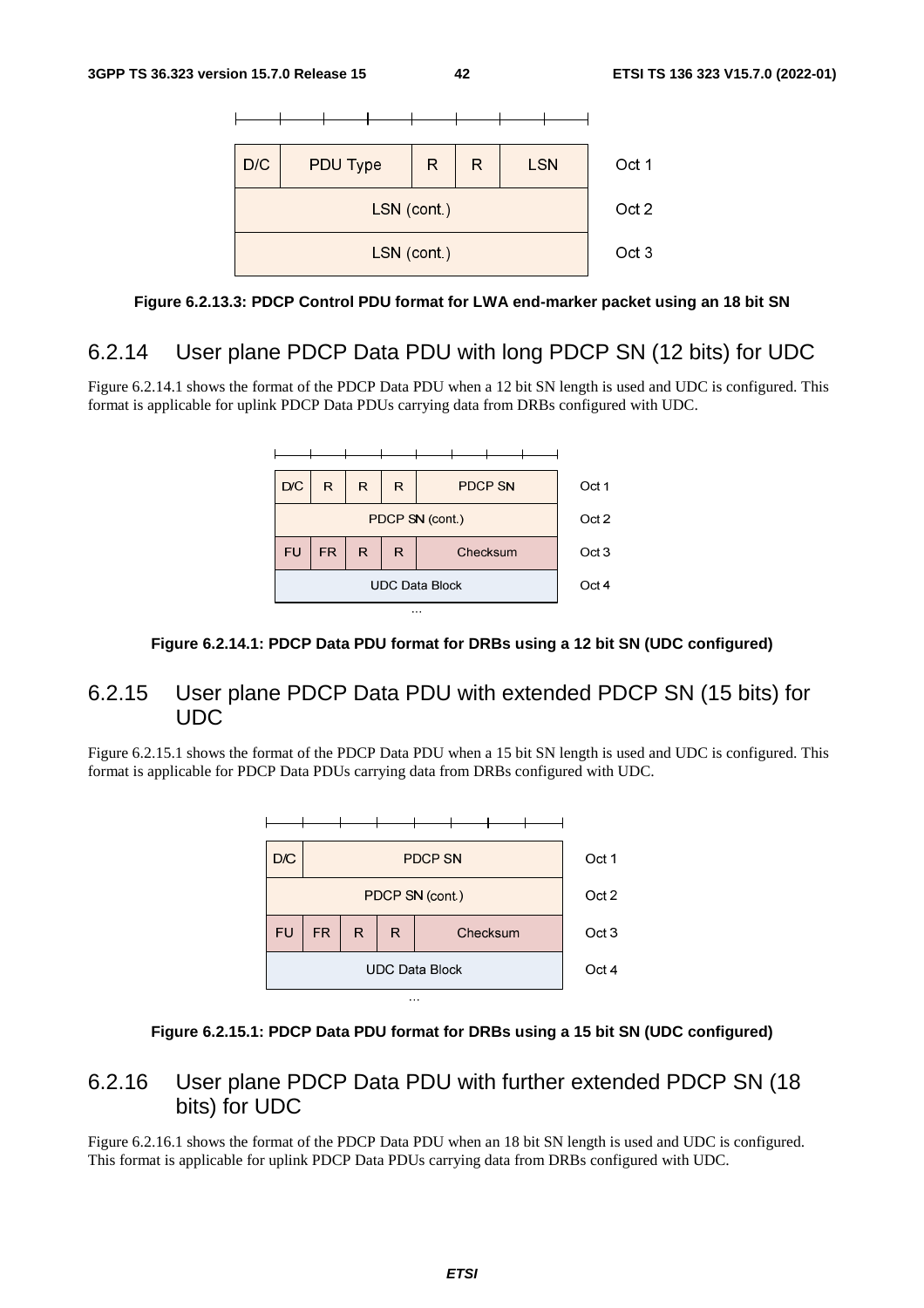| D/C | PDU Type | R | R | LSN | Oct 1 |
|---|---|---|---|---|---|
| LSN (cont.) | | | | | Oct 2 |
| LSN (cont.) | | | | | Oct 3 |

**Figure 6.2.13.3: PDCP Control PDU format for LWA end-marker packet using an 18 bit SN**

## 6.2.14 User plane PDCP Data PDU with long PDCP SN (12 bits) for UDC

Figure 6.2.14.1 shows the format of the PDCP Data PDU when a 12 bit SN length is used and UDC is configured. This format is applicable for uplink PDCP Data PDUs carrying data from DRBs configured with UDC.

| D/C | R | R | R | PDCP SN | Oct 1 |
|---|---|---|---|---|---|
| PDCP SN (cont.) | | | | | Oct 2 |
| FU | FR | R | R | Checksum | Oct 3 |
| UDC Data Block | | | | | Oct 4 |
| ... | | | | | |

**Figure 6.2.14.1: PDCP Data PDU format for DRBs using a 12 bit SN (UDC configured)**

## 6.2.15 User plane PDCP Data PDU with extended PDCP SN (15 bits) for UDC

Figure 6.2.15.1 shows the format of the PDCP Data PDU when a 15 bit SN length is used and UDC is configured. This format is applicable for PDCP Data PDUs carrying data from DRBs configured with UDC.

| D/C | PDCP SN | | | | Oct 1 |
|---|---|---|---|---|---|
| PDCP SN (cont.) | | | | | Oct 2 |
| FU | FR | R | R | Checksum | Oct 3 |
| UDC Data Block | | | | | Oct 4 |
| ... | | | | | |

**Figure 6.2.15.1: PDCP Data PDU format for DRBs using a 15 bit SN (UDC configured)**

## 6.2.16 User plane PDCP Data PDU with further extended PDCP SN (18 bits) for UDC

Figure 6.2.16.1 shows the format of the PDCP Data PDU when an 18 bit SN length is used and UDC is configured. This format is applicable for uplink PDCP Data PDUs carrying data from DRBs configured with UDC.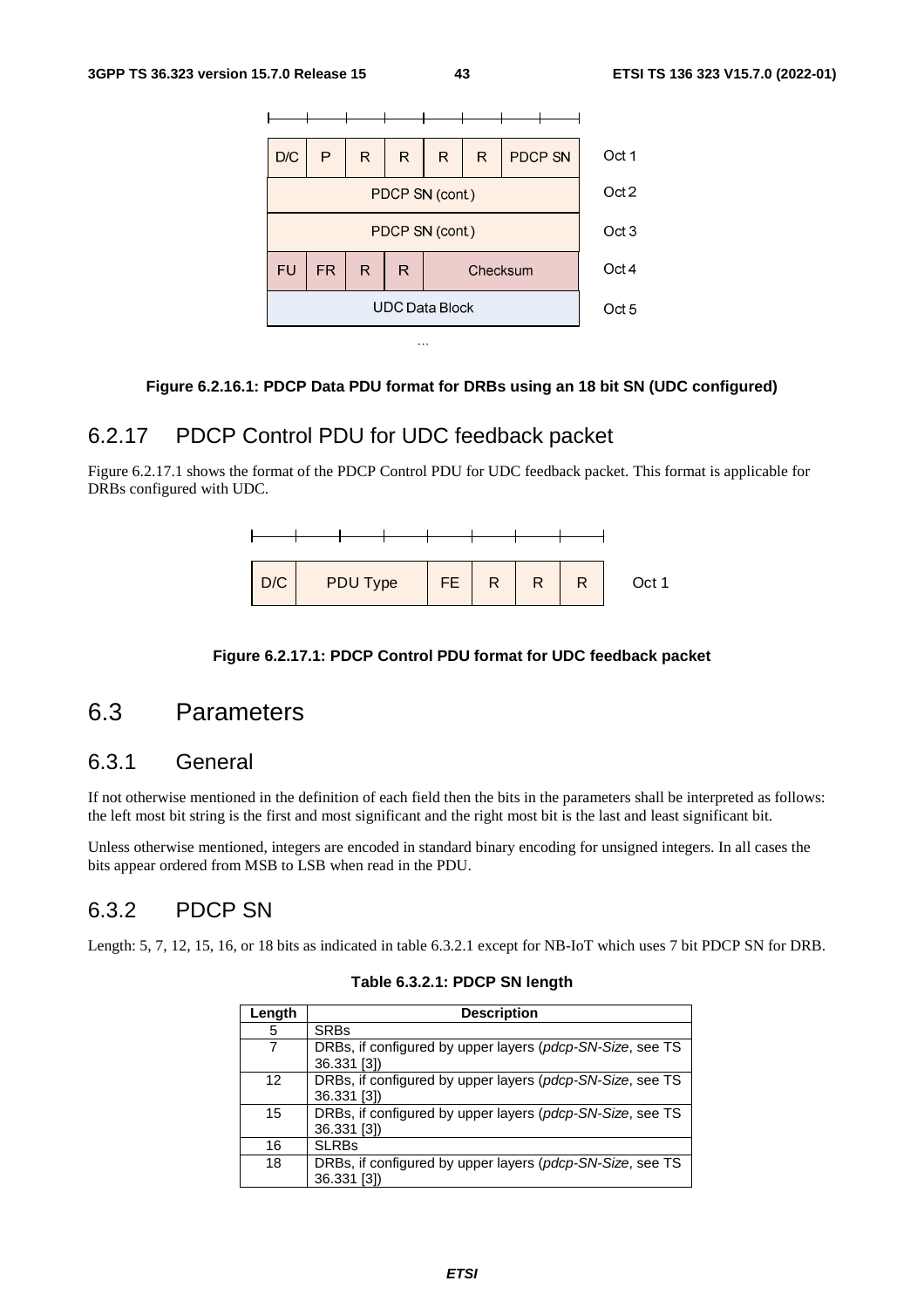| D/C | P | R | R | R | R | PDCP SN | Oct 1 |
|---|---|---|---|---|---|---|---|
| PDCP SN (cont.) | | | | | | | Oct 2 |
| PDCP SN (cont.) | | | | | | | Oct 3 |
| FU | FR | R | R | Checksum | | | Oct 4 |
| UDC Data Block | | | | | | | Oct 5 |

...

**Figure 6.2.16.1: PDCP Data PDU format for DRBs using an 18 bit SN (UDC configured)**

## 6.2.17 PDCP Control PDU for UDC feedback packet

Figure 6.2.17.1 shows the format of the PDCP Control PDU for UDC feedback packet. This format is applicable for DRBs configured with UDC.

| D/C | PDU Type | FE | R | R | R | Oct 1 |
|---|---|---|---|---|---|---|

**Figure 6.2.17.1: PDCP Control PDU format for UDC feedback packet**

# 6.3 Parameters

## 6.3.1 General

If not otherwise mentioned in the definition of each field then the bits in the parameters shall be interpreted as follows: the left most bit string is the first and most significant and the right most bit is the last and least significant bit.

Unless otherwise mentioned, integers are encoded in standard binary encoding for unsigned integers. In all cases the bits appear ordered from MSB to LSB when read in the PDU.

## 6.3.2 PDCP SN

Length: 5, 7, 12, 15, 16, or 18 bits as indicated in table 6.3.2.1 except for NB-IoT which uses 7 bit PDCP SN for DRB.

**Table 6.3.2.1: PDCP SN length**

| Length | Description |
|---|---|
| 5 | SRBs |
| 7 | DRBs, if configured by upper layers (*pdcp-SN-Size*, see TS 36.331 [3]) |
| 12 | DRBs, if configured by upper layers (*pdcp-SN-Size*, see TS 36.331 [3]) |
| 15 | DRBs, if configured by upper layers (*pdcp-SN-Size*, see TS 36.331 [3]) |
| 16 | SLRBs |
| 18 | DRBs, if configured by upper layers (*pdcp-SN-Size*, see TS 36.331 [3]) |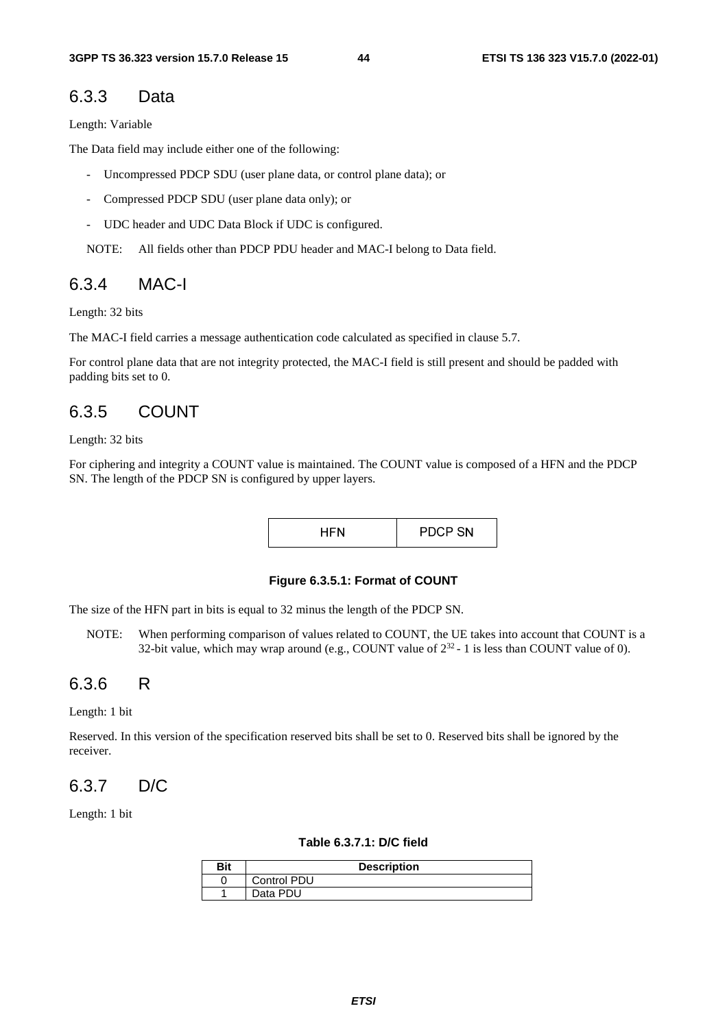### 6.3.3 Data

Length: Variable

The Data field may include either one of the following:

- Uncompressed PDCP SDU (user plane data, or control plane data); or
- Compressed PDCP SDU (user plane data only); or
- UDC header and UDC Data Block if UDC is configured.

NOTE: All fields other than PDCP PDU header and MAC-I belong to Data field.

### 6.3.4 MAC-I

Length: 32 bits

The MAC-I field carries a message authentication code calculated as specified in clause 5.7.

For control plane data that are not integrity protected, the MAC-I field is still present and should be padded with padding bits set to 0.

### 6.3.5 COUNT

Length: 32 bits

For ciphering and integrity a COUNT value is maintained. The COUNT value is composed of a HFN and the PDCP SN. The length of the PDCP SN is configured by upper layers.

| HFN | PDCP SN |
|---|---|

**Figure 6.3.5.1: Format of COUNT**

The size of the HFN part in bits is equal to 32 minus the length of the PDCP SN.

NOTE: When performing comparison of values related to COUNT, the UE takes into account that COUNT is a 32-bit value, which may wrap around (e.g., COUNT value of $2^{32}$ - 1 is less than COUNT value of 0).

### 6.3.6 R

Length: 1 bit

Reserved. In this version of the specification reserved bits shall be set to 0. Reserved bits shall be ignored by the receiver.

### 6.3.7 D/C

Length: 1 bit

**Table 6.3.7.1: D/C field**

| Bit | Description |
|---|---|
| 0 | Control PDU |
| 1 | Data PDU |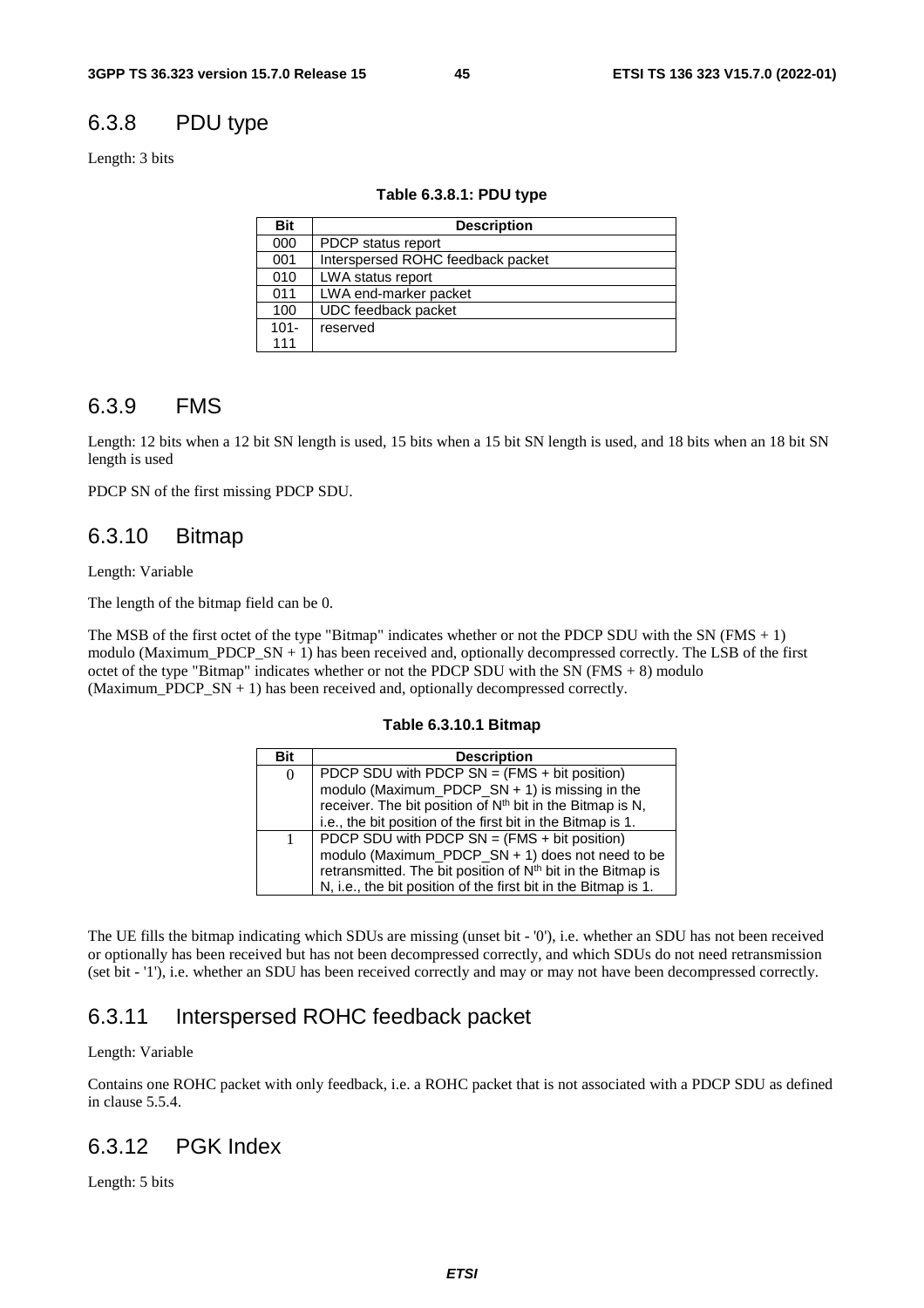### 6.3.8 PDU type

Length: 3 bits

**Table 6.3.8.1: PDU type**

| Bit | Description |
|---|---|
| 000 | PDCP status report |
| 001 | Interspersed ROHC feedback packet |
| 010 | LWA status report |
| 011 | LWA end-marker packet |
| 100 | UDC feedback packet |
| 101-111 | reserved |

### 6.3.9 FMS

Length: 12 bits when a 12 bit SN length is used, 15 bits when a 15 bit SN length is used, and 18 bits when an 18 bit SN length is used

PDCP SN of the first missing PDCP SDU.

### 6.3.10 Bitmap

Length: Variable

The length of the bitmap field can be 0.

The MSB of the first octet of the type "Bitmap" indicates whether or not the PDCP SDU with the SN (FMS + 1) modulo (Maximum_PDCP_SN + 1) has been received and, optionally decompressed correctly. The LSB of the first octet of the type "Bitmap" indicates whether or not the PDCP SDU with the SN (FMS + 8) modulo (Maximum_PDCP_SN + 1) has been received and, optionally decompressed correctly.

**Table 6.3.10.1 Bitmap**

| Bit | Description |
|---|---|
| 0 | PDCP SDU with PDCP SN = (FMS + bit position) modulo (Maximum_PDCP_SN + 1) is missing in the receiver. The bit position of N$^{th}$ bit in the Bitmap is N, i.e., the bit position of the first bit in the Bitmap is 1. |
| 1 | PDCP SDU with PDCP SN = (FMS + bit position) modulo (Maximum_PDCP_SN + 1) does not need to be retransmitted. The bit position of N$^{th}$ bit in the Bitmap is N, i.e., the bit position of the first bit in the Bitmap is 1. |

The UE fills the bitmap indicating which SDUs are missing (unset bit - '0'), i.e. whether an SDU has not been received or optionally has been received but has not been decompressed correctly, and which SDUs do not need retransmission (set bit - '1'), i.e. whether an SDU has been received correctly and may or may not have been decompressed correctly.

### 6.3.11 Interspersed ROHC feedback packet

Length: Variable

Contains one ROHC packet with only feedback, i.e. a ROHC packet that is not associated with a PDCP SDU as defined in clause 5.5.4.

### 6.3.12 PGK Index

Length: 5 bits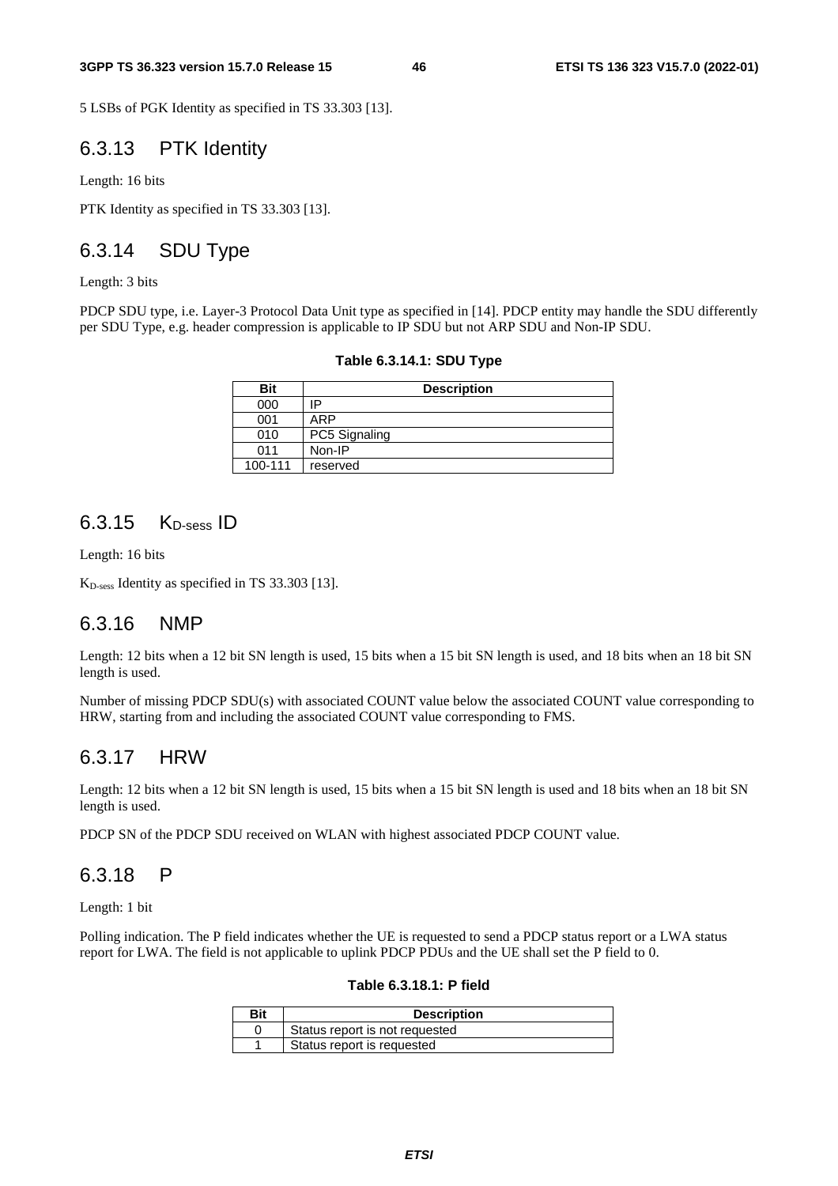5 LSBs of PGK Identity as specified in TS 33.303 [13].

### 6.3.13 PTK Identity

Length: 16 bits

PTK Identity as specified in TS 33.303 [13].

### 6.3.14 SDU Type

Length: 3 bits

PDCP SDU type, i.e. Layer-3 Protocol Data Unit type as specified in [14]. PDCP entity may handle the SDU differently per SDU Type, e.g. header compression is applicable to IP SDU but not ARP SDU and Non-IP SDU.

**Table 6.3.14.1: SDU Type**

| Bit | Description |
|---|---|
| 000 | IP |
| 001 | ARP |
| 010 | PC5 Signaling |
| 011 | Non-IP |
| 100-111 | reserved |

### 6.3.15 $K_{D\text{-}sess}$ ID

Length: 16 bits

$K_{D\text{-}sess}$ Identity as specified in TS 33.303 [13].

### 6.3.16 NMP

Length: 12 bits when a 12 bit SN length is used, 15 bits when a 15 bit SN length is used, and 18 bits when an 18 bit SN length is used.

Number of missing PDCP SDU(s) with associated COUNT value below the associated COUNT value corresponding to HRW, starting from and including the associated COUNT value corresponding to FMS.

### 6.3.17 HRW

Length: 12 bits when a 12 bit SN length is used, 15 bits when a 15 bit SN length is used and 18 bits when an 18 bit SN length is used.

PDCP SN of the PDCP SDU received on WLAN with highest associated PDCP COUNT value.

### 6.3.18 P

Length: 1 bit

Polling indication. The P field indicates whether the UE is requested to send a PDCP status report or a LWA status report for LWA. The field is not applicable to uplink PDCP PDUs and the UE shall set the P field to 0.

**Table 6.3.18.1: P field**

| Bit | Description |
|---|---|
| 0 | Status report is not requested |
| 1 | Status report is requested |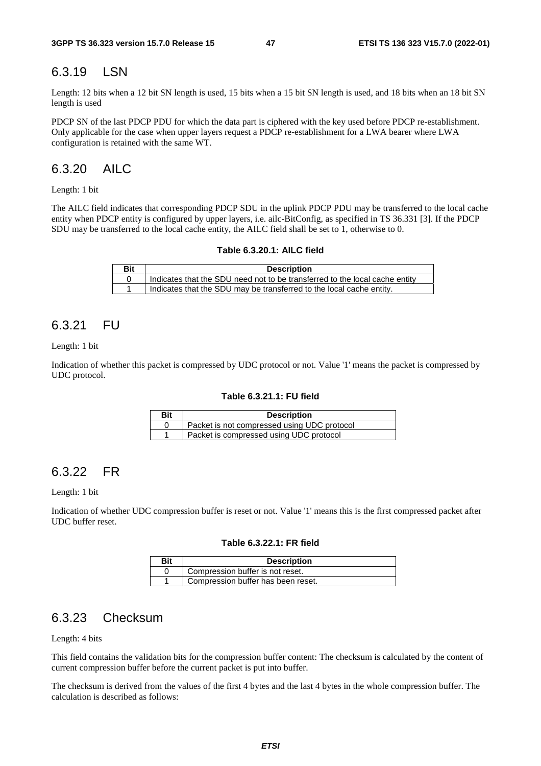### 6.3.19 LSN

Length: 12 bits when a 12 bit SN length is used, 15 bits when a 15 bit SN length is used, and 18 bits when an 18 bit SN length is used

PDCP SN of the last PDCP PDU for which the data part is ciphered with the key used before PDCP re-establishment. Only applicable for the case when upper layers request a PDCP re-establishment for a LWA bearer where LWA configuration is retained with the same WT.

### 6.3.20 AILC

Length: 1 bit

The AILC field indicates that corresponding PDCP SDU in the uplink PDCP PDU may be transferred to the local cache entity when PDCP entity is configured by upper layers, i.e. ailc-BitConfig, as specified in TS 36.331 [3]. If the PDCP SDU may be transferred to the local cache entity, the AILC field shall be set to 1, otherwise to 0.

**Table 6.3.20.1: AILC field**

| Bit | Description |
|---|---|
| 0 | Indicates that the SDU need not to be transferred to the local cache entity |
| 1 | Indicates that the SDU may be transferred to the local cache entity. |

### 6.3.21 FU

Length: 1 bit

Indication of whether this packet is compressed by UDC protocol or not. Value '1' means the packet is compressed by UDC protocol.

**Table 6.3.21.1: FU field**

| Bit | Description |
|---|---|
| 0 | Packet is not compressed using UDC protocol |
| 1 | Packet is compressed using UDC protocol |

### 6.3.22 FR

Length: 1 bit

Indication of whether UDC compression buffer is reset or not. Value '1' means this is the first compressed packet after UDC buffer reset.

**Table 6.3.22.1: FR field**

| Bit | Description |
|---|---|
| 0 | Compression buffer is not reset. |
| 1 | Compression buffer has been reset. |

### 6.3.23 Checksum

Length: 4 bits

This field contains the validation bits for the compression buffer content: The checksum is calculated by the content of current compression buffer before the current packet is put into buffer.

The checksum is derived from the values of the first 4 bytes and the last 4 bytes in the whole compression buffer. The calculation is described as follows: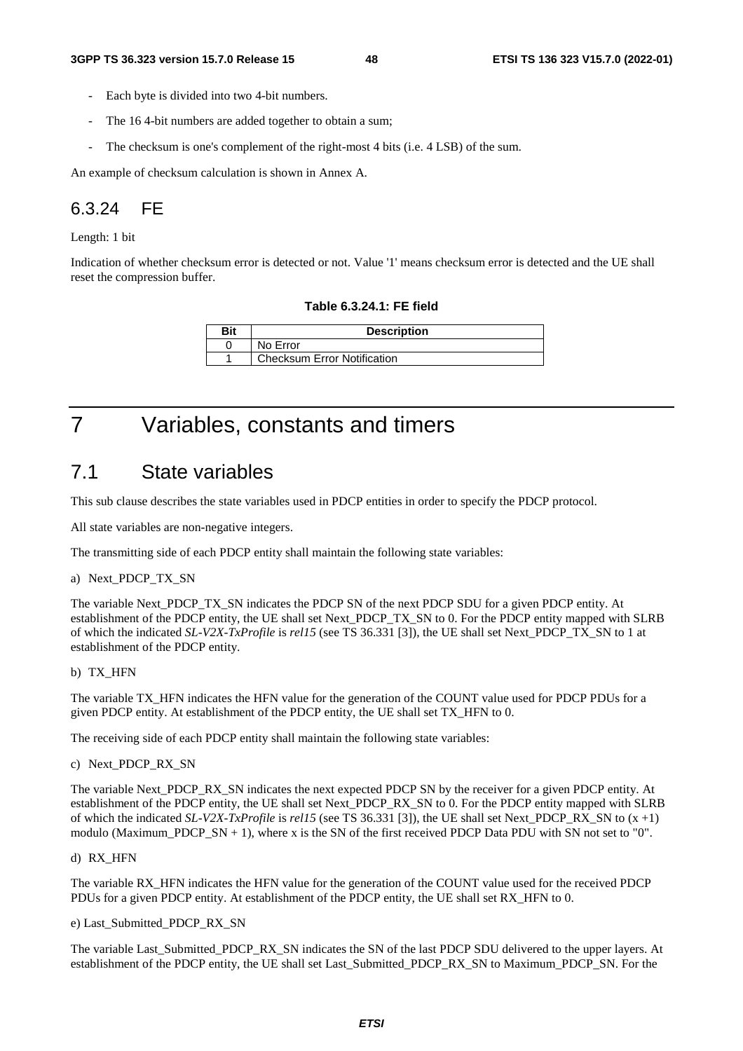- Each byte is divided into two 4-bit numbers.
- The 16 4-bit numbers are added together to obtain a sum;
- The checksum is one's complement of the right-most 4 bits (i.e. 4 LSB) of the sum.

An example of checksum calculation is shown in Annex A.

### 6.3.24 FE

Length: 1 bit

Indication of whether checksum error is detected or not. Value '1' means checksum error is detected and the UE shall reset the compression buffer.

**Table 6.3.24.1: FE field**

| Bit | Description |
|---|---|
| 0 | No Error |
| 1 | Checksum Error Notification |

# 7 Variables, constants and timers

## 7.1 State variables

This sub clause describes the state variables used in PDCP entities in order to specify the PDCP protocol.

All state variables are non-negative integers.

The transmitting side of each PDCP entity shall maintain the following state variables:

a) Next_PDCP_TX_SN

The variable Next_PDCP_TX_SN indicates the PDCP SN of the next PDCP SDU for a given PDCP entity. At establishment of the PDCP entity, the UE shall set Next_PDCP_TX_SN to 0. For the PDCP entity mapped with SLRB of which the indicated *SL-V2X-TxProfile* is *rel15* (see TS 36.331 [3]), the UE shall set Next_PDCP_TX_SN to 1 at establishment of the PDCP entity.

b) TX_HFN

The variable TX_HFN indicates the HFN value for the generation of the COUNT value used for PDCP PDUs for a given PDCP entity. At establishment of the PDCP entity, the UE shall set TX_HFN to 0.

The receiving side of each PDCP entity shall maintain the following state variables:

c) Next_PDCP_RX_SN

The variable Next_PDCP_RX_SN indicates the next expected PDCP SN by the receiver for a given PDCP entity. At establishment of the PDCP entity, the UE shall set Next_PDCP_RX_SN to 0. For the PDCP entity mapped with SLRB of which the indicated *SL-V2X-TxProfile* is *rel15* (see TS 36.331 [3]), the UE shall set Next_PDCP_RX_SN to (x +1) modulo (Maximum_PDCP_SN + 1), where x is the SN of the first received PDCP Data PDU with SN not set to "0".

d) RX_HFN

The variable RX_HFN indicates the HFN value for the generation of the COUNT value used for the received PDCP PDUs for a given PDCP entity. At establishment of the PDCP entity, the UE shall set RX_HFN to 0.

e) Last_Submitted_PDCP_RX_SN

The variable Last_Submitted_PDCP_RX_SN indicates the SN of the last PDCP SDU delivered to the upper layers. At establishment of the PDCP entity, the UE shall set Last_Submitted_PDCP_RX_SN to Maximum_PDCP_SN. For the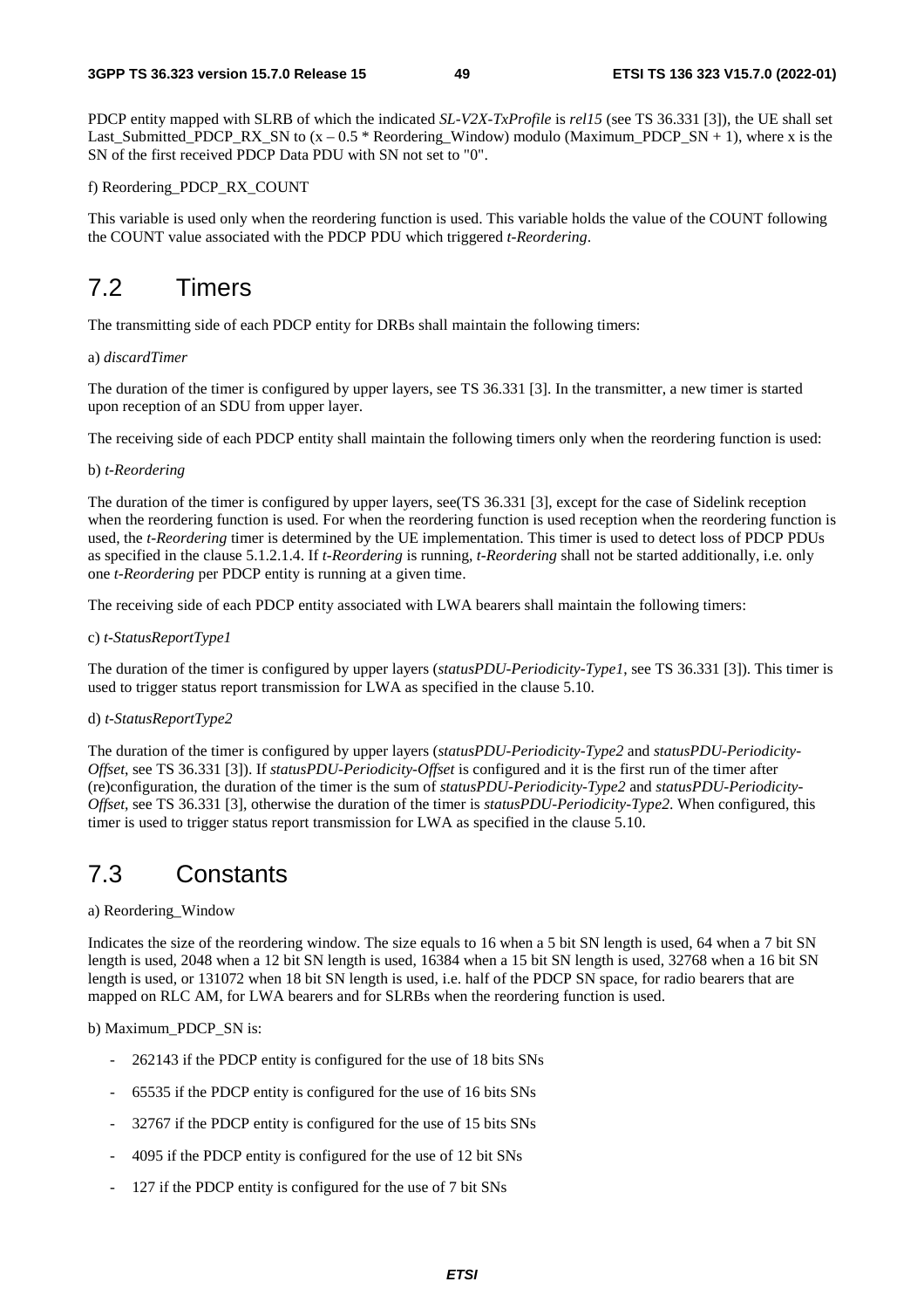PDCP entity mapped with SLRB of which the indicated *SL-V2X-TxProfile* is *rel15* (see TS 36.331 [3]), the UE shall set Last_Submitted_PDCP_RX_SN to (x – 0.5 * Reordering_Window) modulo (Maximum_PDCP_SN + 1), where x is the SN of the first received PDCP Data PDU with SN not set to "0".

f) Reordering_PDCP_RX_COUNT

This variable is used only when the reordering function is used. This variable holds the value of the COUNT following the COUNT value associated with the PDCP PDU which triggered *t-Reordering*.

# 7.2 Timers

The transmitting side of each PDCP entity for DRBs shall maintain the following timers:

a) *discardTimer*

The duration of the timer is configured by upper layers, see TS 36.331 [3]. In the transmitter, a new timer is started upon reception of an SDU from upper layer.

The receiving side of each PDCP entity shall maintain the following timers only when the reordering function is used:

b) *t-Reordering*

The duration of the timer is configured by upper layers, see(TS 36.331 [3], except for the case of Sidelink reception when the reordering function is used. For when the reordering function is used reception when the reordering function is used, the *t-Reordering* timer is determined by the UE implementation. This timer is used to detect loss of PDCP PDUs as specified in the clause 5.1.2.1.4. If *t-Reordering* is running, *t-Reordering* shall not be started additionally, i.e. only one *t-Reordering* per PDCP entity is running at a given time.

The receiving side of each PDCP entity associated with LWA bearers shall maintain the following timers:

c) *t-StatusReportType1*

The duration of the timer is configured by upper layers (*statusPDU-Periodicity-Type1*, see TS 36.331 [3]). This timer is used to trigger status report transmission for LWA as specified in the clause 5.10.

d) *t-StatusReportType2*

The duration of the timer is configured by upper layers (*statusPDU-Periodicity-Type2* and *statusPDU-Periodicity-Offset*, see TS 36.331 [3]). If *statusPDU-Periodicity-Offset* is configured and it is the first run of the timer after (re)configuration, the duration of the timer is the sum of *statusPDU-Periodicity-Type2* and *statusPDU-Periodicity-Offset*, see TS 36.331 [3], otherwise the duration of the timer is *statusPDU-Periodicity-Type2*. When configured, this timer is used to trigger status report transmission for LWA as specified in the clause 5.10.

# 7.3 Constants

a) Reordering_Window

Indicates the size of the reordering window. The size equals to 16 when a 5 bit SN length is used, 64 when a 7 bit SN length is used, 2048 when a 12 bit SN length is used, 16384 when a 15 bit SN length is used, 32768 when a 16 bit SN length is used, or 131072 when 18 bit SN length is used, i.e. half of the PDCP SN space, for radio bearers that are mapped on RLC AM, for LWA bearers and for SLRBs when the reordering function is used.

b) Maximum_PDCP_SN is:

- 262143 if the PDCP entity is configured for the use of 18 bits SNs
- 65535 if the PDCP entity is configured for the use of 16 bits SNs
- 32767 if the PDCP entity is configured for the use of 15 bits SNs
- 4095 if the PDCP entity is configured for the use of 12 bit SNs
- 127 if the PDCP entity is configured for the use of 7 bit SNs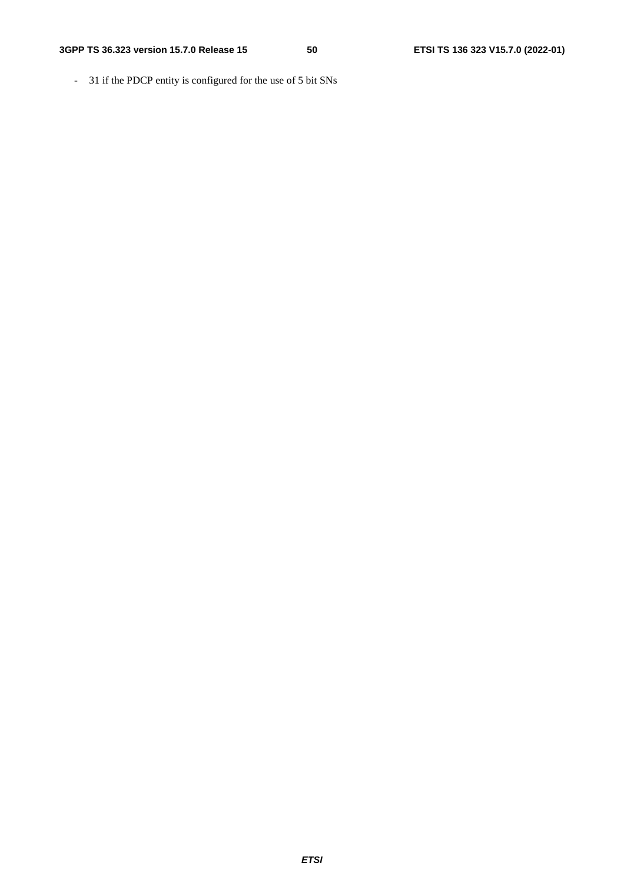- 31 if the PDCP entity is configured for the use of 5 bit SNs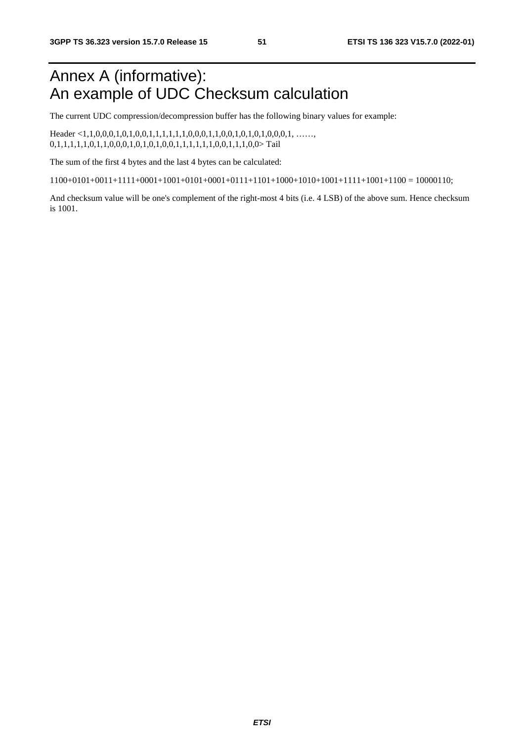# Annex A (informative): An example of UDC Checksum calculation

The current UDC compression/decompression buffer has the following binary values for example:

Header <1,1,0,0,0,1,0,1,0,0,1,1,1,1,1,1,0,0,0,1,1,0,0,1,0,1,0,1,0,0,0,1, ……, 0,1,1,1,1,1,0,1,1,0,0,0,1,0,1,0,1,0,0,1,1,1,1,1,1,0,0,1,1,1,0,0> Tail

The sum of the first 4 bytes and the last 4 bytes can be calculated:

1100+0101+0011+1111+0001+1001+0101+0001+0111+1101+1000+1010+1001+1111+1001+1100 = 10000110;

And checksum value will be one's complement of the right-most 4 bits (i.e. 4 LSB) of the above sum. Hence checksum is 1001.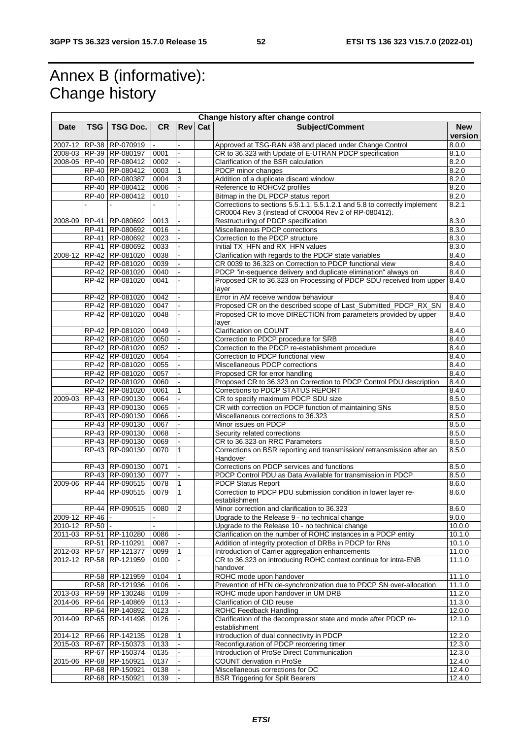# Annex B (informative): Change history

| Change history after change control | | | | | | | |
|---|---|---|---|---|---|---|---|
| **Date** | **TSG** | **TSG Doc.** | **CR** | **Rev** | **Cat** | **Subject/Comment** | **New version** |
| 2007-12 | RP-38 | RP-070919 | - | - | | Approved at TSG-RAN #38 and placed under Change Control | 8.0.0 |
| 2008-03 | RP-39 | RP-080197 | 0001 | - | | CR to 36.323 with Update of E-UTRAN PDCP specification | 8.1.0 |
| 2008-05 | RP-40 | RP-080412 | 0002 | - | | Clarification of the BSR calculation | 8.2.0 |
| | RP-40 | RP-080412 | 0003 | 1 | | PDCP minor changes | 8.2.0 |
| | RP-40 | RP-080387 | 0004 | 3 | | Addition of a duplicate discard window | 8.2.0 |
| | RP-40 | RP-080412 | 0006 | - | | Reference to ROHCv2 profiles | 8.2.0 |
| | RP-40 | RP-080412 | 0010 | - | | Bitmap in the DL PDCP status report | 8.2.0 |
| | - | - | - | - | | Corrections to sections 5.5.1.1, 5.5.1.2.1 and 5.8 to correctly implement CR0004 Rev 3 (instead of CR0004 Rev 2 of RP-080412). | 8.2.1 |
| 2008-09 | RP-41 | RP-080692 | 0013 | - | | Restructuring of PDCP specification | 8.3.0 |
| | RP-41 | RP-080692 | 0016 | - | | Miscellaneous PDCP corrections | 8.3.0 |
| | RP-41 | RP-080692 | 0023 | - | | Correction to the PDCP structure | 8.3.0 |
| | RP-41 | RP-080692 | 0033 | - | | Initial TX_HFN and RX_HFN values | 8.3.0 |
| 2008-12 | RP-42 | RP-081020 | 0038 | - | | Clarification with regards to the PDCP state variables | 8.4.0 |
| | RP-42 | RP-081020 | 0039 | - | | CR 0039 to 36.323 on Correction to PDCP functional view | 8.4.0 |
| | RP-42 | RP-081020 | 0040 | - | | PDCP "in-sequence delivery and duplicate elimination" always on | 8.4.0 |
| | RP-42 | RP-081020 | 0041 | - | | Proposed CR to 36.323 on Processing of PDCP SDU received from upper layer | 8.4.0 |
| | RP-42 | RP-081020 | 0042 | - | | Error in AM receive window behaviour | 8.4.0 |
| | RP-42 | RP-081020 | 0047 | - | | Proposed CR on the described scope of Last_Submitted_PDCP_RX_SN | 8.4.0 |
| | RP-42 | RP-081020 | 0048 | - | | Proposed CR to move DIRECTION from parameters provided by upper layer | 8.4.0 |
| | RP-42 | RP-081020 | 0049 | - | | Clarification on COUNT | 8.4.0 |
| | RP-42 | RP-081020 | 0050 | - | | Correction to PDCP procedure for SRB | 8.4.0 |
| | RP-42 | RP-081020 | 0052 | - | | Correction to the PDCP re-establishment procedure | 8.4.0 |
| | RP-42 | RP-081020 | 0054 | - | | Correction to PDCP functional view | 8.4.0 |
| | RP-42 | RP-081020 | 0055 | - | | Miscellaneous PDCP corrections | 8.4.0 |
| | RP-42 | RP-081020 | 0057 | - | | Proposed CR for error handling | 8.4.0 |
| | RP-42 | RP-081020 | 0060 | - | | Proposed CR to 36.323 on Correction to PDCP Control PDU description | 8.4.0 |
| | RP-42 | RP-081020 | 0061 | 1 | | Corrections to PDCP STATUS REPORT | 8.4.0 |
| 2009-03 | RP-43 | RP-090130 | 0064 | - | | CR to specify maximum PDCP SDU size | 8.5.0 |
| | RP-43 | RP-090130 | 0065 | - | | CR with correction on PDCP function of maintaining SNs | 8.5.0 |
| | RP-43 | RP-090130 | 0066 | - | | Miscellaneous corrections to 36.323 | 8.5.0 |
| | RP-43 | RP-090130 | 0067 | - | | Minor issues on PDCP | 8.5.0 |
| | RP-43 | RP-090130 | 0068 | - | | Security related corrections | 8.5.0 |
| | RP-43 | RP-090130 | 0069 | - | | CR to 36.323 on RRC Parameters | 8.5.0 |
| | RP-43 | RP-090130 | 0070 | 1 | | Corrections on BSR reporting and transmission/ retransmission after an Handover | 8.5.0 |
| | RP-43 | RP-090130 | 0071 | - | | Corrections on PDCP services and functions | 8.5.0 |
| | RP-43 | RP-090130 | 0077 | - | | PDCP Control PDU as Data Available for transmission in PDCP | 8.5.0 |
| 2009-06 | RP-44 | RP-090515 | 0078 | 1 | | PDCP Status Report | 8.6.0 |
| | RP-44 | RP-090515 | 0079 | 1 | | Correction to PDCP PDU submission condition in lower layer re-establishment | 8.6.0 |
| | RP-44 | RP-090515 | 0080 | 2 | | Minor correction and clarification to 36.323 | 8.6.0 |
| 2009-12 | RP-46 | - | - | | | Upgrade to the Release 9 - no technical change | 9.0.0 |
| 2010-12 | RP-50 | - | - | | | Upgrade to the Release 10 - no technical change | 10.0.0 |
| 2011-03 | RP-51 | RP-110280 | 0086 | - | | Clarification on the number of ROHC instances in a PDCP entity | 10.1.0 |
| | RP-51 | RP-110291 | 0087 | - | | Addition of integrity protection of DRBs in PDCP for RNs | 10.1.0 |
| 2012-03 | RP-57 | RP-121377 | 0099 | 1 | | Introduction of Carrier aggregation enhancements | 11.0.0 |
| 2012-12 | RP-58 | RP-121959 | 0100 | - | | CR to 36.323 on introducing ROHC context continue for intra-ENB handover | 11.1.0 |
| | RP-58 | RP-121959 | 0104 | 1 | | ROHC mode upon handover | 11.1.0 |
| | RP-58 | RP-121936 | 0106 | - | | Prevention of HFN de-synchronization due to PDCP SN over-allocation | 11.1.0 |
| 2013-03 | RP-59 | RP-130248 | 0109 | - | | ROHC mode upon handover in UM DRB | 11.2.0 |
| 2014-06 | RP-64 | RP-140869 | 0113 | - | | Clarification of CID reuse | 11.3.0 |
| | RP-64 | RP-140892 | 0123 | - | | ROHC Feedback Handling | 12.0.0 |
| 2014-09 | RP-65 | RP-141498 | 0126 | - | | Clarification of the decompressor state and mode after PDCP re-establishment | 12.1.0 |
| 2014-12 | RP-66 | RP-142135 | 0128 | 1 | | Introduction of dual connectivity in PDCP | 12.2.0 |
| 2015-03 | RP-67 | RP-150373 | 0133 | - | | Reconfiguration of PDCP reordering timer | 12.3.0 |
| | RP-67 | RP-150374 | 0135 | - | | Introduction of ProSe Direct Communication | 12.3.0 |
| 2015-06 | RP-68 | RP-150921 | 0137 | - | | COUNT derivation in ProSe | 12.4.0 |
| | RP-68 | RP-150921 | 0138 | - | | Miscellaneous corrections for DC | 12.4.0 |
| | RP-68 | RP-150921 | 0139 | - | | BSR Triggering for Split Bearers | 12.4.0 |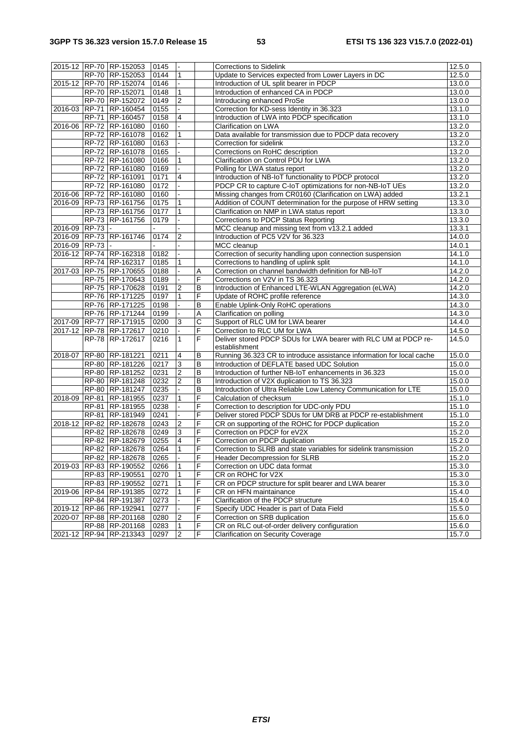| | | | | | | | |
|---|---|---|---|---|---|---|---|
| 2015-12 | RP-70 | RP-152053 | 0145 | - | | Corrections to Sidelink | 12.5.0 |
| | RP-70 | RP-152053 | 0144 | 1 | | Update to Services expected from Lower Layers in DC | 12.5.0 |
| 2015-12 | RP-70 | RP-152074 | 0146 | - | | Introduction of UL split bearer in PDCP | 13.0.0 |
| | RP-70 | RP-152071 | 0148 | 1 | | Introduction of enhanced CA in PDCP | 13.0.0 |
| | RP-70 | RP-152072 | 0149 | 2 | | Introducing enhanced ProSe | 13.0.0 |
| 2016-03 | RP-71 | RP-160454 | 0155 | - | | Correction for KD-sess Identity in 36.323 | 13.1.0 |
| | RP-71 | RP-160457 | 0158 | 4 | | Introduction of LWA into PDCP specification | 13.1.0 |
| 2016-06 | RP-72 | RP-161080 | 0160 | - | | Clarification on LWA | 13.2.0 |
| | RP-72 | RP-161078 | 0162 | 1 | | Data available for transmission due to PDCP data recovery | 13.2.0 |
| | RP-72 | RP-161080 | 0163 | - | | Correction for sidelink | 13.2.0 |
| | RP-72 | RP-161078 | 0165 | - | | Corrections on RoHC description | 13.2.0 |
| | RP-72 | RP-161080 | 0166 | 1 | | Clarification on Control PDU for LWA | 13.2.0 |
| | RP-72 | RP-161080 | 0169 | - | | Polling for LWA status report | 13.2.0 |
| | RP-72 | RP-161091 | 0171 | 4 | | Introduction of NB-IoT functionality to PDCP protocol | 13.2.0 |
| | RP-72 | RP-161080 | 0172 | - | | PDCP CR to capture C-IoT optimizations for non-NB-IoT UEs | 13.2.0 |
| 2016-06 | RP-72 | RP-161080 | 0160 | - | | Missing changes from CR0160 (Clarification on LWA) added | 13.2.1 |
| 2016-09 | RP-73 | RP-161756 | 0175 | 1 | | Addition of COUNT determination for the purpose of HRW setting | 13.3.0 |
| | RP-73 | RP-161756 | 0177 | 1 | | Clarification on NMP in LWA status report | 13.3.0 |
| | RP-73 | RP-161756 | 0179 | - | | Corrections to PDCP Status Reporting | 13.3.0 |
| 2016-09 | RP-73 | - | - | - | | MCC cleanup and missing text from v13.2.1 added | 13.3.1 |
| 2016-09 | RP-73 | RP-161746 | 0174 | 2 | | Introduction of PC5 V2V for 36.323 | 14.0.0 |
| 2016-09 | RP-73 | - | - | - | | MCC cleanup | 14.0.1 |
| 2016-12 | RP-74 | RP-162318 | 0182 | - | | Correction of security handling upon connection suspension | 14.1.0 |
| | RP-74 | RP-162317 | 0185 | 1 | | Corrections to handling of uplink split | 14.1.0 |
| 2017-03 | RP-75 | RP-170655 | 0188 | - | A | Correction on channel bandwidth definition for NB-IoT | 14.2.0 |
| | RP-75 | RP-170643 | 0189 | - | F | Corrections on V2V in TS 36.323 | 14.2.0 |
| | RP-75 | RP-170628 | 0191 | 2 | B | Introduction of Enhanced LTE-WLAN Aggregation (eLWA) | 14.2.0 |
| | RP-76 | RP-171225 | 0197 | 1 | F | Update of ROHC profile reference | 14.3.0 |
| | RP-76 | RP-171225 | 0198 | - | B | Enable Uplink-Only RoHC operations | 14.3.0 |
| | RP-76 | RP-171244 | 0199 | - | A | Clarification on polling | 14.3.0 |
| 2017-09 | RP-77 | RP-171915 | 0200 | 3 | C | Support of RLC UM for LWA bearer | 14.4.0 |
| 2017-12 | RP-78 | RP-172617 | 0210 | - | F | Correction to RLC UM for LWA | 14.5.0 |
| | RP-78 | RP-172617 | 0216 | 1 | F | Deliver stored PDCP SDUs for LWA bearer with RLC UM at PDCP re-establishment | 14.5.0 |
| 2018-07 | RP-80 | RP-181221 | 0211 | 4 | B | Running 36.323 CR to introduce assistance information for local cache | 15.0.0 |
| | RP-80 | RP-181226 | 0217 | 3 | B | Introduction of DEFLATE based UDC Solution | 15.0.0 |
| | RP-80 | RP-181252 | 0231 | 2 | B | Introduction of further NB-IoT enhancements in 36.323 | 15.0.0 |
| | RP-80 | RP-181248 | 0232 | 2 | B | Introduction of V2X duplication to TS 36.323 | 15.0.0 |
| | RP-80 | RP-181247 | 0235 | - | B | Introduction of Ultra Reliable Low Latency Communication for LTE | 15.0.0 |
| 2018-09 | RP-81 | RP-181955 | 0237 | 1 | F | Calculation of checksum | 15.1.0 |
| | RP-81 | RP-181955 | 0238 | - | F | Correction to description for UDC-only PDU | 15.1.0 |
| | RP-81 | RP-181949 | 0241 | - | F | Deliver stored PDCP SDUs for UM DRB at PDCP re-establishment | 15.1.0 |
| 2018-12 | RP-82 | RP-182678 | 0243 | 2 | F | CR on supporting of the ROHC for PDCP duplication | 15.2.0 |
| | RP-82 | RP-182678 | 0249 | 3 | F | Correction on PDCP for eV2X | 15.2.0 |
| | RP-82 | RP-182679 | 0255 | 4 | F | Correction on PDCP duplication | 15.2.0 |
| | RP-82 | RP-182678 | 0264 | 1 | F | Correction to SLRB and state variables for sidelink transmission | 15.2.0 |
| | RP-82 | RP-182678 | 0265 | - | F | Header Decompression for SLRB | 15.2.0 |
| 2019-03 | RP-83 | RP-190552 | 0266 | 1 | F | Correction on UDC data format | 15.3.0 |
| | RP-83 | RP-190551 | 0270 | 1 | F | CR on ROHC for V2X | 15.3.0 |
| | RP-83 | RP-190552 | 0271 | 1 | F | CR on PDCP structure for split bearer and LWA bearer | 15.3.0 |
| 2019-06 | RP-84 | RP-191385 | 0272 | 1 | F | CR on HFN maintainance | 15.4.0 |
| | RP-84 | RP-191387 | 0273 | - | F | Clarification of the PDCP structure | 15.4.0 |
| 2019-12 | RP-86 | RP-192941 | 0277 | - | F | Specify UDC Header is part of Data Field | 15.5.0 |
| 2020-07 | RP-88 | RP-201168 | 0280 | 2 | F | Correction on SRB duplication | 15.6.0 |
| | RP-88 | RP-201168 | 0283 | 1 | F | CR on RLC out-of-order delivery configuration | 15.6.0 |
| 2021-12 | RP-94 | RP-213343 | 0297 | 2 | F | Clarification on Security Coverage | 15.7.0 |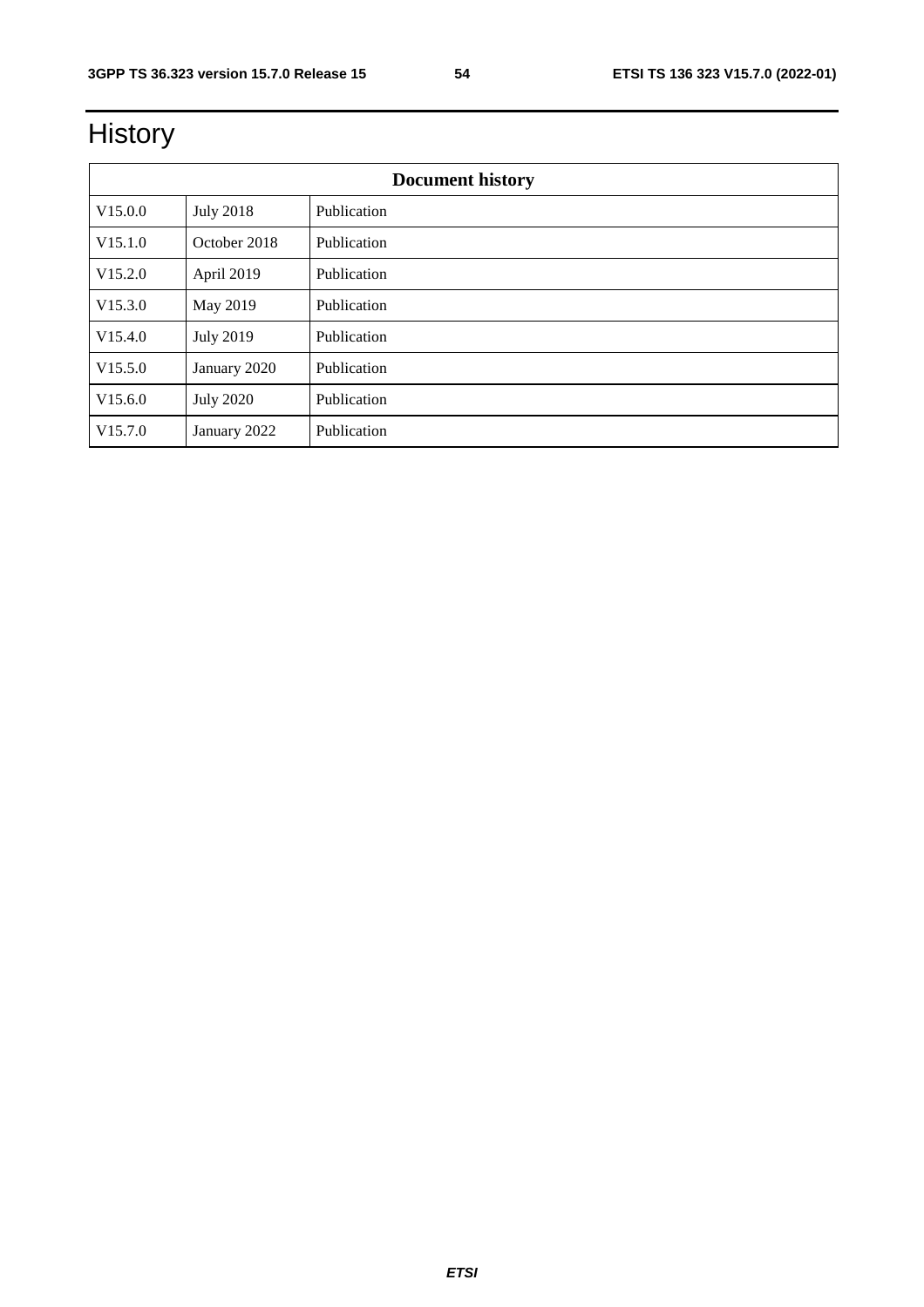# History

| Document history | | |
|---|---|---|
| V15.0.0 | July 2018 | Publication |
| V15.1.0 | October 2018 | Publication |
| V15.2.0 | April 2019 | Publication |
| V15.3.0 | May 2019 | Publication |
| V15.4.0 | July 2019 | Publication |
| V15.5.0 | January 2020 | Publication |
| V15.6.0 | July 2020 | Publication |
| V15.7.0 | January 2022 | Publication |